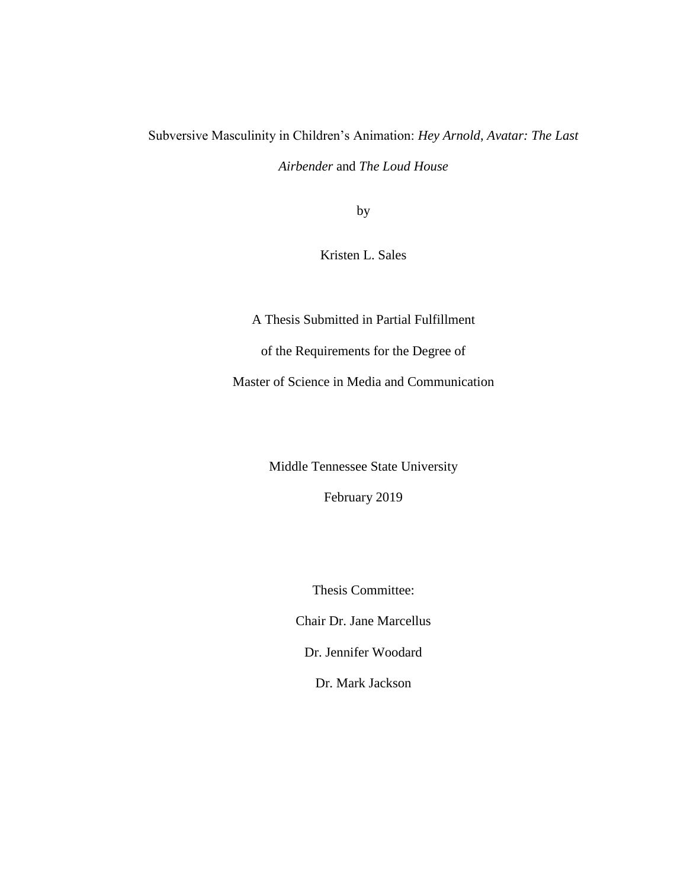# Subversive Masculinity in Children's Animation: *Hey Arnold*, *Avatar: The Last Airbender* and *The Loud House*

by

Kristen L. Sales

A Thesis Submitted in Partial Fulfillment

of the Requirements for the Degree of

Master of Science in Media and Communication

Middle Tennessee State University

February 2019

Thesis Committee:

Chair Dr. Jane Marcellus

Dr. Jennifer Woodard

Dr. Mark Jackson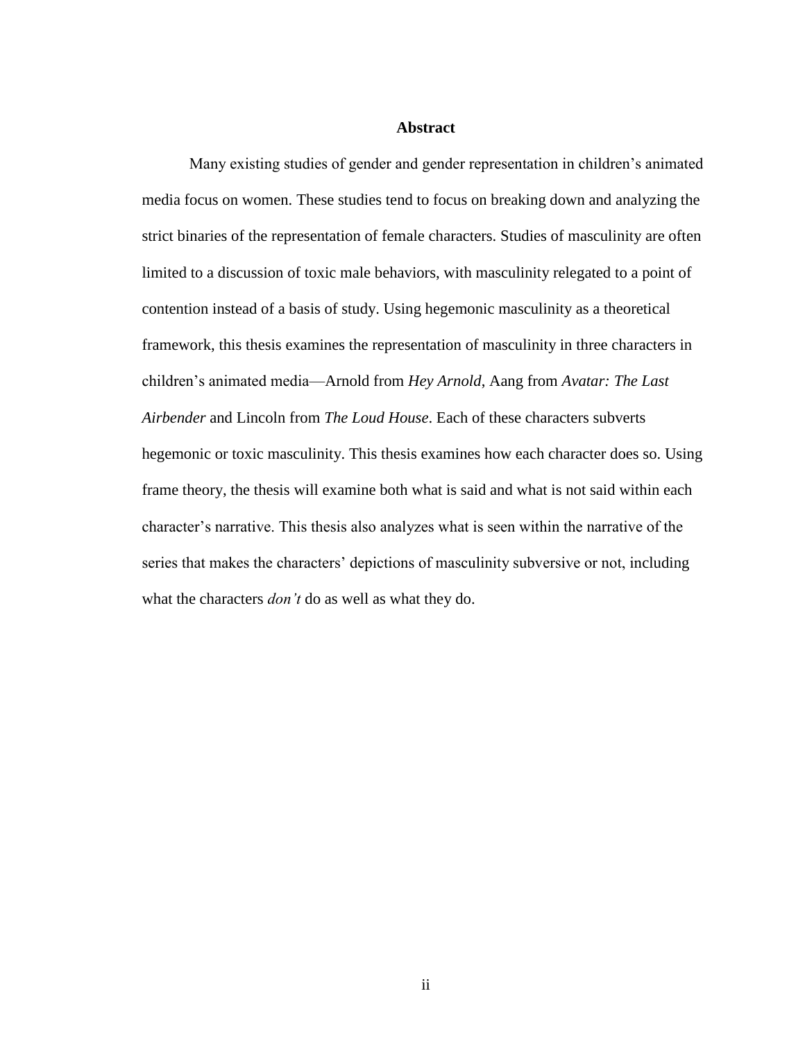## Abstract

Many existing studies of gender and gender representation in children's animated media focus on women. These studies tend to focus on breaking down and analyzing the strict binaries of the representation of female characters. Studies of masculinity are often limited to a discussion of toxic male behaviors, with masculinity relegated to a point of contention instead of a basis of study. Using hegemonic masculinity as a theoretical framework, this thesis examines the representation of masculinity in three characters in children's animated media—Arnold from *Hey Arnold*, Aang from *Avatar: The Last Airbender* and Lincoln from *The Loud House*. Each of these characters subverts hegemonic or toxic masculinity. This thesis examines how each character does so. Using frame theory, the thesis will examine both what is said and what is not said within each character's narrative. This thesis also analyzes what is seen within the narrative of the series that makes the characters' depictions of masculinity subversive or not, including what the characters *don't* do as well as what they do.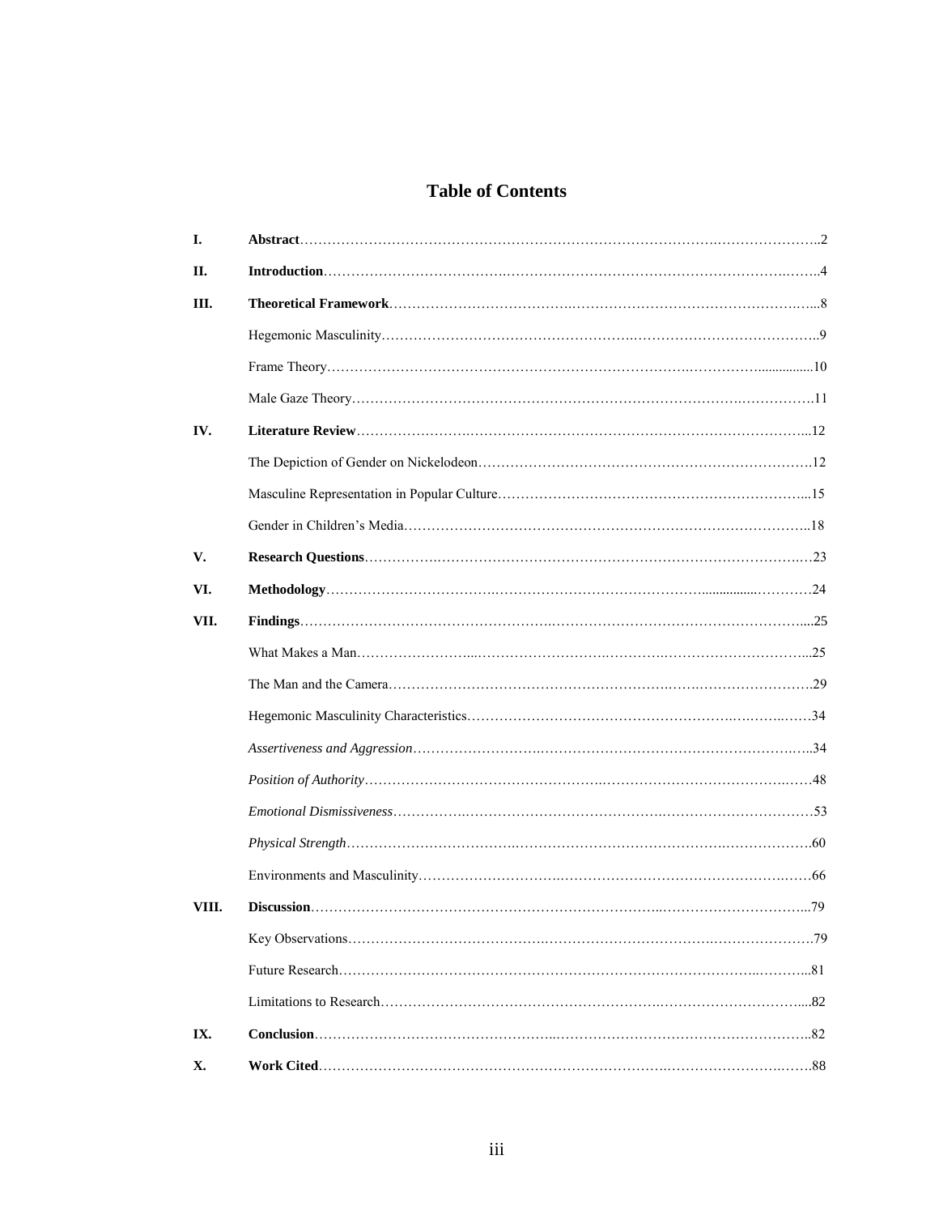# Table of Contents

| | | |
|---|---|---|
| **I.** | **Abstract** | 2 |
| **II.** | **Introduction** | 4 |
| **III.** | **Theoretical Framework** | 8 |
| | Hegemonic Masculinity | 9 |
| | Frame Theory | 10 |
| | Male Gaze Theory | 11 |
| **IV.** | **Literature Review** | 12 |
| | The Depiction of Gender on Nickelodeon | 12 |
| | Masculine Representation in Popular Culture | 15 |
| | Gender in Children's Media | 18 |
| **V.** | **Research Questions** | 23 |
| **VI.** | **Methodology** | 24 |
| **VII.** | **Findings** | 25 |
| | What Makes a Man | 25 |
| | The Man and the Camera | 29 |
| | Hegemonic Masculinity Characteristics | 34 |
| | *Assertiveness and Aggression* | 34 |
| | *Position of Authority* | 48 |
| | *Emotional Dismissiveness* | 53 |
| | *Physical Strength* | 60 |
| | Environments and Masculinity | 66 |
| **VIII.** | **Discussion** | 79 |
| | Key Observations | 79 |
| | Future Research | 81 |
| | Limitations to Research | 82 |
| **IX.** | **Conclusion** | 82 |
| **X.** | **Work Cited** | 88 |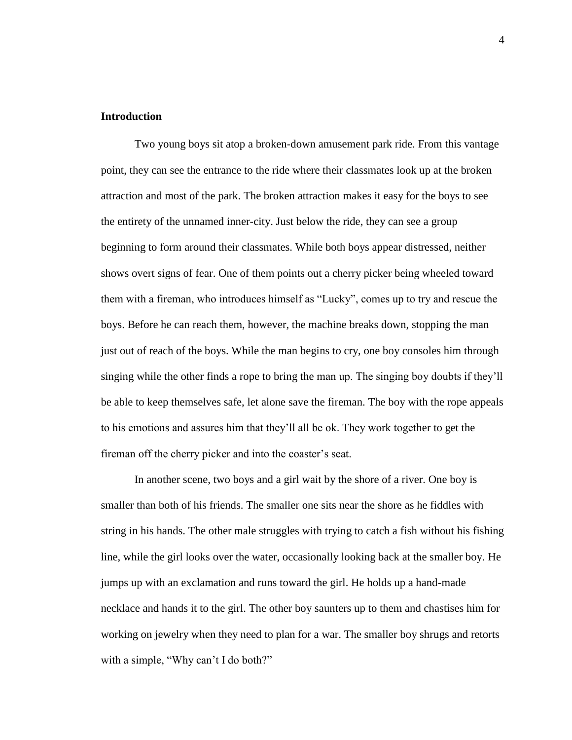**Introduction**

Two young boys sit atop a broken-down amusement park ride. From this vantage point, they can see the entrance to the ride where their classmates look up at the broken attraction and most of the park. The broken attraction makes it easy for the boys to see the entirety of the unnamed inner-city. Just below the ride, they can see a group beginning to form around their classmates. While both boys appear distressed, neither shows overt signs of fear. One of them points out a cherry picker being wheeled toward them with a fireman, who introduces himself as "Lucky", comes up to try and rescue the boys. Before he can reach them, however, the machine breaks down, stopping the man just out of reach of the boys. While the man begins to cry, one boy consoles him through singing while the other finds a rope to bring the man up. The singing boy doubts if they'll be able to keep themselves safe, let alone save the fireman. The boy with the rope appeals to his emotions and assures him that they'll all be ok. They work together to get the fireman off the cherry picker and into the coaster's seat.

In another scene, two boys and a girl wait by the shore of a river. One boy is smaller than both of his friends. The smaller one sits near the shore as he fiddles with string in his hands. The other male struggles with trying to catch a fish without his fishing line, while the girl looks over the water, occasionally looking back at the smaller boy. He jumps up with an exclamation and runs toward the girl. He holds up a hand-made necklace and hands it to the girl. The other boy saunters up to them and chastises him for working on jewelry when they need to plan for a war. The smaller boy shrugs and retorts with a simple, "Why can't I do both?"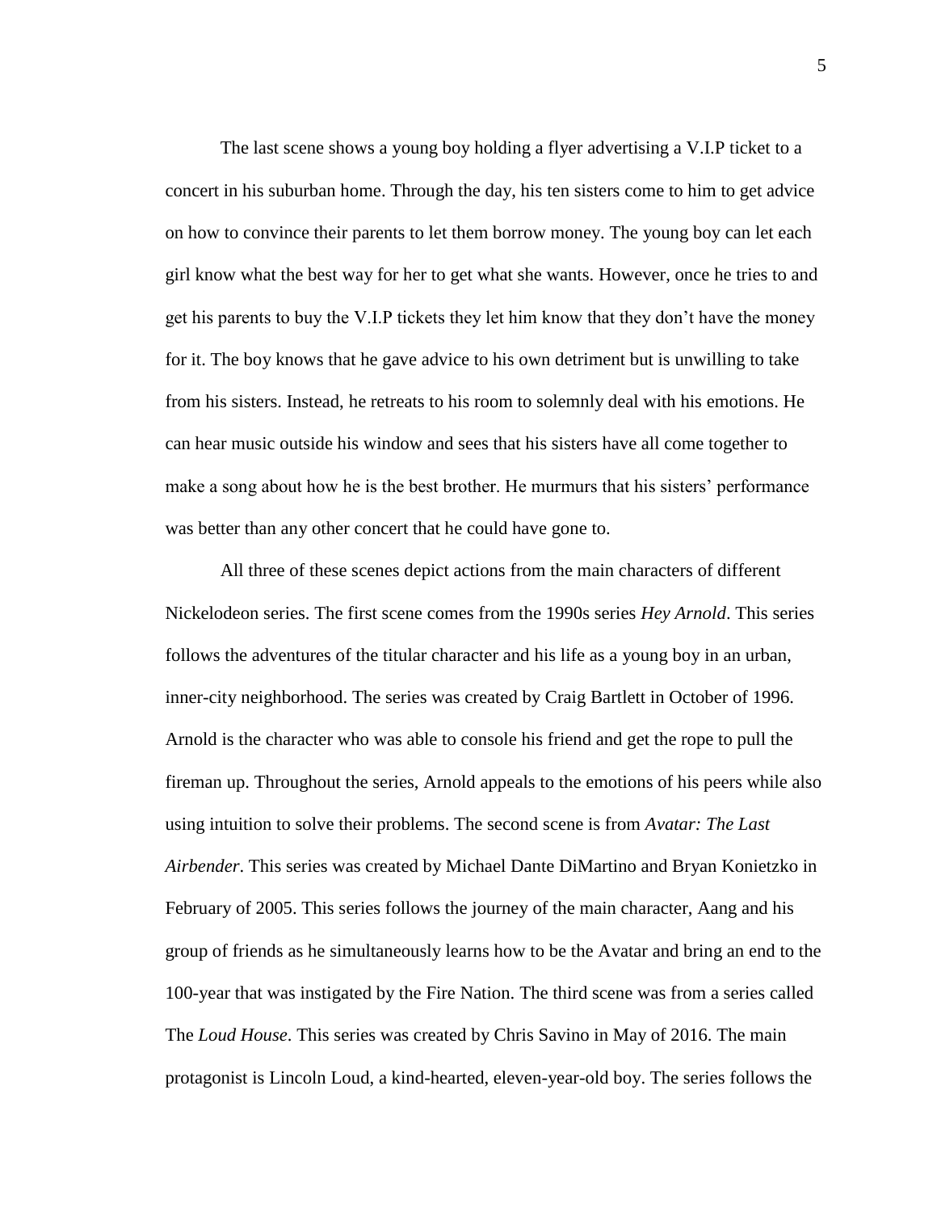The last scene shows a young boy holding a flyer advertising a V.I.P ticket to a concert in his suburban home. Through the day, his ten sisters come to him to get advice on how to convince their parents to let them borrow money. The young boy can let each girl know what the best way for her to get what she wants. However, once he tries to and get his parents to buy the V.I.P tickets they let him know that they don't have the money for it. The boy knows that he gave advice to his own detriment but is unwilling to take from his sisters. Instead, he retreats to his room to solemnly deal with his emotions. He can hear music outside his window and sees that his sisters have all come together to make a song about how he is the best brother. He murmurs that his sisters' performance was better than any other concert that he could have gone to.

All three of these scenes depict actions from the main characters of different Nickelodeon series. The first scene comes from the 1990s series *Hey Arnold*. This series follows the adventures of the titular character and his life as a young boy in an urban, inner-city neighborhood. The series was created by Craig Bartlett in October of 1996. Arnold is the character who was able to console his friend and get the rope to pull the fireman up. Throughout the series, Arnold appeals to the emotions of his peers while also using intuition to solve their problems. The second scene is from *Avatar: The Last Airbender*. This series was created by Michael Dante DiMartino and Bryan Konietzko in February of 2005. This series follows the journey of the main character, Aang and his group of friends as he simultaneously learns how to be the Avatar and bring an end to the 100-year that was instigated by the Fire Nation. The third scene was from a series called The *Loud House*. This series was created by Chris Savino in May of 2016. The main protagonist is Lincoln Loud, a kind-hearted, eleven-year-old boy. The series follows the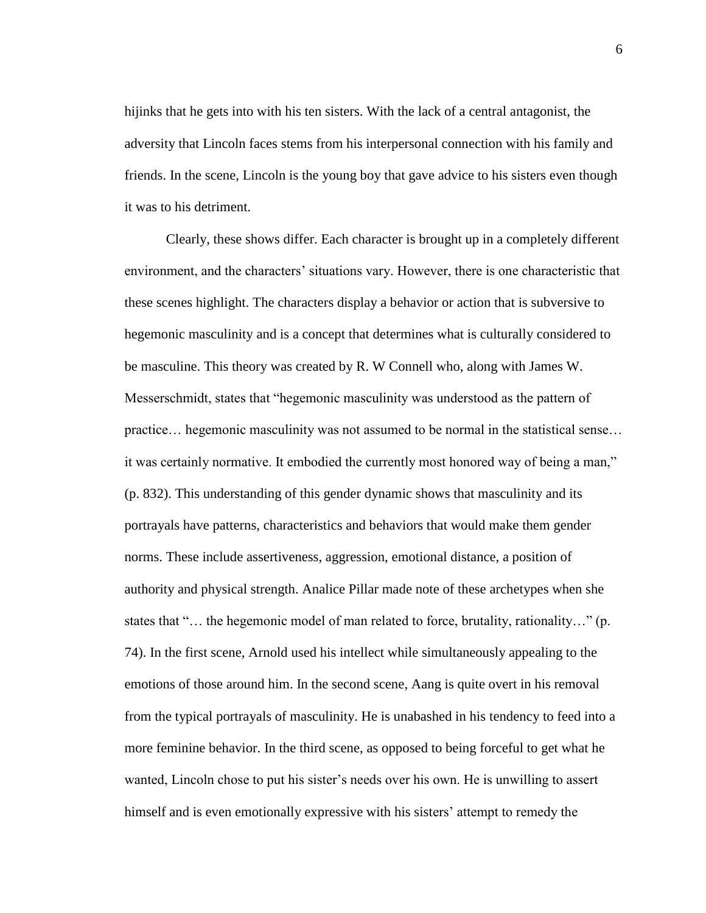hijinks that he gets into with his ten sisters. With the lack of a central antagonist, the adversity that Lincoln faces stems from his interpersonal connection with his family and friends. In the scene, Lincoln is the young boy that gave advice to his sisters even though it was to his detriment.

Clearly, these shows differ. Each character is brought up in a completely different environment, and the characters' situations vary. However, there is one characteristic that these scenes highlight. The characters display a behavior or action that is subversive to hegemonic masculinity and is a concept that determines what is culturally considered to be masculine. This theory was created by R. W Connell who, along with James W. Messerschmidt, states that "hegemonic masculinity was understood as the pattern of practice… hegemonic masculinity was not assumed to be normal in the statistical sense… it was certainly normative. It embodied the currently most honored way of being a man," (p. 832). This understanding of this gender dynamic shows that masculinity and its portrayals have patterns, characteristics and behaviors that would make them gender norms. These include assertiveness, aggression, emotional distance, a position of authority and physical strength. Analice Pillar made note of these archetypes when she states that "… the hegemonic model of man related to force, brutality, rationality…" (p. 74). In the first scene, Arnold used his intellect while simultaneously appealing to the emotions of those around him. In the second scene, Aang is quite overt in his removal from the typical portrayals of masculinity. He is unabashed in his tendency to feed into a more feminine behavior. In the third scene, as opposed to being forceful to get what he wanted, Lincoln chose to put his sister's needs over his own. He is unwilling to assert himself and is even emotionally expressive with his sisters' attempt to remedy the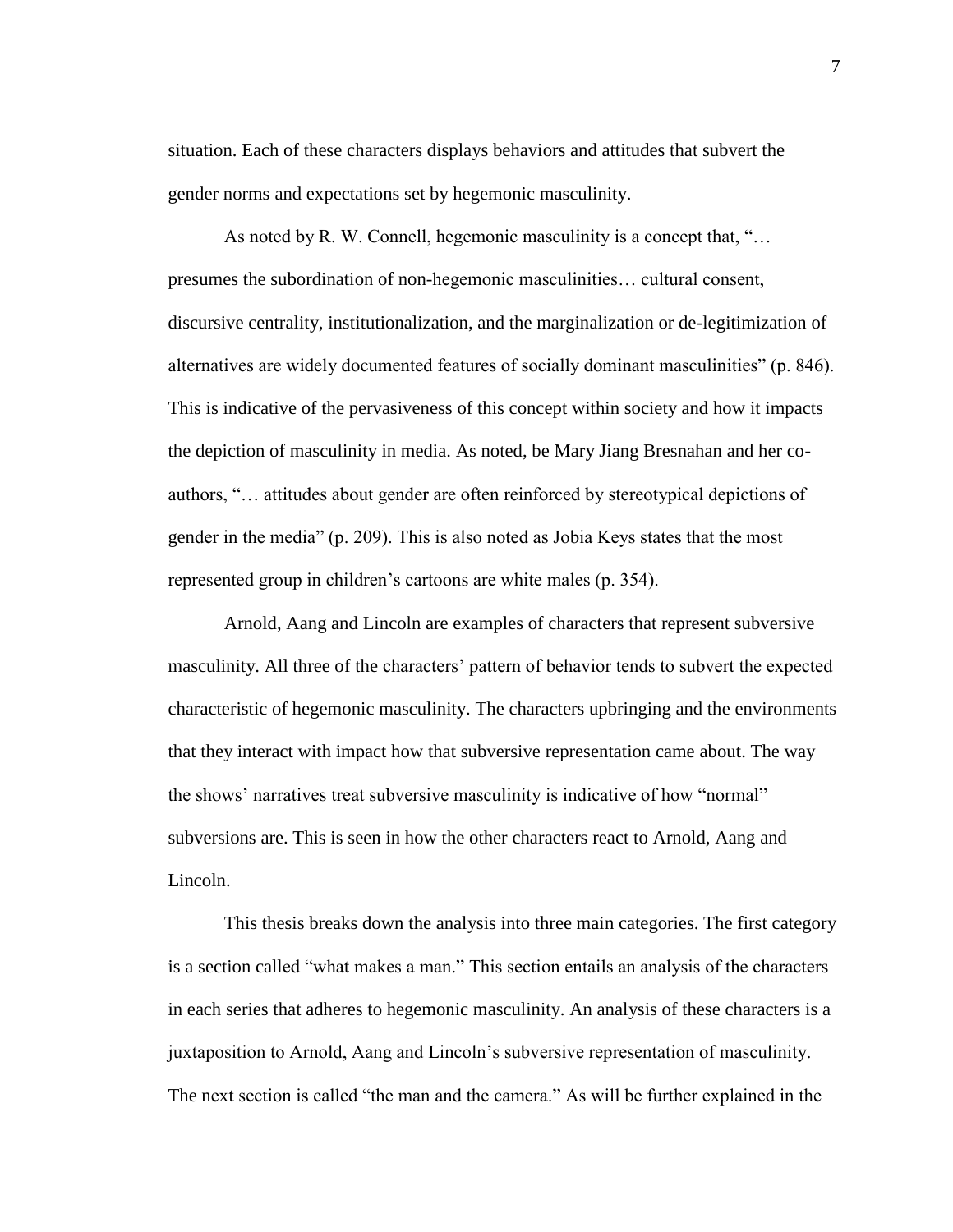situation. Each of these characters displays behaviors and attitudes that subvert the gender norms and expectations set by hegemonic masculinity.

As noted by R. W. Connell, hegemonic masculinity is a concept that, "… presumes the subordination of non-hegemonic masculinities… cultural consent, discursive centrality, institutionalization, and the marginalization or de-legitimization of alternatives are widely documented features of socially dominant masculinities" (p. 846). This is indicative of the pervasiveness of this concept within society and how it impacts the depiction of masculinity in media. As noted, be Mary Jiang Bresnahan and her co-authors, "… attitudes about gender are often reinforced by stereotypical depictions of gender in the media" (p. 209). This is also noted as Jobia Keys states that the most represented group in children's cartoons are white males (p. 354).

Arnold, Aang and Lincoln are examples of characters that represent subversive masculinity. All three of the characters' pattern of behavior tends to subvert the expected characteristic of hegemonic masculinity. The characters upbringing and the environments that they interact with impact how that subversive representation came about. The way the shows' narratives treat subversive masculinity is indicative of how "normal" subversions are. This is seen in how the other characters react to Arnold, Aang and Lincoln.

This thesis breaks down the analysis into three main categories. The first category is a section called "what makes a man." This section entails an analysis of the characters in each series that adheres to hegemonic masculinity. An analysis of these characters is a juxtaposition to Arnold, Aang and Lincoln's subversive representation of masculinity. The next section is called "the man and the camera." As will be further explained in the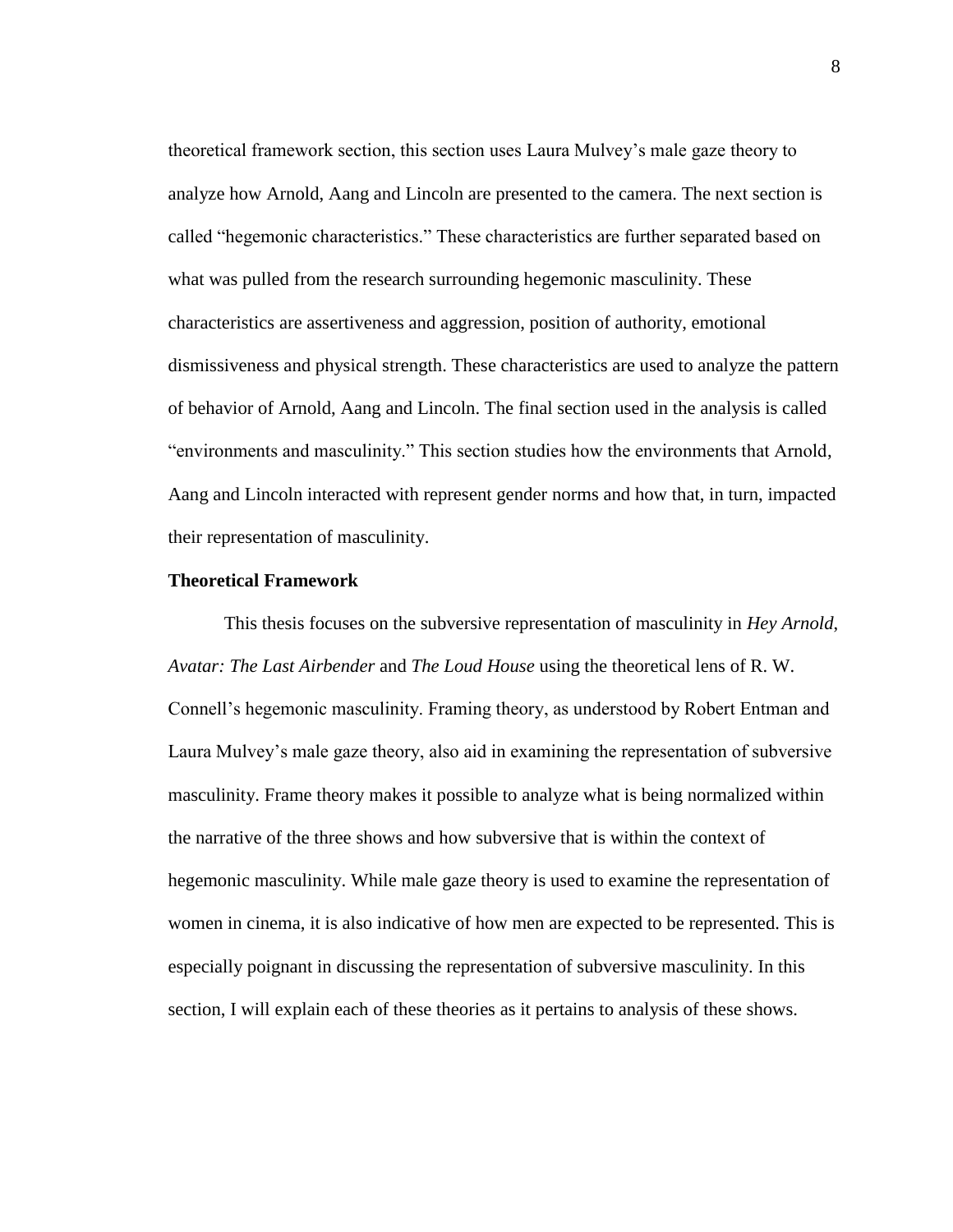theoretical framework section, this section uses Laura Mulvey's male gaze theory to analyze how Arnold, Aang and Lincoln are presented to the camera. The next section is called "hegemonic characteristics." These characteristics are further separated based on what was pulled from the research surrounding hegemonic masculinity. These characteristics are assertiveness and aggression, position of authority, emotional dismissiveness and physical strength. These characteristics are used to analyze the pattern of behavior of Arnold, Aang and Lincoln. The final section used in the analysis is called "environments and masculinity." This section studies how the environments that Arnold, Aang and Lincoln interacted with represent gender norms and how that, in turn, impacted their representation of masculinity.

**Theoretical Framework**

This thesis focuses on the subversive representation of masculinity in *Hey Arnold*, *Avatar: The Last Airbender* and *The Loud House* using the theoretical lens of R. W. Connell's hegemonic masculinity. Framing theory, as understood by Robert Entman and Laura Mulvey's male gaze theory, also aid in examining the representation of subversive masculinity. Frame theory makes it possible to analyze what is being normalized within the narrative of the three shows and how subversive that is within the context of hegemonic masculinity. While male gaze theory is used to examine the representation of women in cinema, it is also indicative of how men are expected to be represented. This is especially poignant in discussing the representation of subversive masculinity. In this section, I will explain each of these theories as it pertains to analysis of these shows.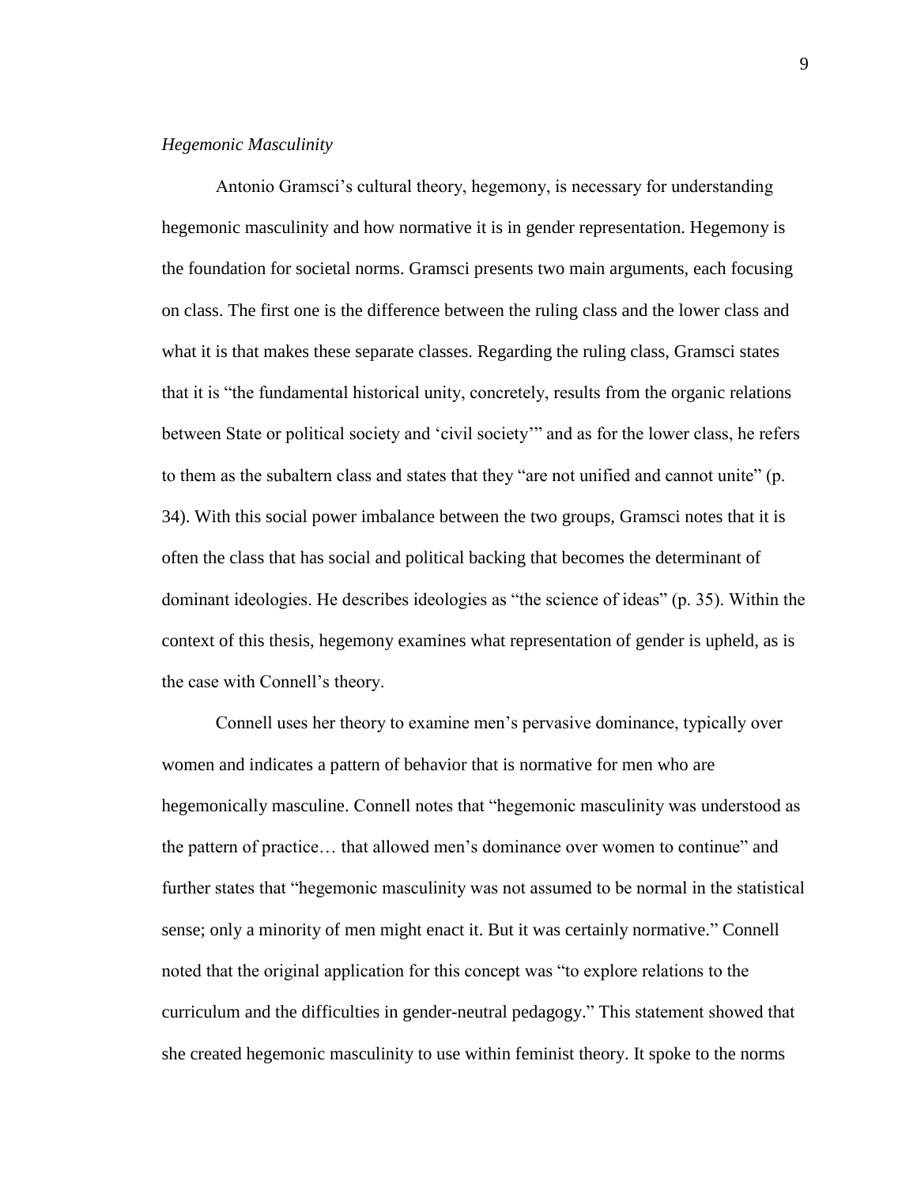*Hegemonic Masculinity*

Antonio Gramsci's cultural theory, hegemony, is necessary for understanding hegemonic masculinity and how normative it is in gender representation. Hegemony is the foundation for societal norms. Gramsci presents two main arguments, each focusing on class. The first one is the difference between the ruling class and the lower class and what it is that makes these separate classes. Regarding the ruling class, Gramsci states that it is "the fundamental historical unity, concretely, results from the organic relations between State or political society and 'civil society'" and as for the lower class, he refers to them as the subaltern class and states that they "are not unified and cannot unite" (p. 34). With this social power imbalance between the two groups, Gramsci notes that it is often the class that has social and political backing that becomes the determinant of dominant ideologies. He describes ideologies as "the science of ideas" (p. 35). Within the context of this thesis, hegemony examines what representation of gender is upheld, as is the case with Connell's theory.

Connell uses her theory to examine men's pervasive dominance, typically over women and indicates a pattern of behavior that is normative for men who are hegemonically masculine. Connell notes that "hegemonic masculinity was understood as the pattern of practice… that allowed men's dominance over women to continue" and further states that "hegemonic masculinity was not assumed to be normal in the statistical sense; only a minority of men might enact it. But it was certainly normative." Connell noted that the original application for this concept was "to explore relations to the curriculum and the difficulties in gender-neutral pedagogy." This statement showed that she created hegemonic masculinity to use within feminist theory. It spoke to the norms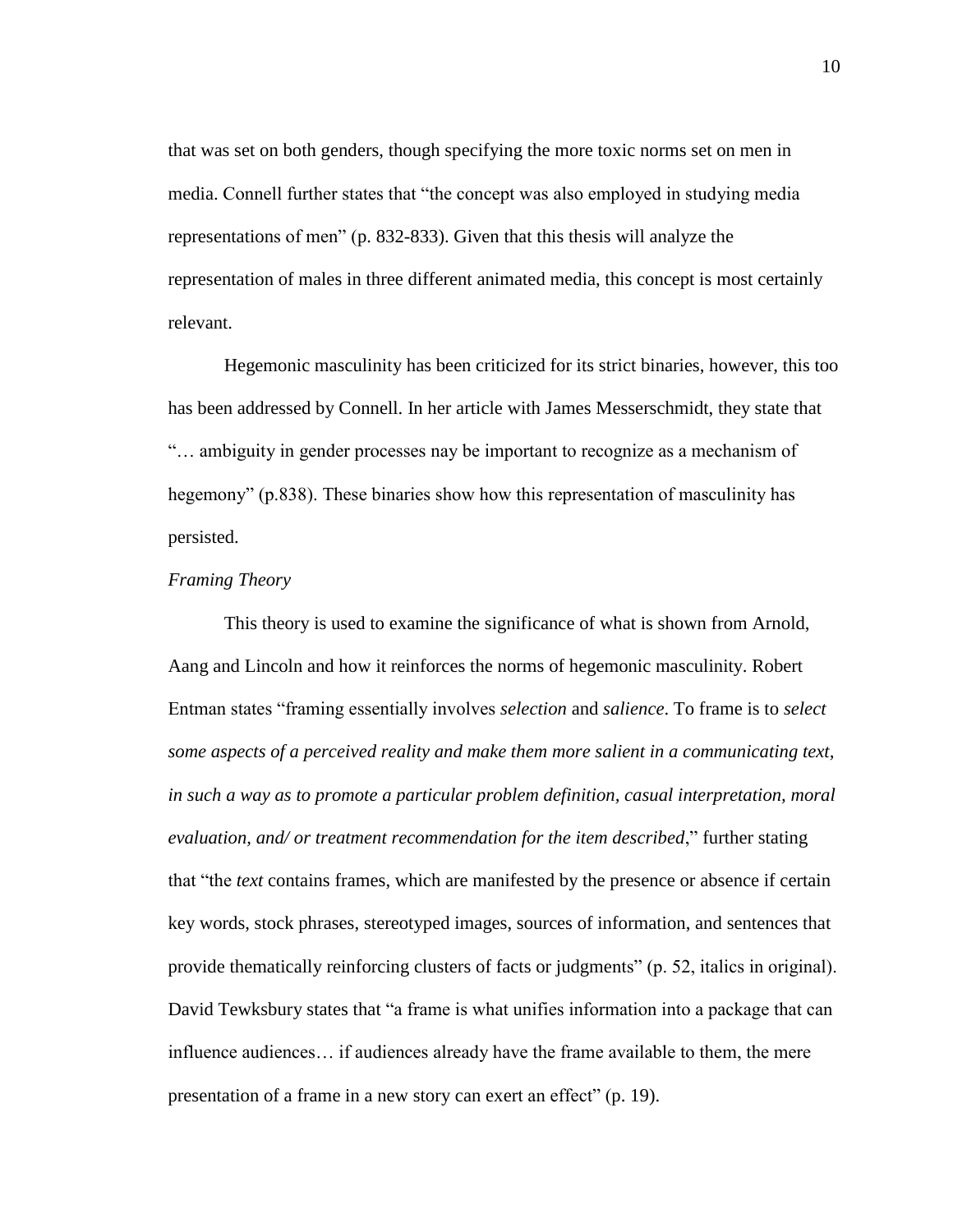that was set on both genders, though specifying the more toxic norms set on men in media. Connell further states that "the concept was also employed in studying media representations of men" (p. 832-833). Given that this thesis will analyze the representation of males in three different animated media, this concept is most certainly relevant.

Hegemonic masculinity has been criticized for its strict binaries, however, this too has been addressed by Connell. In her article with James Messerschmidt, they state that "… ambiguity in gender processes nay be important to recognize as a mechanism of hegemony" (p.838). These binaries show how this representation of masculinity has persisted.

*Framing Theory*

This theory is used to examine the significance of what is shown from Arnold, Aang and Lincoln and how it reinforces the norms of hegemonic masculinity. Robert Entman states "framing essentially involves *selection* and *salience*. To frame is to *select some aspects of a perceived reality and make them more salient in a communicating text, in such a way as to promote a particular problem definition, casual interpretation, moral evaluation, and/ or treatment recommendation for the item described*," further stating that "the *text* contains frames, which are manifested by the presence or absence if certain key words, stock phrases, stereotyped images, sources of information, and sentences that provide thematically reinforcing clusters of facts or judgments" (p. 52, italics in original). David Tewksbury states that "a frame is what unifies information into a package that can influence audiences… if audiences already have the frame available to them, the mere presentation of a frame in a new story can exert an effect" (p. 19).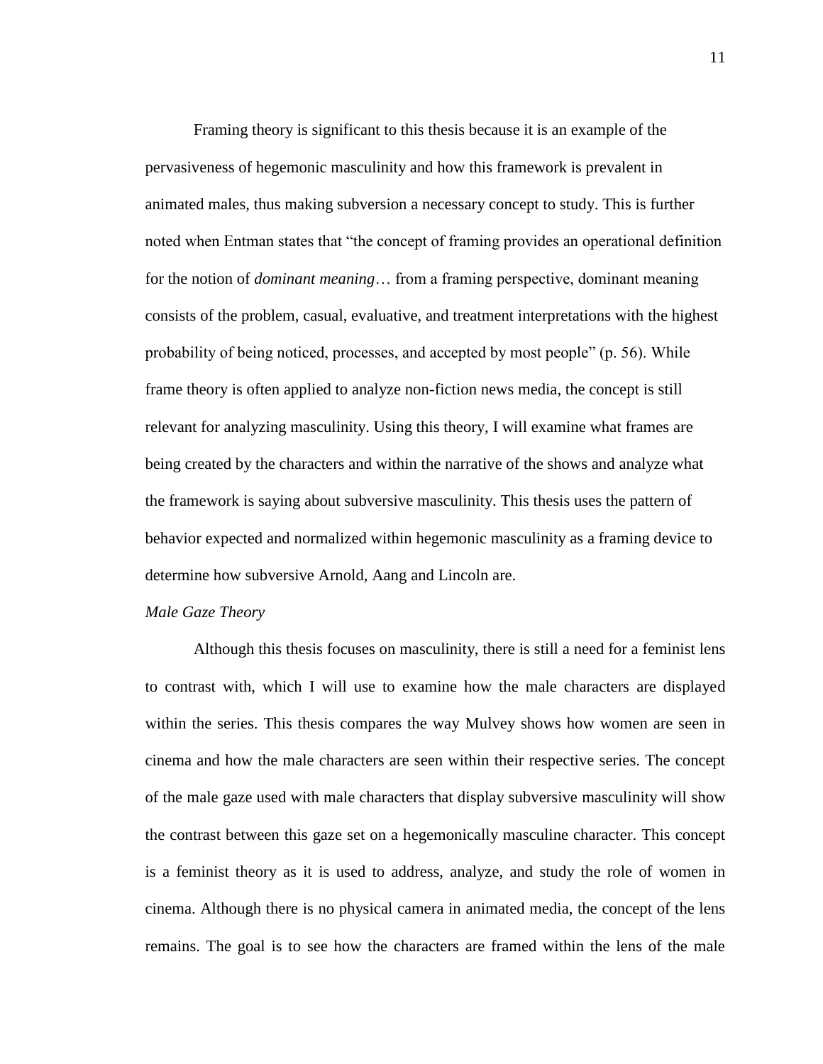Framing theory is significant to this thesis because it is an example of the pervasiveness of hegemonic masculinity and how this framework is prevalent in animated males, thus making subversion a necessary concept to study. This is further noted when Entman states that "the concept of framing provides an operational definition for the notion of *dominant meaning*… from a framing perspective, dominant meaning consists of the problem, casual, evaluative, and treatment interpretations with the highest probability of being noticed, processes, and accepted by most people" (p. 56). While frame theory is often applied to analyze non-fiction news media, the concept is still relevant for analyzing masculinity. Using this theory, I will examine what frames are being created by the characters and within the narrative of the shows and analyze what the framework is saying about subversive masculinity. This thesis uses the pattern of behavior expected and normalized within hegemonic masculinity as a framing device to determine how subversive Arnold, Aang and Lincoln are.

*Male Gaze Theory*

Although this thesis focuses on masculinity, there is still a need for a feminist lens to contrast with, which I will use to examine how the male characters are displayed within the series. This thesis compares the way Mulvey shows how women are seen in cinema and how the male characters are seen within their respective series. The concept of the male gaze used with male characters that display subversive masculinity will show the contrast between this gaze set on a hegemonically masculine character. This concept is a feminist theory as it is used to address, analyze, and study the role of women in cinema. Although there is no physical camera in animated media, the concept of the lens remains. The goal is to see how the characters are framed within the lens of the male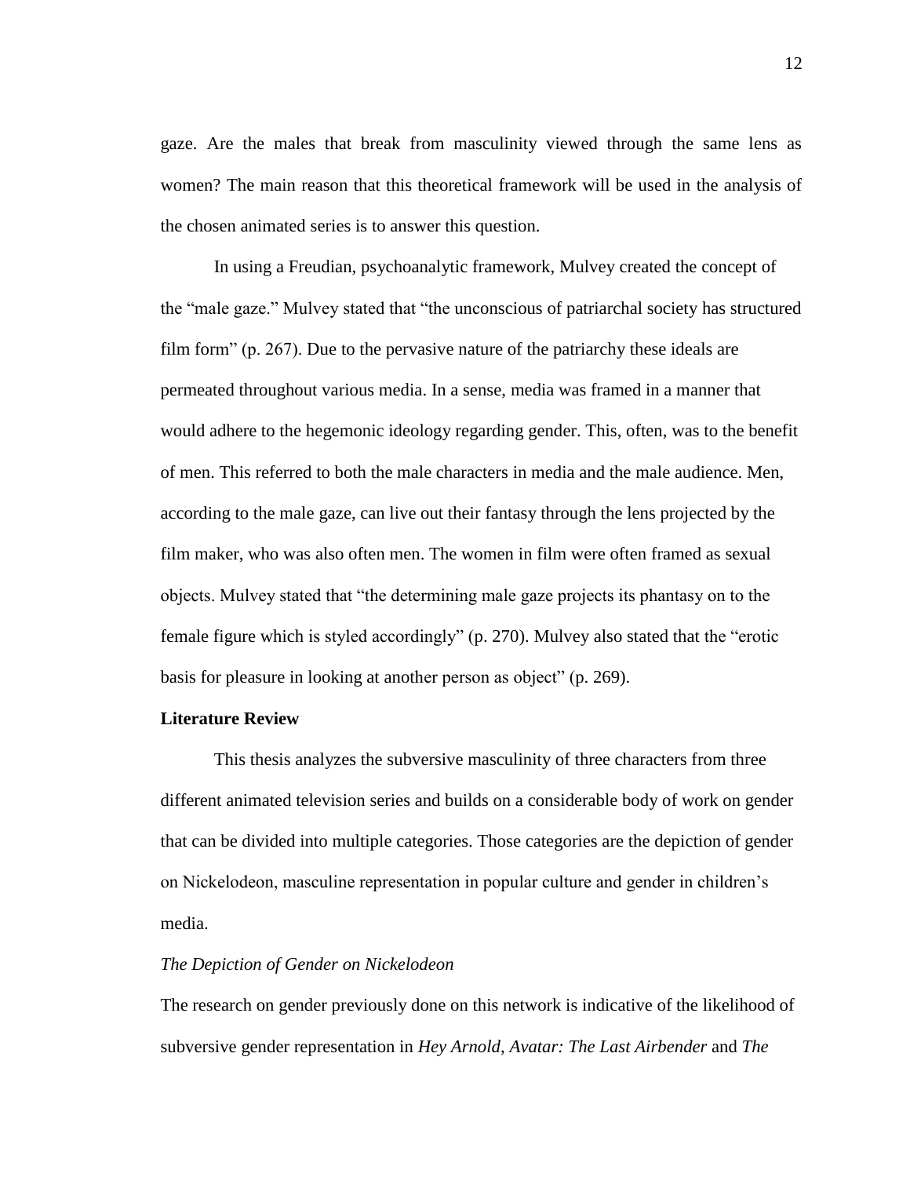gaze. Are the males that break from masculinity viewed through the same lens as women? The main reason that this theoretical framework will be used in the analysis of the chosen animated series is to answer this question.

In using a Freudian, psychoanalytic framework, Mulvey created the concept of the "male gaze." Mulvey stated that "the unconscious of patriarchal society has structured film form" (p. 267). Due to the pervasive nature of the patriarchy these ideals are permeated throughout various media. In a sense, media was framed in a manner that would adhere to the hegemonic ideology regarding gender. This, often, was to the benefit of men. This referred to both the male characters in media and the male audience. Men, according to the male gaze, can live out their fantasy through the lens projected by the film maker, who was also often men. The women in film were often framed as sexual objects. Mulvey stated that "the determining male gaze projects its phantasy on to the female figure which is styled accordingly" (p. 270). Mulvey also stated that the "erotic basis for pleasure in looking at another person as object" (p. 269).

**Literature Review**

This thesis analyzes the subversive masculinity of three characters from three different animated television series and builds on a considerable body of work on gender that can be divided into multiple categories. Those categories are the depiction of gender on Nickelodeon, masculine representation in popular culture and gender in children's media.

*The Depiction of Gender on Nickelodeon*

The research on gender previously done on this network is indicative of the likelihood of subversive gender representation in *Hey Arnold*, *Avatar: The Last Airbender* and *The*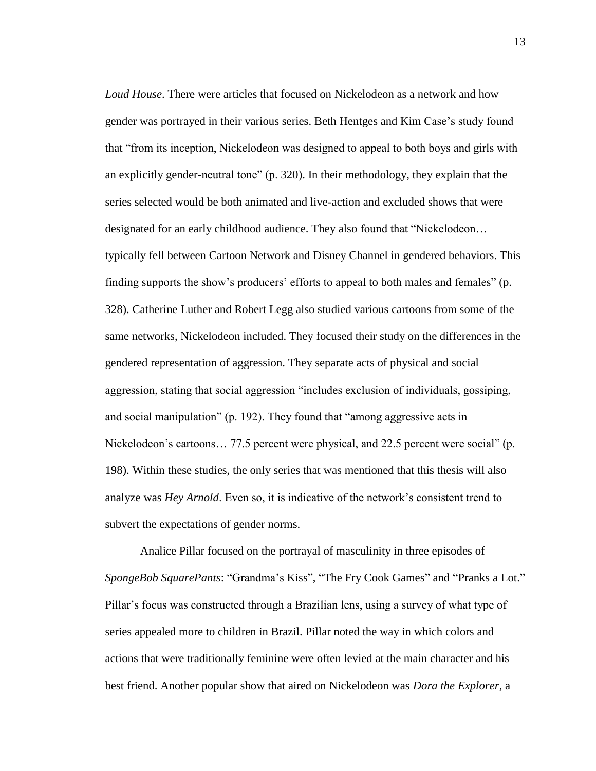*Loud House*. There were articles that focused on Nickelodeon as a network and how gender was portrayed in their various series. Beth Hentges and Kim Case's study found that "from its inception, Nickelodeon was designed to appeal to both boys and girls with an explicitly gender-neutral tone" (p. 320). In their methodology, they explain that the series selected would be both animated and live-action and excluded shows that were designated for an early childhood audience. They also found that "Nickelodeon… typically fell between Cartoon Network and Disney Channel in gendered behaviors. This finding supports the show's producers' efforts to appeal to both males and females" (p. 328). Catherine Luther and Robert Legg also studied various cartoons from some of the same networks, Nickelodeon included. They focused their study on the differences in the gendered representation of aggression. They separate acts of physical and social aggression, stating that social aggression "includes exclusion of individuals, gossiping, and social manipulation" (p. 192). They found that "among aggressive acts in Nickelodeon's cartoons… 77.5 percent were physical, and 22.5 percent were social" (p. 198). Within these studies, the only series that was mentioned that this thesis will also analyze was *Hey Arnold*. Even so, it is indicative of the network's consistent trend to subvert the expectations of gender norms.

Analice Pillar focused on the portrayal of masculinity in three episodes of *SpongeBob SquarePants*: "Grandma's Kiss", "The Fry Cook Games" and "Pranks a Lot." Pillar's focus was constructed through a Brazilian lens, using a survey of what type of series appealed more to children in Brazil. Pillar noted the way in which colors and actions that were traditionally feminine were often levied at the main character and his best friend. Another popular show that aired on Nickelodeon was *Dora the Explorer*, a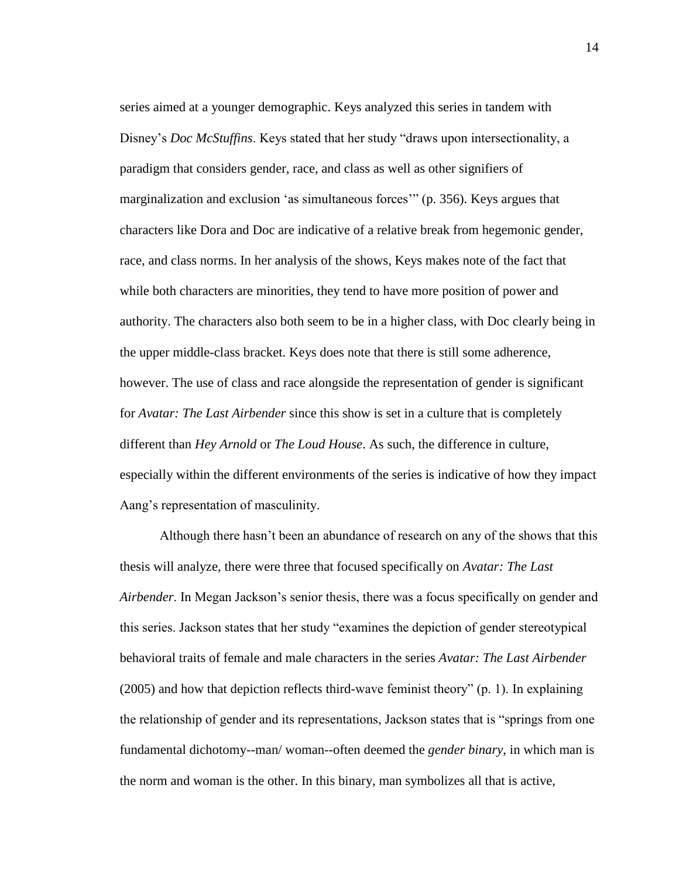series aimed at a younger demographic. Keys analyzed this series in tandem with Disney's *Doc McStuffins*. Keys stated that her study "draws upon intersectionality, a paradigm that considers gender, race, and class as well as other signifiers of marginalization and exclusion 'as simultaneous forces'" (p. 356). Keys argues that characters like Dora and Doc are indicative of a relative break from hegemonic gender, race, and class norms. In her analysis of the shows, Keys makes note of the fact that while both characters are minorities, they tend to have more position of power and authority. The characters also both seem to be in a higher class, with Doc clearly being in the upper middle-class bracket. Keys does note that there is still some adherence, however. The use of class and race alongside the representation of gender is significant for *Avatar: The Last Airbender* since this show is set in a culture that is completely different than *Hey Arnold* or *The Loud House*. As such, the difference in culture, especially within the different environments of the series is indicative of how they impact Aang's representation of masculinity.

Although there hasn't been an abundance of research on any of the shows that this thesis will analyze, there were three that focused specifically on *Avatar: The Last Airbender*. In Megan Jackson's senior thesis, there was a focus specifically on gender and this series. Jackson states that her study "examines the depiction of gender stereotypical behavioral traits of female and male characters in the series *Avatar: The Last Airbender* (2005) and how that depiction reflects third-wave feminist theory" (p. 1). In explaining the relationship of gender and its representations, Jackson states that is "springs from one fundamental dichotomy--man/ woman--often deemed the *gender binary*, in which man is the norm and woman is the other. In this binary, man symbolizes all that is active,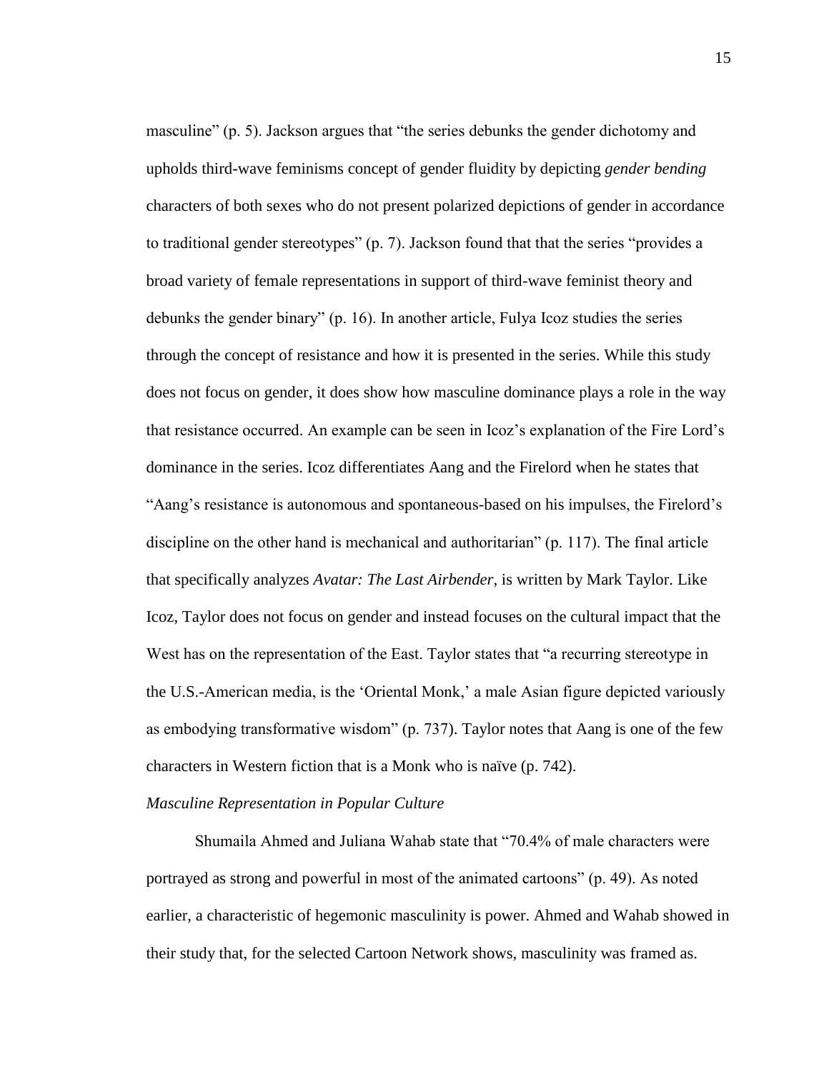masculine" (p. 5). Jackson argues that "the series debunks the gender dichotomy and upholds third-wave feminisms concept of gender fluidity by depicting *gender bending* characters of both sexes who do not present polarized depictions of gender in accordance to traditional gender stereotypes" (p. 7). Jackson found that that the series "provides a broad variety of female representations in support of third-wave feminist theory and debunks the gender binary" (p. 16). In another article, Fulya Icoz studies the series through the concept of resistance and how it is presented in the series. While this study does not focus on gender, it does show how masculine dominance plays a role in the way that resistance occurred. An example can be seen in Icoz's explanation of the Fire Lord's dominance in the series. Icoz differentiates Aang and the Firelord when he states that "Aang's resistance is autonomous and spontaneous-based on his impulses, the Firelord's discipline on the other hand is mechanical and authoritarian" (p. 117). The final article that specifically analyzes *Avatar: The Last Airbender,* is written by Mark Taylor. Like Icoz, Taylor does not focus on gender and instead focuses on the cultural impact that the West has on the representation of the East. Taylor states that "a recurring stereotype in the U.S.-American media, is the 'Oriental Monk,' a male Asian figure depicted variously as embodying transformative wisdom" (p. 737). Taylor notes that Aang is one of the few characters in Western fiction that is a Monk who is naïve (p. 742).

*Masculine Representation in Popular Culture*

Shumaila Ahmed and Juliana Wahab state that "70.4% of male characters were portrayed as strong and powerful in most of the animated cartoons" (p. 49). As noted earlier, a characteristic of hegemonic masculinity is power. Ahmed and Wahab showed in their study that, for the selected Cartoon Network shows, masculinity was framed as.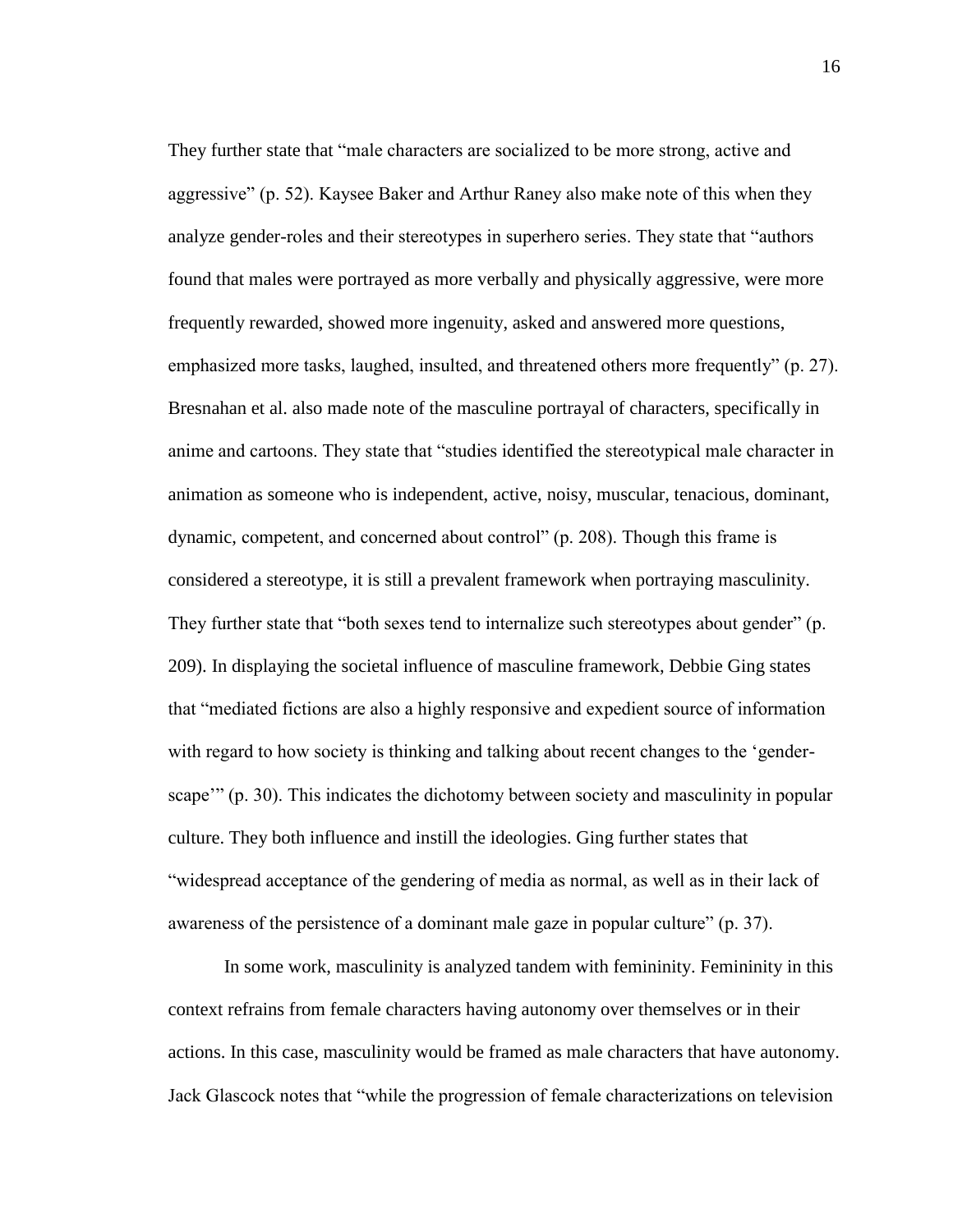They further state that “male characters are socialized to be more strong, active and aggressive” (p. 52). Kaysee Baker and Arthur Raney also make note of this when they analyze gender-roles and their stereotypes in superhero series. They state that “authors found that males were portrayed as more verbally and physically aggressive, were more frequently rewarded, showed more ingenuity, asked and answered more questions, emphasized more tasks, laughed, insulted, and threatened others more frequently” (p. 27). Bresnahan et al. also made note of the masculine portrayal of characters, specifically in anime and cartoons. They state that “studies identified the stereotypical male character in animation as someone who is independent, active, noisy, muscular, tenacious, dominant, dynamic, competent, and concerned about control” (p. 208). Though this frame is considered a stereotype, it is still a prevalent framework when portraying masculinity. They further state that “both sexes tend to internalize such stereotypes about gender” (p. 209). In displaying the societal influence of masculine framework, Debbie Ging states that “mediated fictions are also a highly responsive and expedient source of information with regard to how society is thinking and talking about recent changes to the ‘gender-scape’” (p. 30). This indicates the dichotomy between society and masculinity in popular culture. They both influence and instill the ideologies. Ging further states that “widespread acceptance of the gendering of media as normal, as well as in their lack of awareness of the persistence of a dominant male gaze in popular culture” (p. 37).

In some work, masculinity is analyzed tandem with femininity. Femininity in this context refrains from female characters having autonomy over themselves or in their actions. In this case, masculinity would be framed as male characters that have autonomy. Jack Glascock notes that “while the progression of female characterizations on television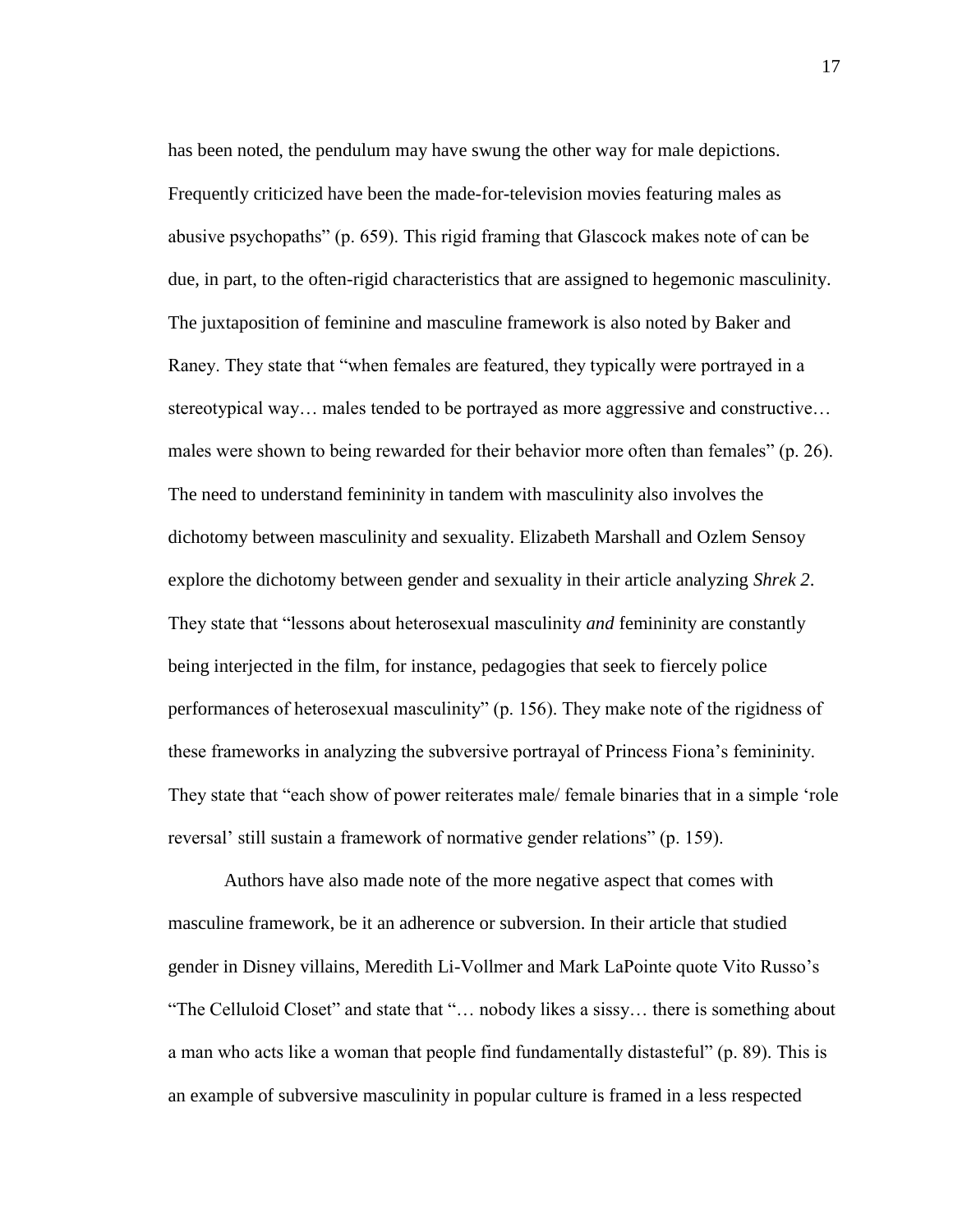has been noted, the pendulum may have swung the other way for male depictions. Frequently criticized have been the made-for-television movies featuring males as abusive psychopaths" (p. 659). This rigid framing that Glascock makes note of can be due, in part, to the often-rigid characteristics that are assigned to hegemonic masculinity. The juxtaposition of feminine and masculine framework is also noted by Baker and Raney. They state that "when females are featured, they typically were portrayed in a stereotypical way… males tended to be portrayed as more aggressive and constructive… males were shown to being rewarded for their behavior more often than females" (p. 26). The need to understand femininity in tandem with masculinity also involves the dichotomy between masculinity and sexuality. Elizabeth Marshall and Ozlem Sensoy explore the dichotomy between gender and sexuality in their article analyzing *Shrek 2*. They state that "lessons about heterosexual masculinity *and* femininity are constantly being interjected in the film, for instance, pedagogies that seek to fiercely police performances of heterosexual masculinity" (p. 156). They make note of the rigidness of these frameworks in analyzing the subversive portrayal of Princess Fiona's femininity. They state that "each show of power reiterates male/ female binaries that in a simple 'role reversal' still sustain a framework of normative gender relations" (p. 159).

Authors have also made note of the more negative aspect that comes with masculine framework, be it an adherence or subversion. In their article that studied gender in Disney villains, Meredith Li-Vollmer and Mark LaPointe quote Vito Russo's "The Celluloid Closet" and state that "… nobody likes a sissy… there is something about a man who acts like a woman that people find fundamentally distasteful" (p. 89). This is an example of subversive masculinity in popular culture is framed in a less respected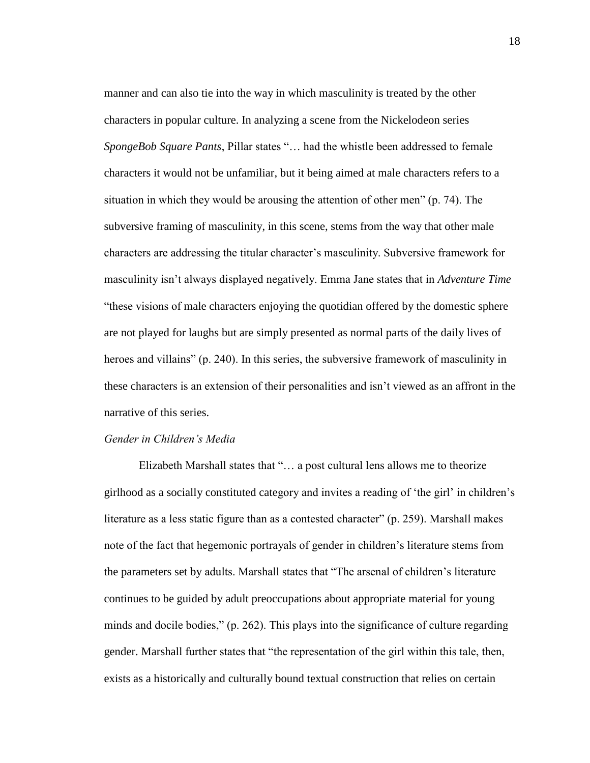manner and can also tie into the way in which masculinity is treated by the other characters in popular culture. In analyzing a scene from the Nickelodeon series *SpongeBob Square Pants*, Pillar states "… had the whistle been addressed to female characters it would not be unfamiliar, but it being aimed at male characters refers to a situation in which they would be arousing the attention of other men" (p. 74). The subversive framing of masculinity, in this scene, stems from the way that other male characters are addressing the titular character's masculinity. Subversive framework for masculinity isn't always displayed negatively. Emma Jane states that in *Adventure Time* "these visions of male characters enjoying the quotidian offered by the domestic sphere are not played for laughs but are simply presented as normal parts of the daily lives of heroes and villains" (p. 240). In this series, the subversive framework of masculinity in these characters is an extension of their personalities and isn't viewed as an affront in the narrative of this series.

### *Gender in Children's Media*

Elizabeth Marshall states that "… a post cultural lens allows me to theorize girlhood as a socially constituted category and invites a reading of 'the girl' in children's literature as a less static figure than as a contested character" (p. 259). Marshall makes note of the fact that hegemonic portrayals of gender in children's literature stems from the parameters set by adults. Marshall states that "The arsenal of children's literature continues to be guided by adult preoccupations about appropriate material for young minds and docile bodies," (p. 262). This plays into the significance of culture regarding gender. Marshall further states that "the representation of the girl within this tale, then, exists as a historically and culturally bound textual construction that relies on certain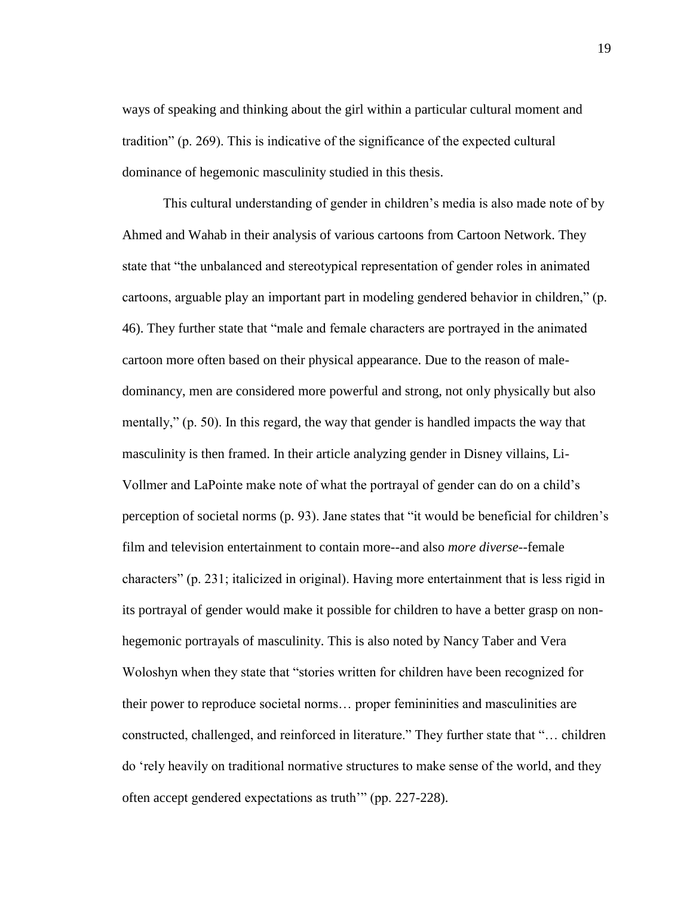ways of speaking and thinking about the girl within a particular cultural moment and tradition" (p. 269). This is indicative of the significance of the expected cultural dominance of hegemonic masculinity studied in this thesis.

This cultural understanding of gender in children's media is also made note of by Ahmed and Wahab in their analysis of various cartoons from Cartoon Network. They state that "the unbalanced and stereotypical representation of gender roles in animated cartoons, arguable play an important part in modeling gendered behavior in children," (p. 46). They further state that "male and female characters are portrayed in the animated cartoon more often based on their physical appearance. Due to the reason of male-dominancy, men are considered more powerful and strong, not only physically but also mentally," (p. 50). In this regard, the way that gender is handled impacts the way that masculinity is then framed. In their article analyzing gender in Disney villains, Li-Vollmer and LaPointe make note of what the portrayal of gender can do on a child's perception of societal norms (p. 93). Jane states that "it would be beneficial for children's film and television entertainment to contain more--and also *more diverse*--female characters" (p. 231; italicized in original). Having more entertainment that is less rigid in its portrayal of gender would make it possible for children to have a better grasp on non-hegemonic portrayals of masculinity. This is also noted by Nancy Taber and Vera Woloshyn when they state that "stories written for children have been recognized for their power to reproduce societal norms… proper femininities and masculinities are constructed, challenged, and reinforced in literature." They further state that "… children do 'rely heavily on traditional normative structures to make sense of the world, and they often accept gendered expectations as truth'" (pp. 227-228).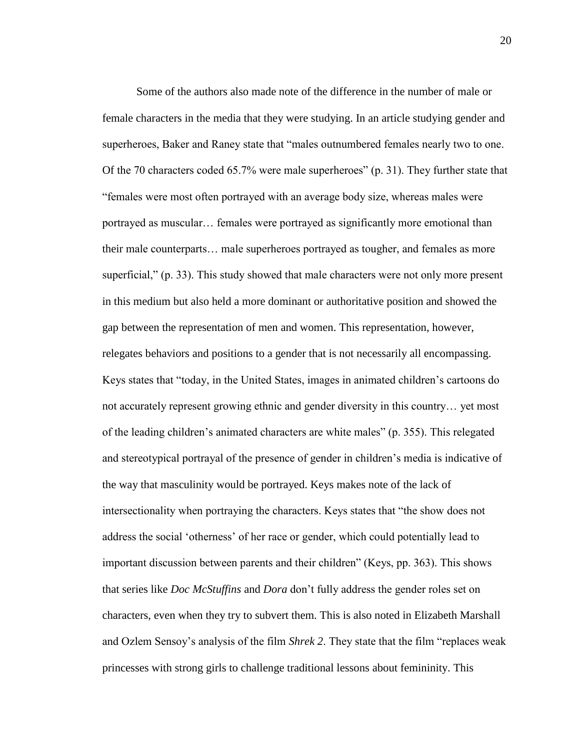Some of the authors also made note of the difference in the number of male or female characters in the media that they were studying. In an article studying gender and superheroes, Baker and Raney state that "males outnumbered females nearly two to one. Of the 70 characters coded 65.7% were male superheroes" (p. 31). They further state that "females were most often portrayed with an average body size, whereas males were portrayed as muscular… females were portrayed as significantly more emotional than their male counterparts… male superheroes portrayed as tougher, and females as more superficial," (p. 33). This study showed that male characters were not only more present in this medium but also held a more dominant or authoritative position and showed the gap between the representation of men and women. This representation, however, relegates behaviors and positions to a gender that is not necessarily all encompassing. Keys states that "today, in the United States, images in animated children's cartoons do not accurately represent growing ethnic and gender diversity in this country… yet most of the leading children's animated characters are white males" (p. 355). This relegated and stereotypical portrayal of the presence of gender in children's media is indicative of the way that masculinity would be portrayed. Keys makes note of the lack of intersectionality when portraying the characters. Keys states that "the show does not address the social 'otherness' of her race or gender, which could potentially lead to important discussion between parents and their children" (Keys, pp. 363). This shows that series like *Doc McStuffins* and *Dora* don't fully address the gender roles set on characters, even when they try to subvert them. This is also noted in Elizabeth Marshall and Ozlem Sensoy's analysis of the film *Shrek 2*. They state that the film "replaces weak princesses with strong girls to challenge traditional lessons about femininity. This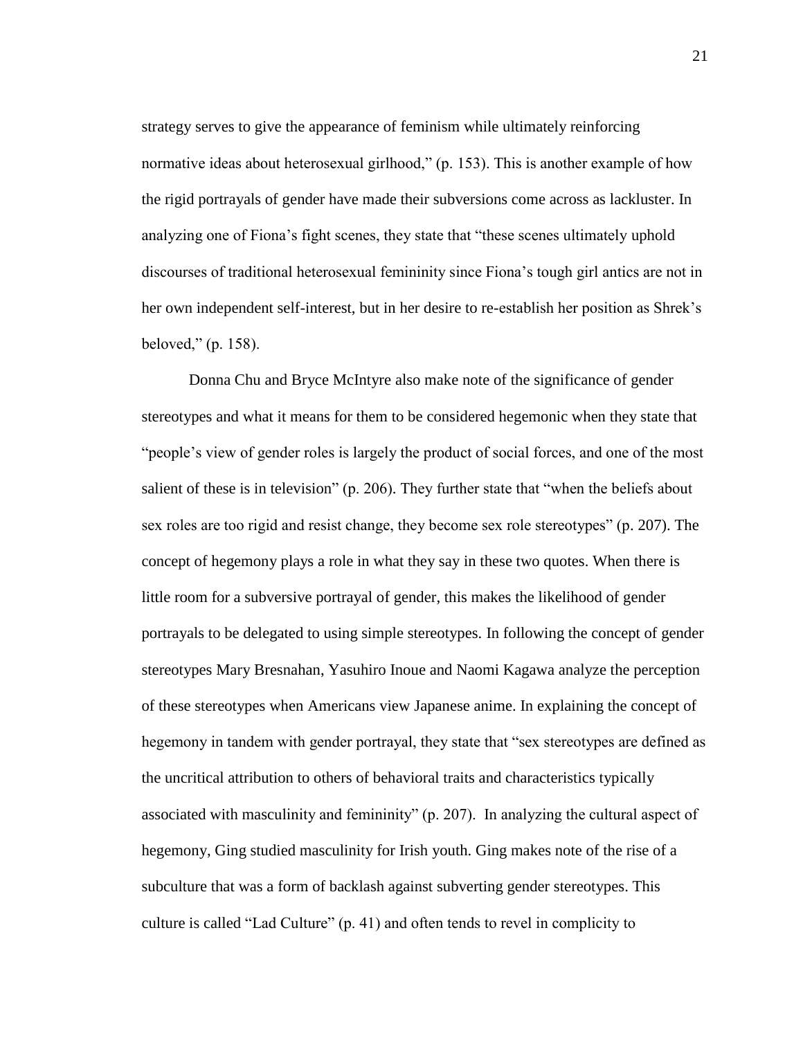strategy serves to give the appearance of feminism while ultimately reinforcing normative ideas about heterosexual girlhood," (p. 153). This is another example of how the rigid portrayals of gender have made their subversions come across as lackluster. In analyzing one of Fiona's fight scenes, they state that "these scenes ultimately uphold discourses of traditional heterosexual femininity since Fiona's tough girl antics are not in her own independent self-interest, but in her desire to re-establish her position as Shrek's beloved," (p. 158).

Donna Chu and Bryce McIntyre also make note of the significance of gender stereotypes and what it means for them to be considered hegemonic when they state that "people's view of gender roles is largely the product of social forces, and one of the most salient of these is in television" (p. 206). They further state that "when the beliefs about sex roles are too rigid and resist change, they become sex role stereotypes" (p. 207). The concept of hegemony plays a role in what they say in these two quotes. When there is little room for a subversive portrayal of gender, this makes the likelihood of gender portrayals to be delegated to using simple stereotypes. In following the concept of gender stereotypes Mary Bresnahan, Yasuhiro Inoue and Naomi Kagawa analyze the perception of these stereotypes when Americans view Japanese anime. In explaining the concept of hegemony in tandem with gender portrayal, they state that "sex stereotypes are defined as the uncritical attribution to others of behavioral traits and characteristics typically associated with masculinity and femininity" (p. 207). In analyzing the cultural aspect of hegemony, Ging studied masculinity for Irish youth. Ging makes note of the rise of a subculture that was a form of backlash against subverting gender stereotypes. This culture is called "Lad Culture" (p. 41) and often tends to revel in complicity to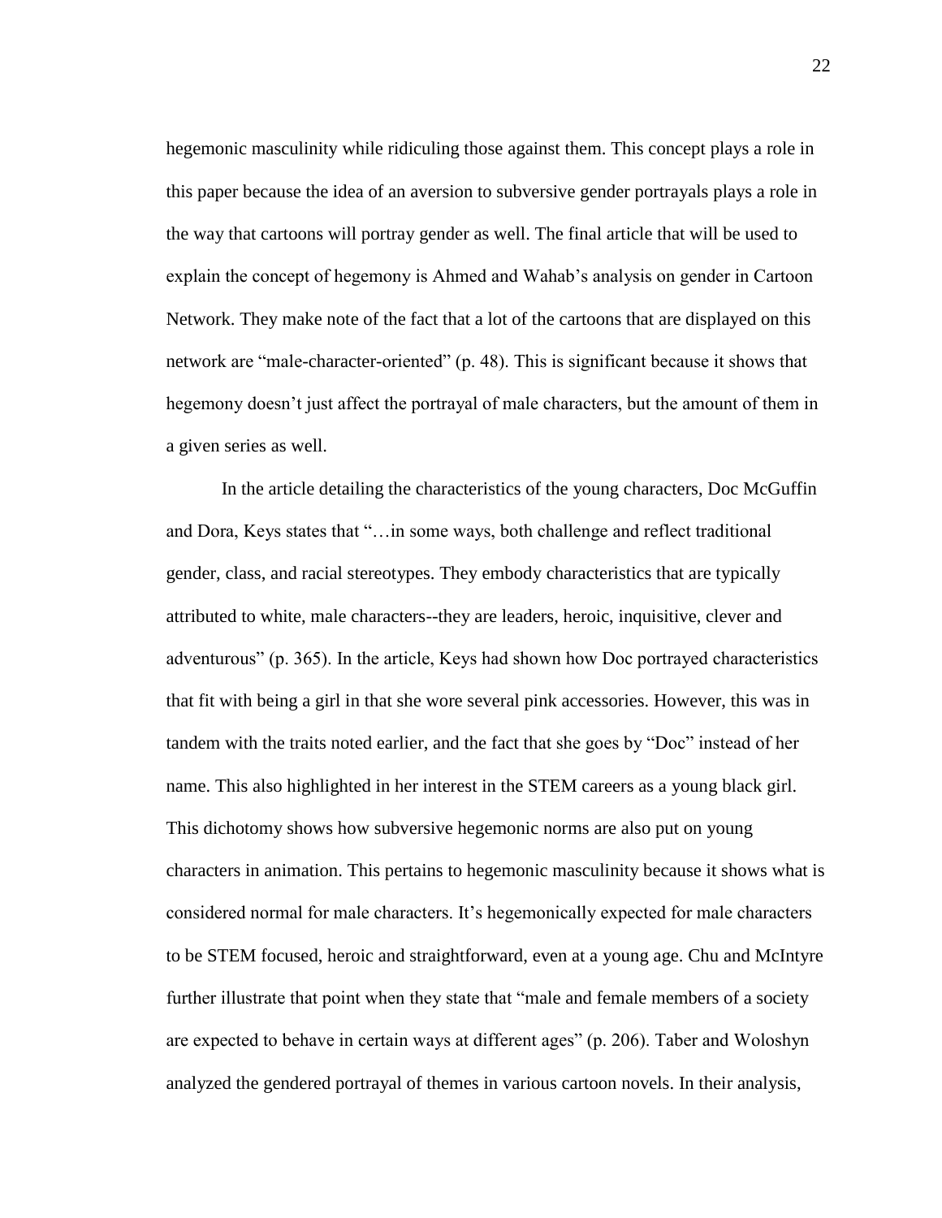hegemonic masculinity while ridiculing those against them. This concept plays a role in this paper because the idea of an aversion to subversive gender portrayals plays a role in the way that cartoons will portray gender as well. The final article that will be used to explain the concept of hegemony is Ahmed and Wahab's analysis on gender in Cartoon Network. They make note of the fact that a lot of the cartoons that are displayed on this network are "male-character-oriented" (p. 48). This is significant because it shows that hegemony doesn't just affect the portrayal of male characters, but the amount of them in a given series as well.

In the article detailing the characteristics of the young characters, Doc McGuffin and Dora, Keys states that "…in some ways, both challenge and reflect traditional gender, class, and racial stereotypes. They embody characteristics that are typically attributed to white, male characters--they are leaders, heroic, inquisitive, clever and adventurous" (p. 365). In the article, Keys had shown how Doc portrayed characteristics that fit with being a girl in that she wore several pink accessories. However, this was in tandem with the traits noted earlier, and the fact that she goes by "Doc" instead of her name. This also highlighted in her interest in the STEM careers as a young black girl. This dichotomy shows how subversive hegemonic norms are also put on young characters in animation. This pertains to hegemonic masculinity because it shows what is considered normal for male characters. It's hegemonically expected for male characters to be STEM focused, heroic and straightforward, even at a young age. Chu and McIntyre further illustrate that point when they state that "male and female members of a society are expected to behave in certain ways at different ages" (p. 206). Taber and Woloshyn analyzed the gendered portrayal of themes in various cartoon novels. In their analysis,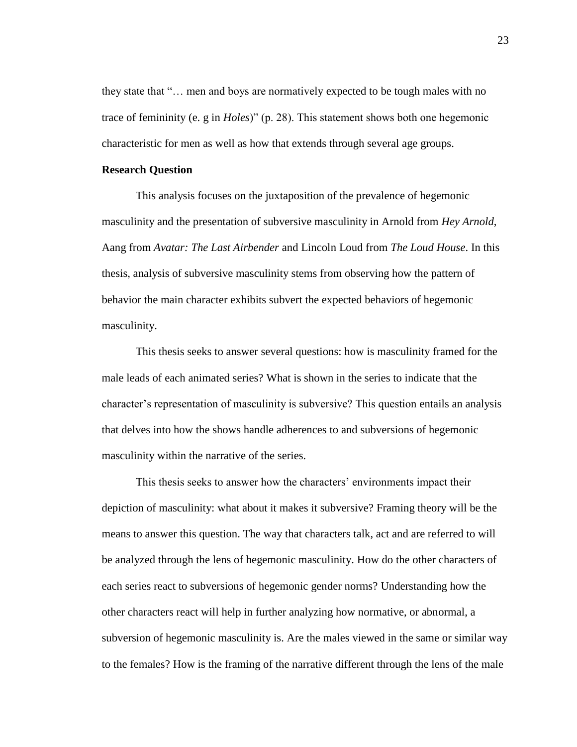they state that "… men and boys are normatively expected to be tough males with no trace of femininity (e. g in *Holes*)" (p. 28). This statement shows both one hegemonic characteristic for men as well as how that extends through several age groups.

**Research Question**

This analysis focuses on the juxtaposition of the prevalence of hegemonic masculinity and the presentation of subversive masculinity in Arnold from *Hey Arnold*, Aang from *Avatar: The Last Airbender* and Lincoln Loud from *The Loud House*. In this thesis, analysis of subversive masculinity stems from observing how the pattern of behavior the main character exhibits subvert the expected behaviors of hegemonic masculinity.

This thesis seeks to answer several questions: how is masculinity framed for the male leads of each animated series? What is shown in the series to indicate that the character's representation of masculinity is subversive? This question entails an analysis that delves into how the shows handle adherences to and subversions of hegemonic masculinity within the narrative of the series.

This thesis seeks to answer how the characters' environments impact their depiction of masculinity: what about it makes it subversive? Framing theory will be the means to answer this question. The way that characters talk, act and are referred to will be analyzed through the lens of hegemonic masculinity. How do the other characters of each series react to subversions of hegemonic gender norms? Understanding how the other characters react will help in further analyzing how normative, or abnormal, a subversion of hegemonic masculinity is. Are the males viewed in the same or similar way to the females? How is the framing of the narrative different through the lens of the male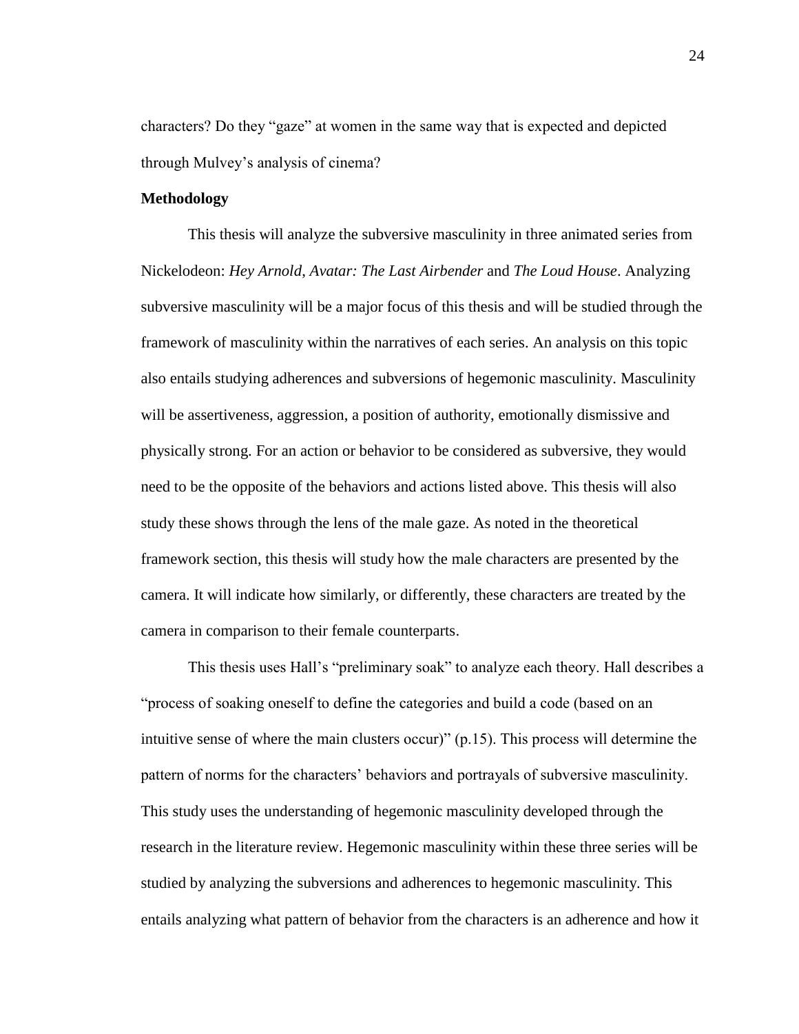characters? Do they "gaze" at women in the same way that is expected and depicted through Mulvey's analysis of cinema?

**Methodology**

This thesis will analyze the subversive masculinity in three animated series from Nickelodeon: *Hey Arnold*, *Avatar: The Last Airbender* and *The Loud House*. Analyzing subversive masculinity will be a major focus of this thesis and will be studied through the framework of masculinity within the narratives of each series. An analysis on this topic also entails studying adherences and subversions of hegemonic masculinity. Masculinity will be assertiveness, aggression, a position of authority, emotionally dismissive and physically strong. For an action or behavior to be considered as subversive, they would need to be the opposite of the behaviors and actions listed above. This thesis will also study these shows through the lens of the male gaze. As noted in the theoretical framework section, this thesis will study how the male characters are presented by the camera. It will indicate how similarly, or differently, these characters are treated by the camera in comparison to their female counterparts.

This thesis uses Hall's "preliminary soak" to analyze each theory. Hall describes a "process of soaking oneself to define the categories and build a code (based on an intuitive sense of where the main clusters occur)" (p.15). This process will determine the pattern of norms for the characters' behaviors and portrayals of subversive masculinity. This study uses the understanding of hegemonic masculinity developed through the research in the literature review. Hegemonic masculinity within these three series will be studied by analyzing the subversions and adherences to hegemonic masculinity. This entails analyzing what pattern of behavior from the characters is an adherence and how it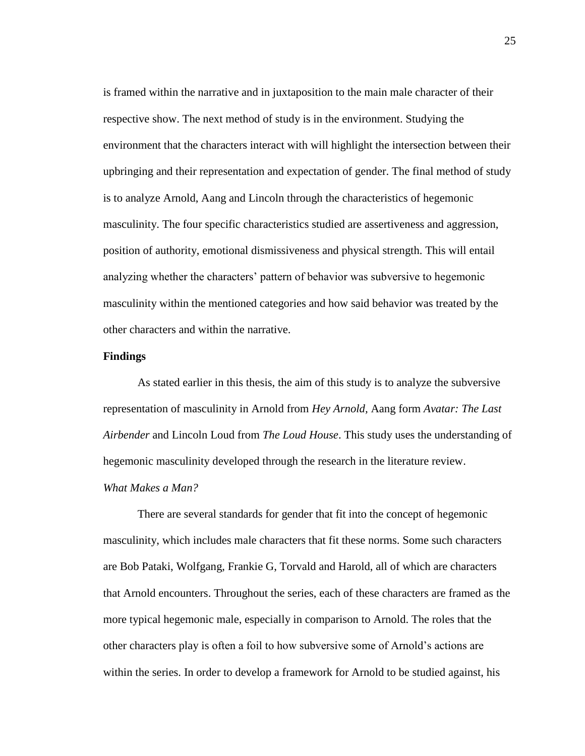is framed within the narrative and in juxtaposition to the main male character of their respective show. The next method of study is in the environment. Studying the environment that the characters interact with will highlight the intersection between their upbringing and their representation and expectation of gender. The final method of study is to analyze Arnold, Aang and Lincoln through the characteristics of hegemonic masculinity. The four specific characteristics studied are assertiveness and aggression, position of authority, emotional dismissiveness and physical strength. This will entail analyzing whether the characters' pattern of behavior was subversive to hegemonic masculinity within the mentioned categories and how said behavior was treated by the other characters and within the narrative.

## Findings

As stated earlier in this thesis, the aim of this study is to analyze the subversive representation of masculinity in Arnold from *Hey Arnold,* Aang form *Avatar: The Last Airbender* and Lincoln Loud from *The Loud House*. This study uses the understanding of hegemonic masculinity developed through the research in the literature review.

### *What Makes a Man?*

There are several standards for gender that fit into the concept of hegemonic masculinity, which includes male characters that fit these norms. Some such characters are Bob Pataki, Wolfgang, Frankie G, Torvald and Harold, all of which are characters that Arnold encounters. Throughout the series, each of these characters are framed as the more typical hegemonic male, especially in comparison to Arnold. The roles that the other characters play is often a foil to how subversive some of Arnold's actions are within the series. In order to develop a framework for Arnold to be studied against, his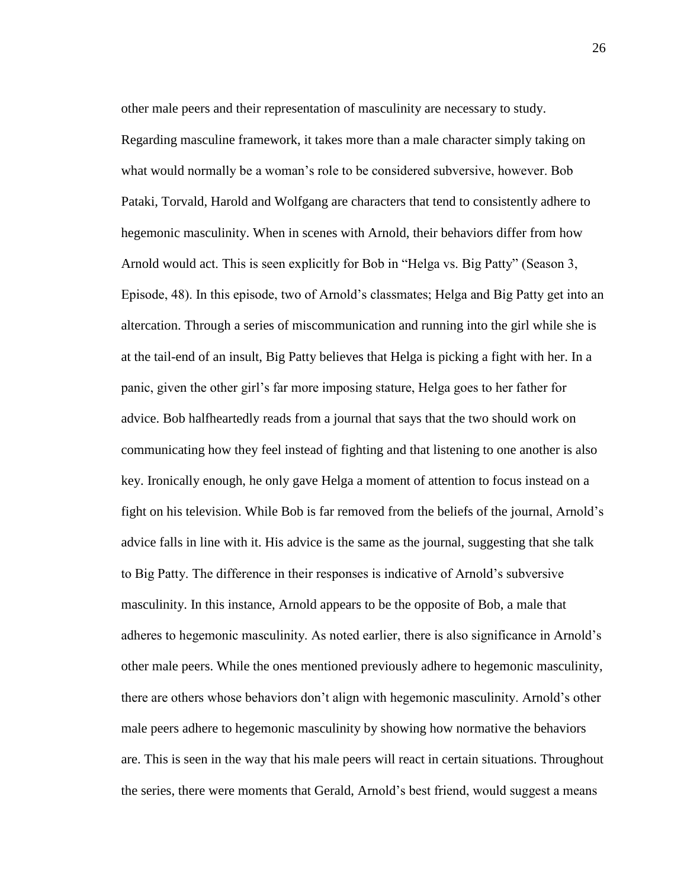other male peers and their representation of masculinity are necessary to study. Regarding masculine framework, it takes more than a male character simply taking on what would normally be a woman's role to be considered subversive, however. Bob Pataki, Torvald, Harold and Wolfgang are characters that tend to consistently adhere to hegemonic masculinity. When in scenes with Arnold, their behaviors differ from how Arnold would act. This is seen explicitly for Bob in "Helga vs. Big Patty" (Season 3, Episode, 48). In this episode, two of Arnold's classmates; Helga and Big Patty get into an altercation. Through a series of miscommunication and running into the girl while she is at the tail-end of an insult, Big Patty believes that Helga is picking a fight with her. In a panic, given the other girl's far more imposing stature, Helga goes to her father for advice. Bob halfheartedly reads from a journal that says that the two should work on communicating how they feel instead of fighting and that listening to one another is also key. Ironically enough, he only gave Helga a moment of attention to focus instead on a fight on his television. While Bob is far removed from the beliefs of the journal, Arnold's advice falls in line with it. His advice is the same as the journal, suggesting that she talk to Big Patty. The difference in their responses is indicative of Arnold's subversive masculinity. In this instance, Arnold appears to be the opposite of Bob, a male that adheres to hegemonic masculinity. As noted earlier, there is also significance in Arnold's other male peers. While the ones mentioned previously adhere to hegemonic masculinity, there are others whose behaviors don't align with hegemonic masculinity. Arnold's other male peers adhere to hegemonic masculinity by showing how normative the behaviors are. This is seen in the way that his male peers will react in certain situations. Throughout the series, there were moments that Gerald, Arnold's best friend, would suggest a means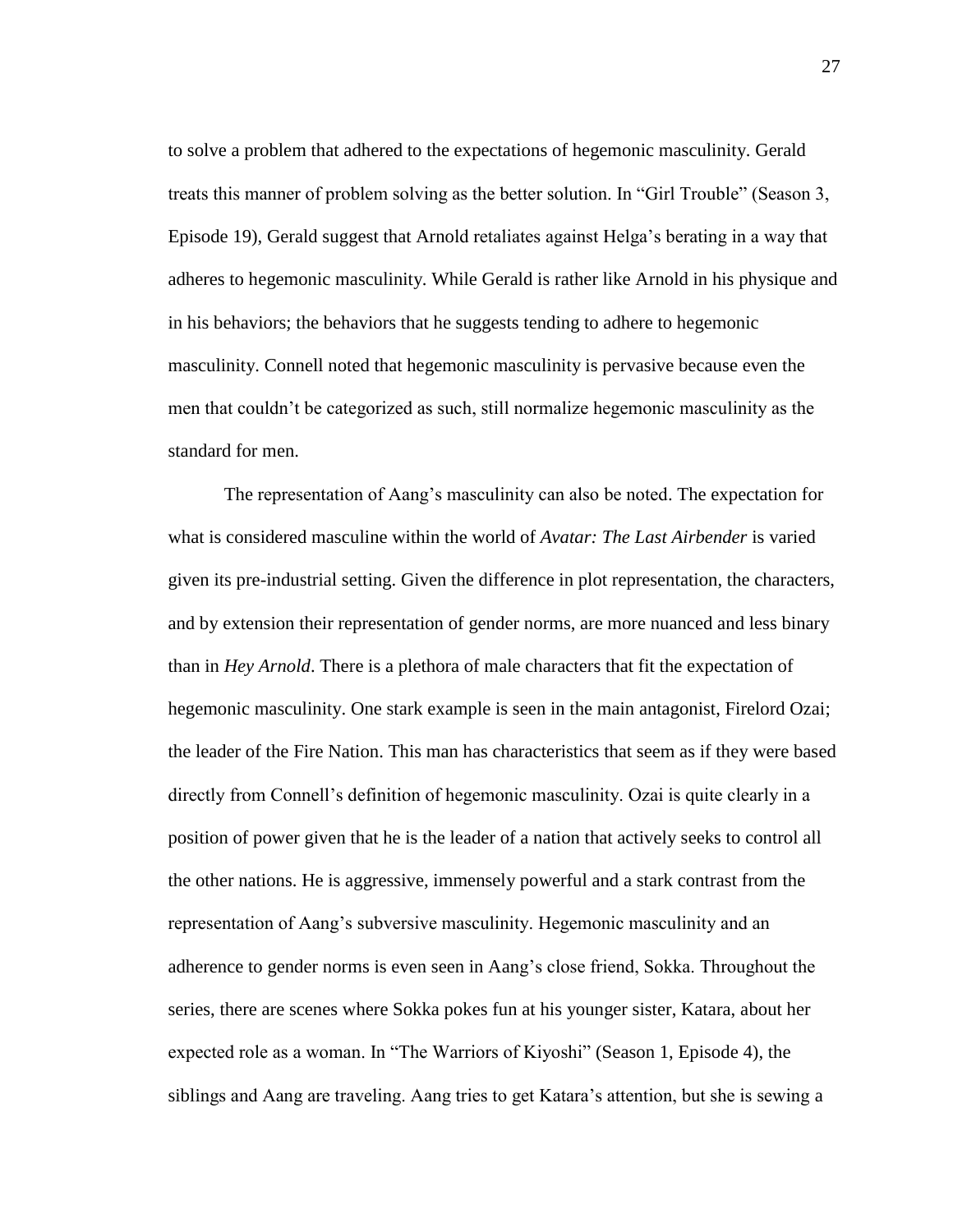to solve a problem that adhered to the expectations of hegemonic masculinity. Gerald treats this manner of problem solving as the better solution. In "Girl Trouble" (Season 3, Episode 19), Gerald suggest that Arnold retaliates against Helga's berating in a way that adheres to hegemonic masculinity. While Gerald is rather like Arnold in his physique and in his behaviors; the behaviors that he suggests tending to adhere to hegemonic masculinity. Connell noted that hegemonic masculinity is pervasive because even the men that couldn't be categorized as such, still normalize hegemonic masculinity as the standard for men.

The representation of Aang's masculinity can also be noted. The expectation for what is considered masculine within the world of *Avatar: The Last Airbender* is varied given its pre-industrial setting. Given the difference in plot representation, the characters, and by extension their representation of gender norms, are more nuanced and less binary than in *Hey Arnold*. There is a plethora of male characters that fit the expectation of hegemonic masculinity. One stark example is seen in the main antagonist, Firelord Ozai; the leader of the Fire Nation. This man has characteristics that seem as if they were based directly from Connell's definition of hegemonic masculinity. Ozai is quite clearly in a position of power given that he is the leader of a nation that actively seeks to control all the other nations. He is aggressive, immensely powerful and a stark contrast from the representation of Aang's subversive masculinity. Hegemonic masculinity and an adherence to gender norms is even seen in Aang's close friend, Sokka. Throughout the series, there are scenes where Sokka pokes fun at his younger sister, Katara, about her expected role as a woman. In "The Warriors of Kiyoshi" (Season 1, Episode 4), the siblings and Aang are traveling. Aang tries to get Katara's attention, but she is sewing a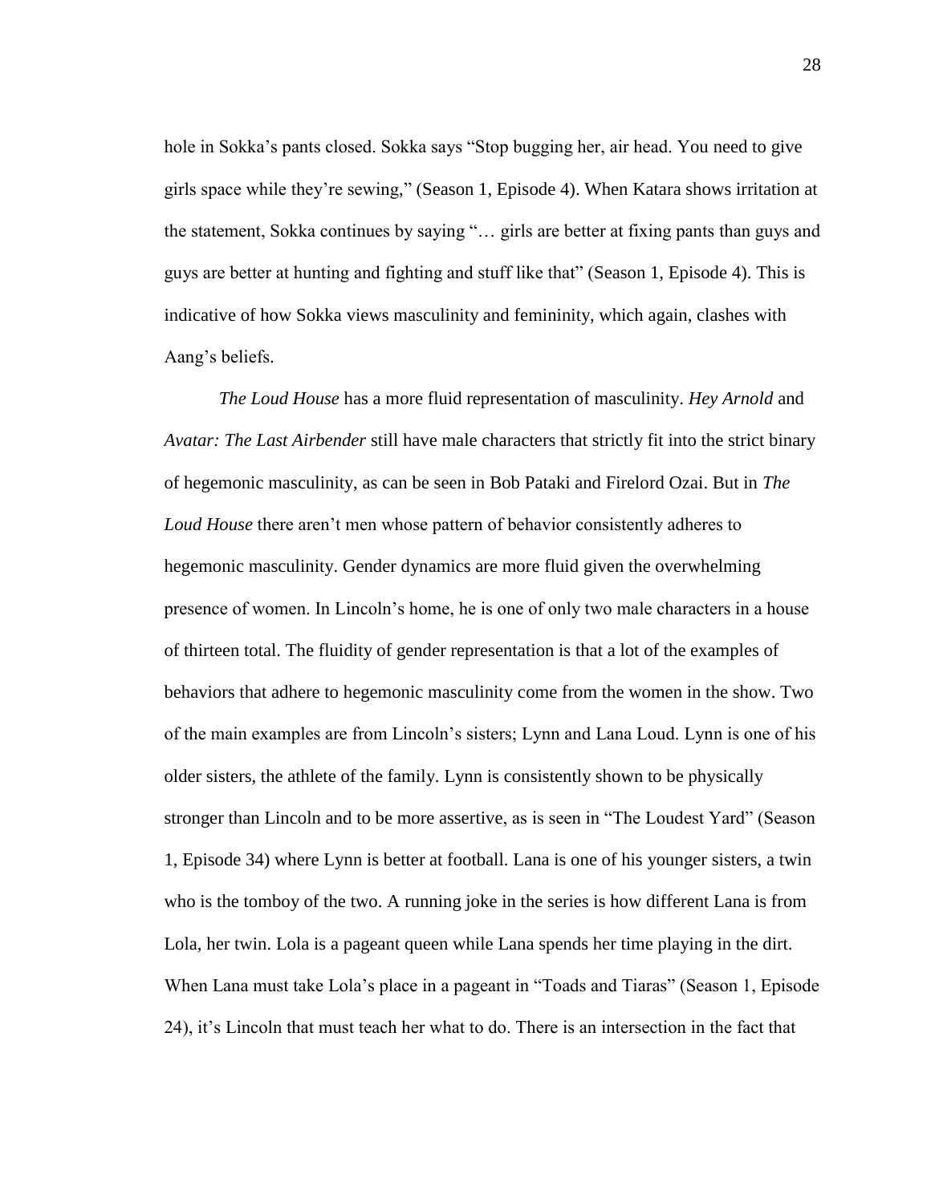hole in Sokka's pants closed. Sokka says "Stop bugging her, air head. You need to give girls space while they're sewing," (Season 1, Episode 4). When Katara shows irritation at the statement, Sokka continues by saying "… girls are better at fixing pants than guys and guys are better at hunting and fighting and stuff like that" (Season 1, Episode 4). This is indicative of how Sokka views masculinity and femininity, which again, clashes with Aang's beliefs.

*The Loud House* has a more fluid representation of masculinity. *Hey Arnold* and *Avatar: The Last Airbender* still have male characters that strictly fit into the strict binary of hegemonic masculinity, as can be seen in Bob Pataki and Firelord Ozai. But in *The Loud House* there aren't men whose pattern of behavior consistently adheres to hegemonic masculinity. Gender dynamics are more fluid given the overwhelming presence of women. In Lincoln's home, he is one of only two male characters in a house of thirteen total. The fluidity of gender representation is that a lot of the examples of behaviors that adhere to hegemonic masculinity come from the women in the show. Two of the main examples are from Lincoln's sisters; Lynn and Lana Loud. Lynn is one of his older sisters, the athlete of the family. Lynn is consistently shown to be physically stronger than Lincoln and to be more assertive, as is seen in "The Loudest Yard" (Season 1, Episode 34) where Lynn is better at football. Lana is one of his younger sisters, a twin who is the tomboy of the two. A running joke in the series is how different Lana is from Lola, her twin. Lola is a pageant queen while Lana spends her time playing in the dirt. When Lana must take Lola's place in a pageant in "Toads and Tiaras" (Season 1, Episode 24), it's Lincoln that must teach her what to do. There is an intersection in the fact that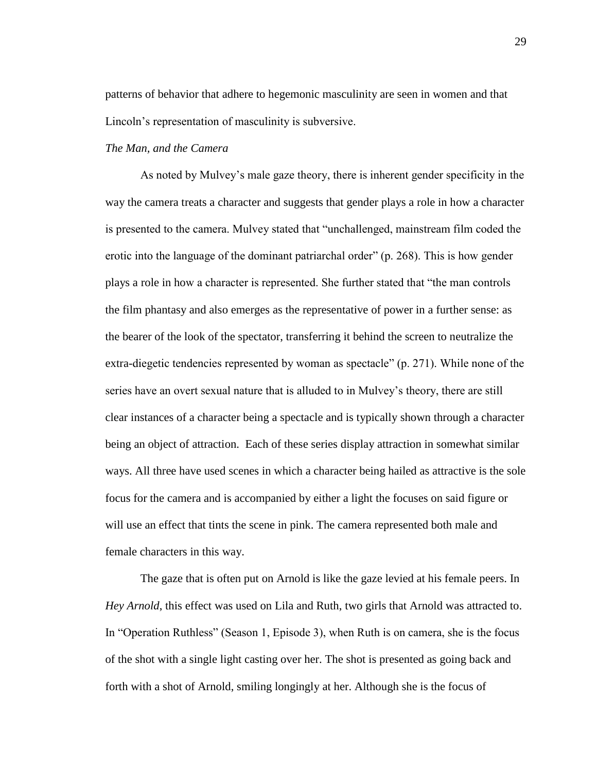patterns of behavior that adhere to hegemonic masculinity are seen in women and that Lincoln's representation of masculinity is subversive.

*The Man, and the Camera*

As noted by Mulvey's male gaze theory, there is inherent gender specificity in the way the camera treats a character and suggests that gender plays a role in how a character is presented to the camera. Mulvey stated that "unchallenged, mainstream film coded the erotic into the language of the dominant patriarchal order" (p. 268). This is how gender plays a role in how a character is represented. She further stated that "the man controls the film phantasy and also emerges as the representative of power in a further sense: as the bearer of the look of the spectator, transferring it behind the screen to neutralize the extra-diegetic tendencies represented by woman as spectacle" (p. 271). While none of the series have an overt sexual nature that is alluded to in Mulvey's theory, there are still clear instances of a character being a spectacle and is typically shown through a character being an object of attraction. Each of these series display attraction in somewhat similar ways. All three have used scenes in which a character being hailed as attractive is the sole focus for the camera and is accompanied by either a light the focuses on said figure or will use an effect that tints the scene in pink. The camera represented both male and female characters in this way.

The gaze that is often put on Arnold is like the gaze levied at his female peers. In *Hey Arnold*, this effect was used on Lila and Ruth, two girls that Arnold was attracted to. In "Operation Ruthless" (Season 1, Episode 3), when Ruth is on camera, she is the focus of the shot with a single light casting over her. The shot is presented as going back and forth with a shot of Arnold, smiling longingly at her. Although she is the focus of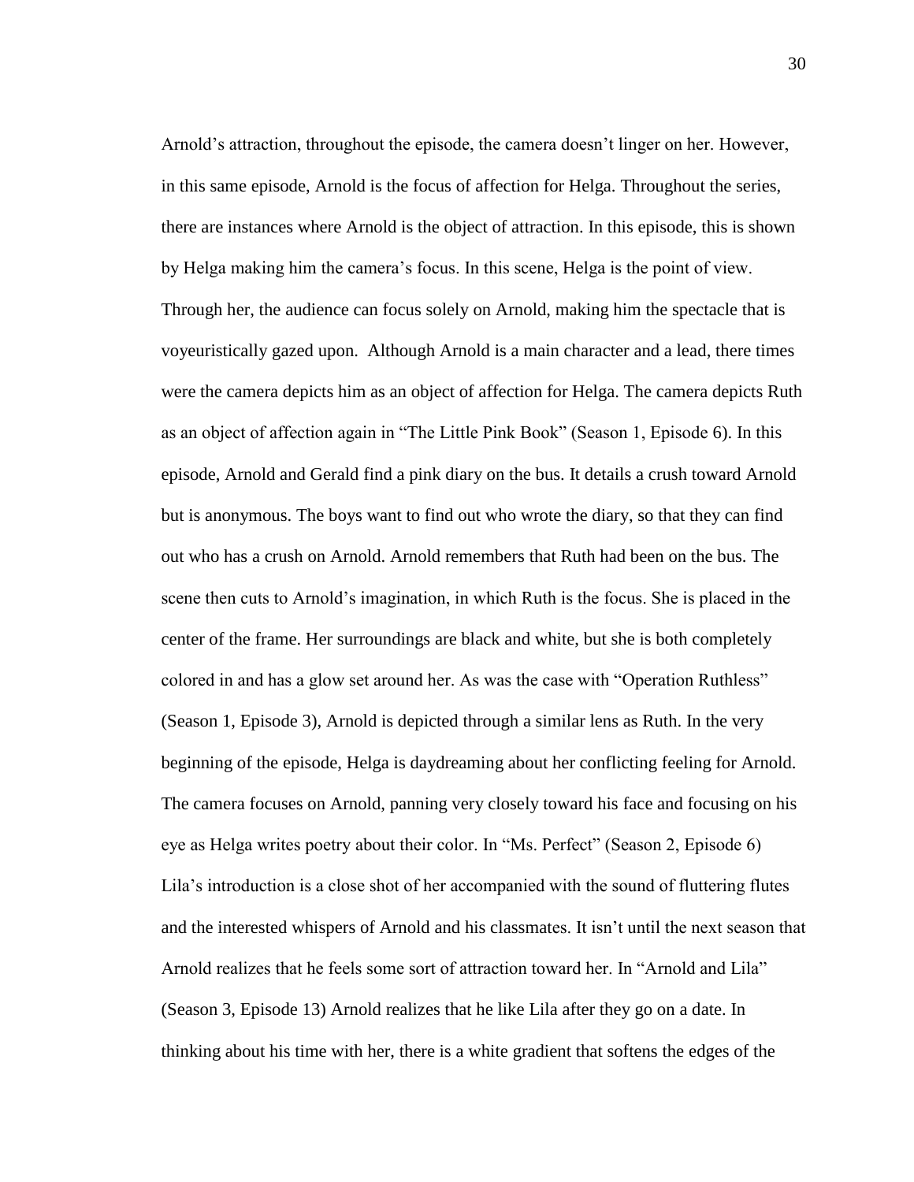Arnold's attraction, throughout the episode, the camera doesn't linger on her. However, in this same episode, Arnold is the focus of affection for Helga. Throughout the series, there are instances where Arnold is the object of attraction. In this episode, this is shown by Helga making him the camera's focus. In this scene, Helga is the point of view. Through her, the audience can focus solely on Arnold, making him the spectacle that is voyeuristically gazed upon. Although Arnold is a main character and a lead, there times were the camera depicts him as an object of affection for Helga. The camera depicts Ruth as an object of affection again in "The Little Pink Book" (Season 1, Episode 6). In this episode, Arnold and Gerald find a pink diary on the bus. It details a crush toward Arnold but is anonymous. The boys want to find out who wrote the diary, so that they can find out who has a crush on Arnold. Arnold remembers that Ruth had been on the bus. The scene then cuts to Arnold's imagination, in which Ruth is the focus. She is placed in the center of the frame. Her surroundings are black and white, but she is both completely colored in and has a glow set around her. As was the case with "Operation Ruthless" (Season 1, Episode 3), Arnold is depicted through a similar lens as Ruth. In the very beginning of the episode, Helga is daydreaming about her conflicting feeling for Arnold. The camera focuses on Arnold, panning very closely toward his face and focusing on his eye as Helga writes poetry about their color. In "Ms. Perfect" (Season 2, Episode 6) Lila's introduction is a close shot of her accompanied with the sound of fluttering flutes and the interested whispers of Arnold and his classmates. It isn't until the next season that Arnold realizes that he feels some sort of attraction toward her. In "Arnold and Lila" (Season 3, Episode 13) Arnold realizes that he like Lila after they go on a date. In thinking about his time with her, there is a white gradient that softens the edges of the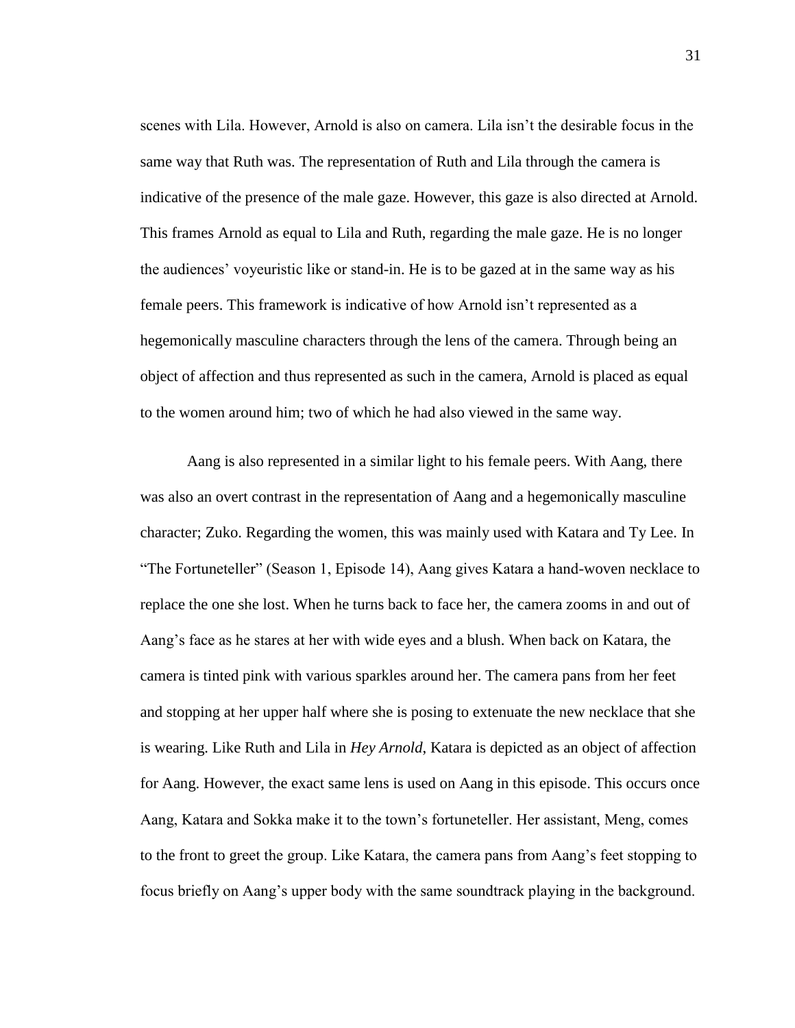scenes with Lila. However, Arnold is also on camera. Lila isn't the desirable focus in the same way that Ruth was. The representation of Ruth and Lila through the camera is indicative of the presence of the male gaze. However, this gaze is also directed at Arnold. This frames Arnold as equal to Lila and Ruth, regarding the male gaze. He is no longer the audiences' voyeuristic like or stand-in. He is to be gazed at in the same way as his female peers. This framework is indicative of how Arnold isn't represented as a hegemonically masculine characters through the lens of the camera. Through being an object of affection and thus represented as such in the camera, Arnold is placed as equal to the women around him; two of which he had also viewed in the same way.

Aang is also represented in a similar light to his female peers. With Aang, there was also an overt contrast in the representation of Aang and a hegemonically masculine character; Zuko. Regarding the women, this was mainly used with Katara and Ty Lee. In "The Fortuneteller" (Season 1, Episode 14), Aang gives Katara a hand-woven necklace to replace the one she lost. When he turns back to face her, the camera zooms in and out of Aang's face as he stares at her with wide eyes and a blush. When back on Katara, the camera is tinted pink with various sparkles around her. The camera pans from her feet and stopping at her upper half where she is posing to extenuate the new necklace that she is wearing. Like Ruth and Lila in *Hey Arnold*, Katara is depicted as an object of affection for Aang. However, the exact same lens is used on Aang in this episode. This occurs once Aang, Katara and Sokka make it to the town's fortuneteller. Her assistant, Meng, comes to the front to greet the group. Like Katara, the camera pans from Aang's feet stopping to focus briefly on Aang's upper body with the same soundtrack playing in the background.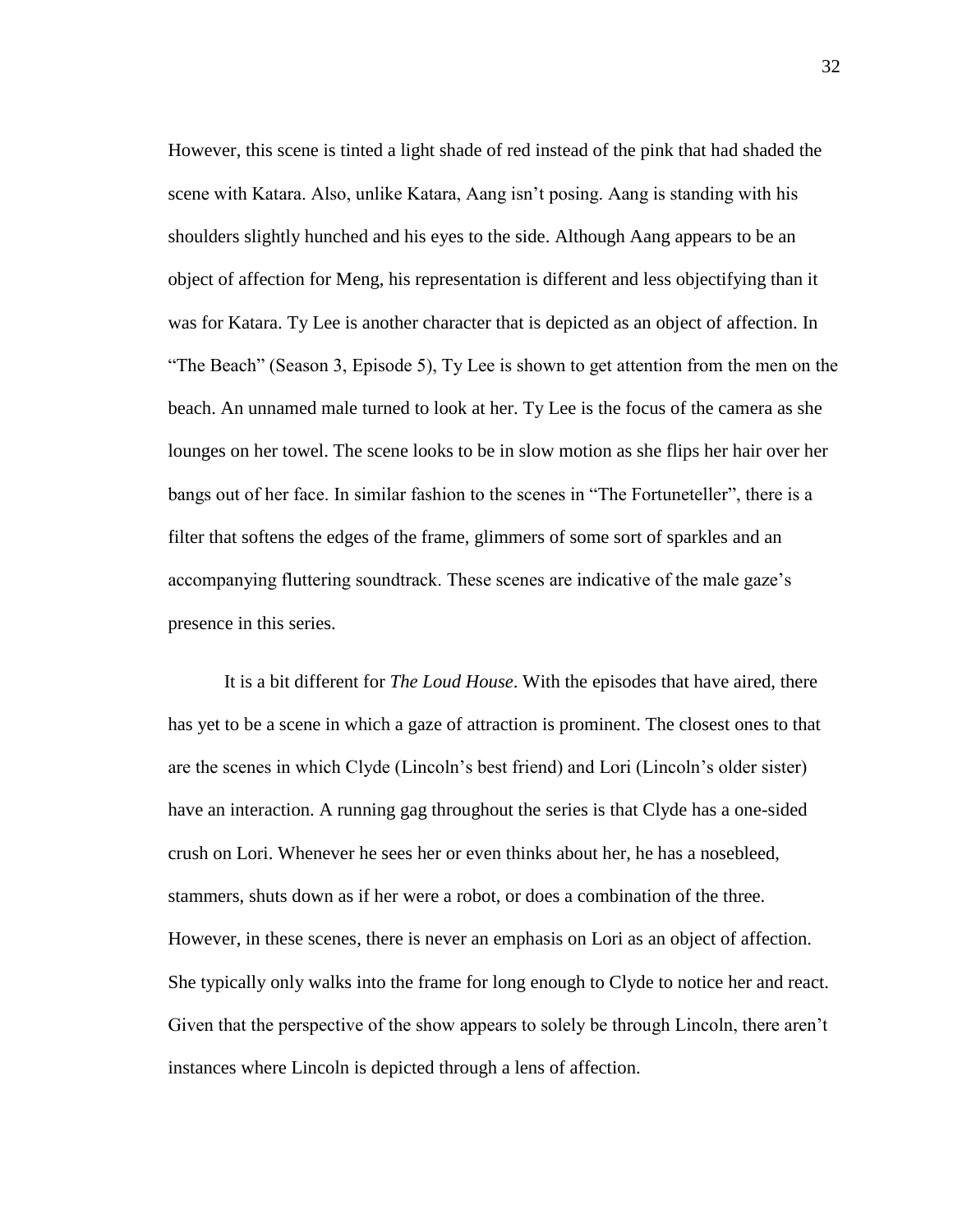However, this scene is tinted a light shade of red instead of the pink that had shaded the scene with Katara. Also, unlike Katara, Aang isn't posing. Aang is standing with his shoulders slightly hunched and his eyes to the side. Although Aang appears to be an object of affection for Meng, his representation is different and less objectifying than it was for Katara. Ty Lee is another character that is depicted as an object of affection. In "The Beach" (Season 3, Episode 5), Ty Lee is shown to get attention from the men on the beach. An unnamed male turned to look at her. Ty Lee is the focus of the camera as she lounges on her towel. The scene looks to be in slow motion as she flips her hair over her bangs out of her face. In similar fashion to the scenes in "The Fortuneteller", there is a filter that softens the edges of the frame, glimmers of some sort of sparkles and an accompanying fluttering soundtrack. These scenes are indicative of the male gaze's presence in this series.

It is a bit different for *The Loud House*. With the episodes that have aired, there has yet to be a scene in which a gaze of attraction is prominent. The closest ones to that are the scenes in which Clyde (Lincoln's best friend) and Lori (Lincoln's older sister) have an interaction. A running gag throughout the series is that Clyde has a one-sided crush on Lori. Whenever he sees her or even thinks about her, he has a nosebleed, stammers, shuts down as if her were a robot, or does a combination of the three. However, in these scenes, there is never an emphasis on Lori as an object of affection. She typically only walks into the frame for long enough to Clyde to notice her and react. Given that the perspective of the show appears to solely be through Lincoln, there aren't instances where Lincoln is depicted through a lens of affection.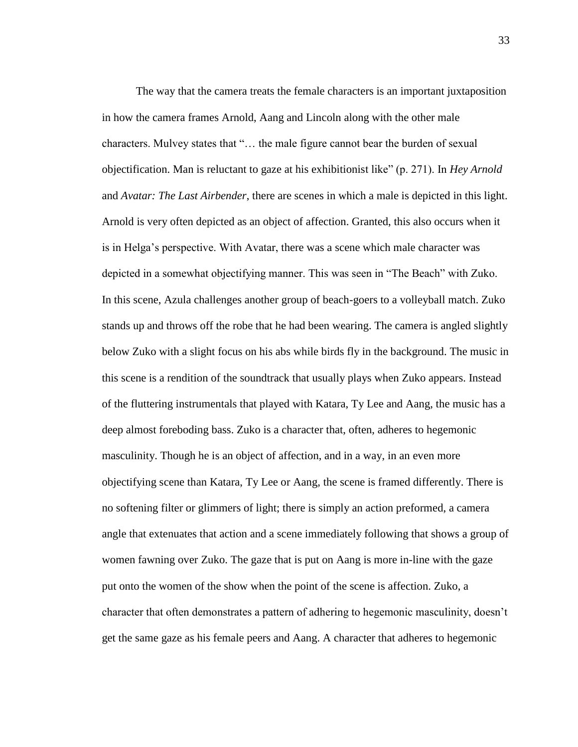The way that the camera treats the female characters is an important juxtaposition in how the camera frames Arnold, Aang and Lincoln along with the other male characters. Mulvey states that "… the male figure cannot bear the burden of sexual objectification. Man is reluctant to gaze at his exhibitionist like" (p. 271). In *Hey Arnold* and *Avatar: The Last Airbender*, there are scenes in which a male is depicted in this light. Arnold is very often depicted as an object of affection. Granted, this also occurs when it is in Helga's perspective. With Avatar, there was a scene which male character was depicted in a somewhat objectifying manner. This was seen in "The Beach" with Zuko. In this scene, Azula challenges another group of beach-goers to a volleyball match. Zuko stands up and throws off the robe that he had been wearing. The camera is angled slightly below Zuko with a slight focus on his abs while birds fly in the background. The music in this scene is a rendition of the soundtrack that usually plays when Zuko appears. Instead of the fluttering instrumentals that played with Katara, Ty Lee and Aang, the music has a deep almost foreboding bass. Zuko is a character that, often, adheres to hegemonic masculinity. Though he is an object of affection, and in a way, in an even more objectifying scene than Katara, Ty Lee or Aang, the scene is framed differently. There is no softening filter or glimmers of light; there is simply an action preformed, a camera angle that extenuates that action and a scene immediately following that shows a group of women fawning over Zuko. The gaze that is put on Aang is more in-line with the gaze put onto the women of the show when the point of the scene is affection. Zuko, a character that often demonstrates a pattern of adhering to hegemonic masculinity, doesn't get the same gaze as his female peers and Aang. A character that adheres to hegemonic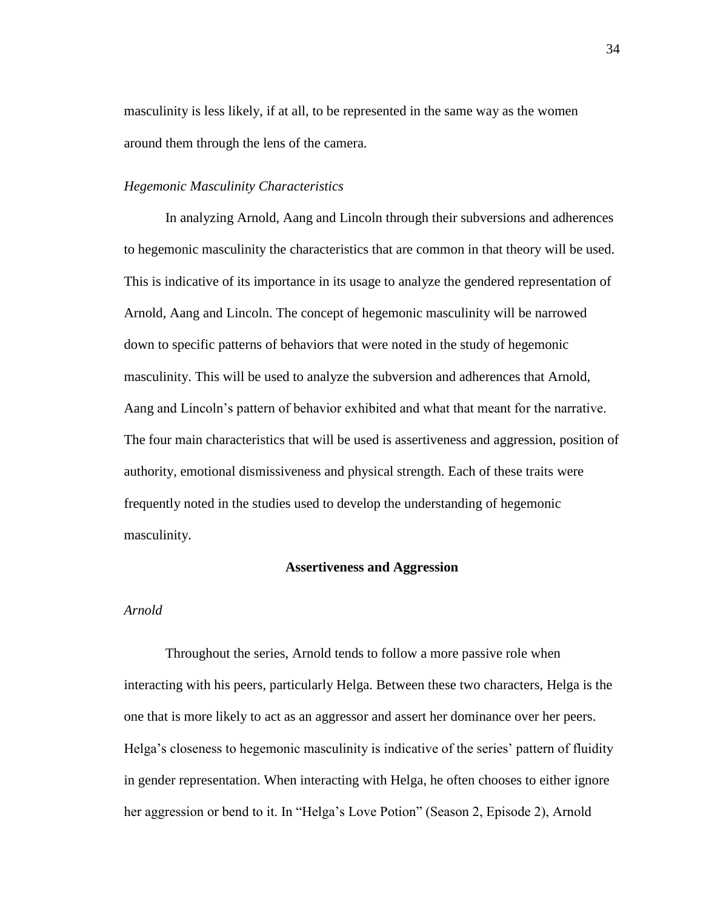masculinity is less likely, if at all, to be represented in the same way as the women around them through the lens of the camera.

### *Hegemonic Masculinity Characteristics*

In analyzing Arnold, Aang and Lincoln through their subversions and adherences to hegemonic masculinity the characteristics that are common in that theory will be used. This is indicative of its importance in its usage to analyze the gendered representation of Arnold, Aang and Lincoln. The concept of hegemonic masculinity will be narrowed down to specific patterns of behaviors that were noted in the study of hegemonic masculinity. This will be used to analyze the subversion and adherences that Arnold, Aang and Lincoln's pattern of behavior exhibited and what that meant for the narrative. The four main characteristics that will be used is assertiveness and aggression, position of authority, emotional dismissiveness and physical strength. Each of these traits were frequently noted in the studies used to develop the understanding of hegemonic masculinity.

## Assertiveness and Aggression

### *Arnold*

Throughout the series, Arnold tends to follow a more passive role when interacting with his peers, particularly Helga. Between these two characters, Helga is the one that is more likely to act as an aggressor and assert her dominance over her peers. Helga's closeness to hegemonic masculinity is indicative of the series' pattern of fluidity in gender representation. When interacting with Helga, he often chooses to either ignore her aggression or bend to it. In "Helga's Love Potion" (Season 2, Episode 2), Arnold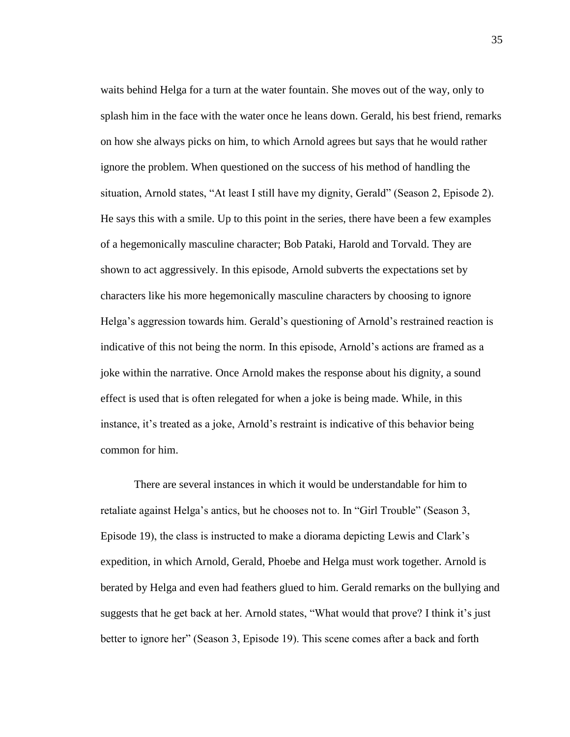waits behind Helga for a turn at the water fountain. She moves out of the way, only to splash him in the face with the water once he leans down. Gerald, his best friend, remarks on how she always picks on him, to which Arnold agrees but says that he would rather ignore the problem. When questioned on the success of his method of handling the situation, Arnold states, "At least I still have my dignity, Gerald" (Season 2, Episode 2). He says this with a smile. Up to this point in the series, there have been a few examples of a hegemonically masculine character; Bob Pataki, Harold and Torvald. They are shown to act aggressively. In this episode, Arnold subverts the expectations set by characters like his more hegemonically masculine characters by choosing to ignore Helga's aggression towards him. Gerald's questioning of Arnold's restrained reaction is indicative of this not being the norm. In this episode, Arnold's actions are framed as a joke within the narrative. Once Arnold makes the response about his dignity, a sound effect is used that is often relegated for when a joke is being made. While, in this instance, it's treated as a joke, Arnold's restraint is indicative of this behavior being common for him.

There are several instances in which it would be understandable for him to retaliate against Helga's antics, but he chooses not to. In "Girl Trouble" (Season 3, Episode 19), the class is instructed to make a diorama depicting Lewis and Clark's expedition, in which Arnold, Gerald, Phoebe and Helga must work together. Arnold is berated by Helga and even had feathers glued to him. Gerald remarks on the bullying and suggests that he get back at her. Arnold states, "What would that prove? I think it's just better to ignore her" (Season 3, Episode 19). This scene comes after a back and forth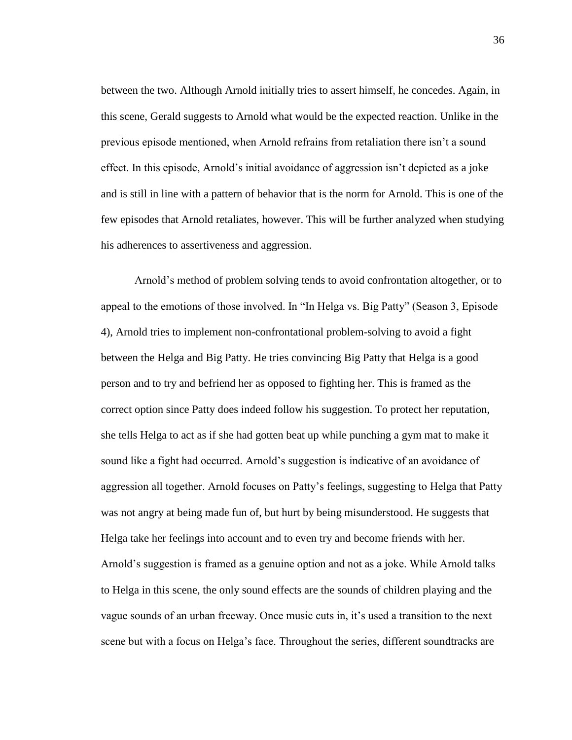between the two. Although Arnold initially tries to assert himself, he concedes. Again, in this scene, Gerald suggests to Arnold what would be the expected reaction. Unlike in the previous episode mentioned, when Arnold refrains from retaliation there isn't a sound effect. In this episode, Arnold's initial avoidance of aggression isn't depicted as a joke and is still in line with a pattern of behavior that is the norm for Arnold. This is one of the few episodes that Arnold retaliates, however. This will be further analyzed when studying his adherences to assertiveness and aggression.

Arnold's method of problem solving tends to avoid confrontation altogether, or to appeal to the emotions of those involved. In "In Helga vs. Big Patty" (Season 3, Episode 4), Arnold tries to implement non-confrontational problem-solving to avoid a fight between the Helga and Big Patty. He tries convincing Big Patty that Helga is a good person and to try and befriend her as opposed to fighting her. This is framed as the correct option since Patty does indeed follow his suggestion. To protect her reputation, she tells Helga to act as if she had gotten beat up while punching a gym mat to make it sound like a fight had occurred. Arnold's suggestion is indicative of an avoidance of aggression all together. Arnold focuses on Patty's feelings, suggesting to Helga that Patty was not angry at being made fun of, but hurt by being misunderstood. He suggests that Helga take her feelings into account and to even try and become friends with her. Arnold's suggestion is framed as a genuine option and not as a joke. While Arnold talks to Helga in this scene, the only sound effects are the sounds of children playing and the vague sounds of an urban freeway. Once music cuts in, it's used a transition to the next scene but with a focus on Helga's face. Throughout the series, different soundtracks are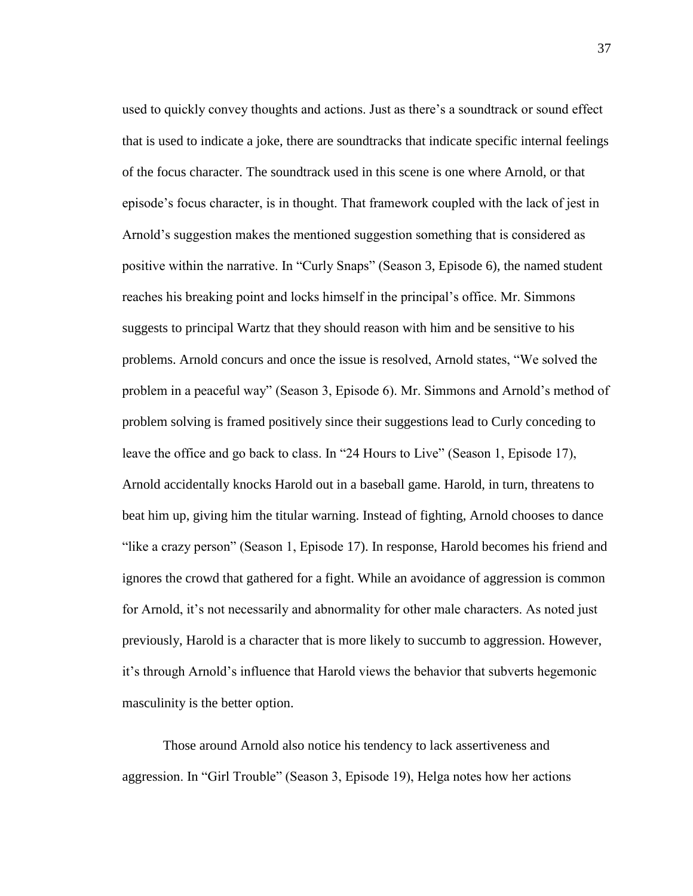used to quickly convey thoughts and actions. Just as there's a soundtrack or sound effect that is used to indicate a joke, there are soundtracks that indicate specific internal feelings of the focus character. The soundtrack used in this scene is one where Arnold, or that episode's focus character, is in thought. That framework coupled with the lack of jest in Arnold's suggestion makes the mentioned suggestion something that is considered as positive within the narrative. In "Curly Snaps" (Season 3, Episode 6), the named student reaches his breaking point and locks himself in the principal's office. Mr. Simmons suggests to principal Wartz that they should reason with him and be sensitive to his problems. Arnold concurs and once the issue is resolved, Arnold states, "We solved the problem in a peaceful way" (Season 3, Episode 6). Mr. Simmons and Arnold's method of problem solving is framed positively since their suggestions lead to Curly conceding to leave the office and go back to class. In "24 Hours to Live" (Season 1, Episode 17), Arnold accidentally knocks Harold out in a baseball game. Harold, in turn, threatens to beat him up, giving him the titular warning. Instead of fighting, Arnold chooses to dance "like a crazy person" (Season 1, Episode 17). In response, Harold becomes his friend and ignores the crowd that gathered for a fight. While an avoidance of aggression is common for Arnold, it's not necessarily and abnormality for other male characters. As noted just previously, Harold is a character that is more likely to succumb to aggression. However, it's through Arnold's influence that Harold views the behavior that subverts hegemonic masculinity is the better option.

Those around Arnold also notice his tendency to lack assertiveness and aggression. In "Girl Trouble" (Season 3, Episode 19), Helga notes how her actions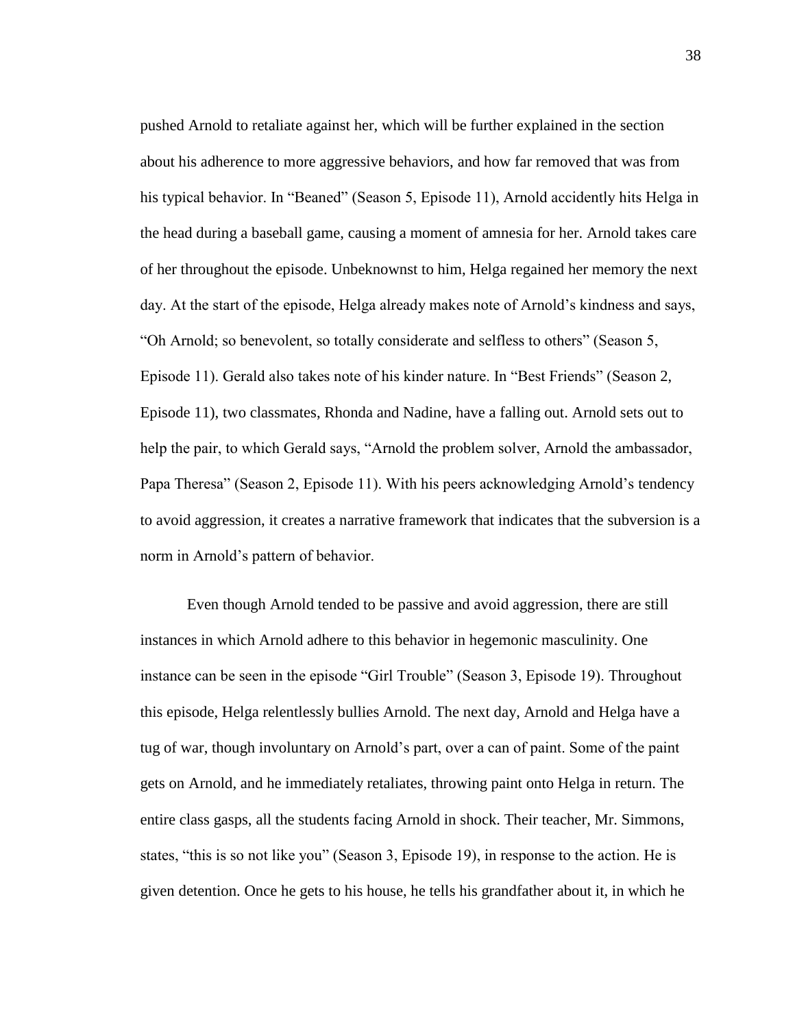pushed Arnold to retaliate against her, which will be further explained in the section about his adherence to more aggressive behaviors, and how far removed that was from his typical behavior. In "Beaned" (Season 5, Episode 11), Arnold accidently hits Helga in the head during a baseball game, causing a moment of amnesia for her. Arnold takes care of her throughout the episode. Unbeknownst to him, Helga regained her memory the next day. At the start of the episode, Helga already makes note of Arnold's kindness and says, "Oh Arnold; so benevolent, so totally considerate and selfless to others" (Season 5, Episode 11). Gerald also takes note of his kinder nature. In "Best Friends" (Season 2, Episode 11), two classmates, Rhonda and Nadine, have a falling out. Arnold sets out to help the pair, to which Gerald says, "Arnold the problem solver, Arnold the ambassador, Papa Theresa" (Season 2, Episode 11). With his peers acknowledging Arnold's tendency to avoid aggression, it creates a narrative framework that indicates that the subversion is a norm in Arnold's pattern of behavior.

Even though Arnold tended to be passive and avoid aggression, there are still instances in which Arnold adhere to this behavior in hegemonic masculinity. One instance can be seen in the episode "Girl Trouble" (Season 3, Episode 19). Throughout this episode, Helga relentlessly bullies Arnold. The next day, Arnold and Helga have a tug of war, though involuntary on Arnold's part, over a can of paint. Some of the paint gets on Arnold, and he immediately retaliates, throwing paint onto Helga in return. The entire class gasps, all the students facing Arnold in shock. Their teacher, Mr. Simmons, states, "this is so not like you" (Season 3, Episode 19), in response to the action. He is given detention. Once he gets to his house, he tells his grandfather about it, in which he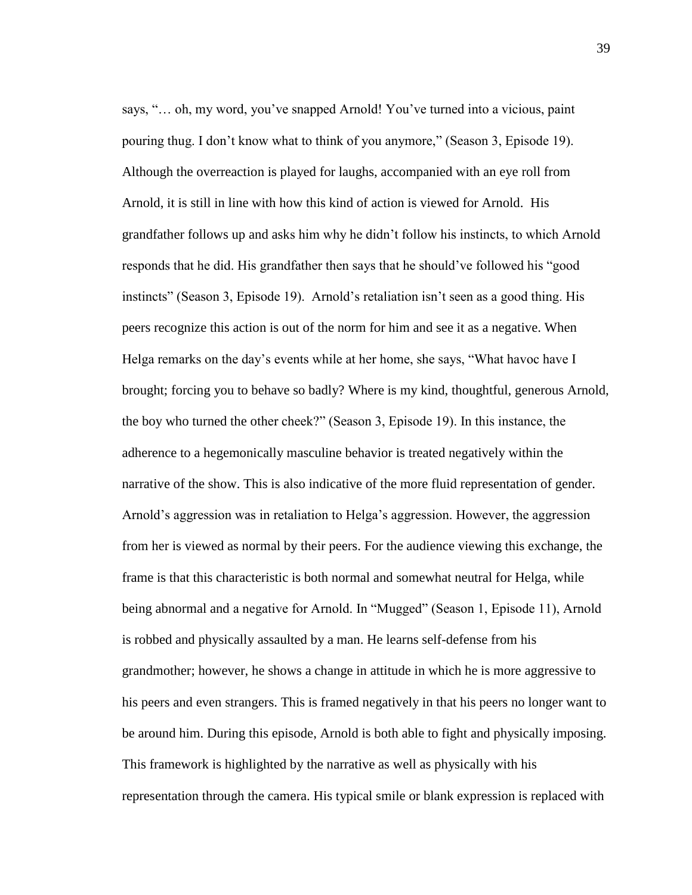says, "… oh, my word, you've snapped Arnold! You've turned into a vicious, paint pouring thug. I don't know what to think of you anymore," (Season 3, Episode 19). Although the overreaction is played for laughs, accompanied with an eye roll from Arnold, it is still in line with how this kind of action is viewed for Arnold. His grandfather follows up and asks him why he didn't follow his instincts, to which Arnold responds that he did. His grandfather then says that he should've followed his "good instincts" (Season 3, Episode 19). Arnold's retaliation isn't seen as a good thing. His peers recognize this action is out of the norm for him and see it as a negative. When Helga remarks on the day's events while at her home, she says, "What havoc have I brought; forcing you to behave so badly? Where is my kind, thoughtful, generous Arnold, the boy who turned the other cheek?" (Season 3, Episode 19). In this instance, the adherence to a hegemonically masculine behavior is treated negatively within the narrative of the show. This is also indicative of the more fluid representation of gender. Arnold's aggression was in retaliation to Helga's aggression. However, the aggression from her is viewed as normal by their peers. For the audience viewing this exchange, the frame is that this characteristic is both normal and somewhat neutral for Helga, while being abnormal and a negative for Arnold. In "Mugged" (Season 1, Episode 11), Arnold is robbed and physically assaulted by a man. He learns self-defense from his grandmother; however, he shows a change in attitude in which he is more aggressive to his peers and even strangers. This is framed negatively in that his peers no longer want to be around him. During this episode, Arnold is both able to fight and physically imposing. This framework is highlighted by the narrative as well as physically with his representation through the camera. His typical smile or blank expression is replaced with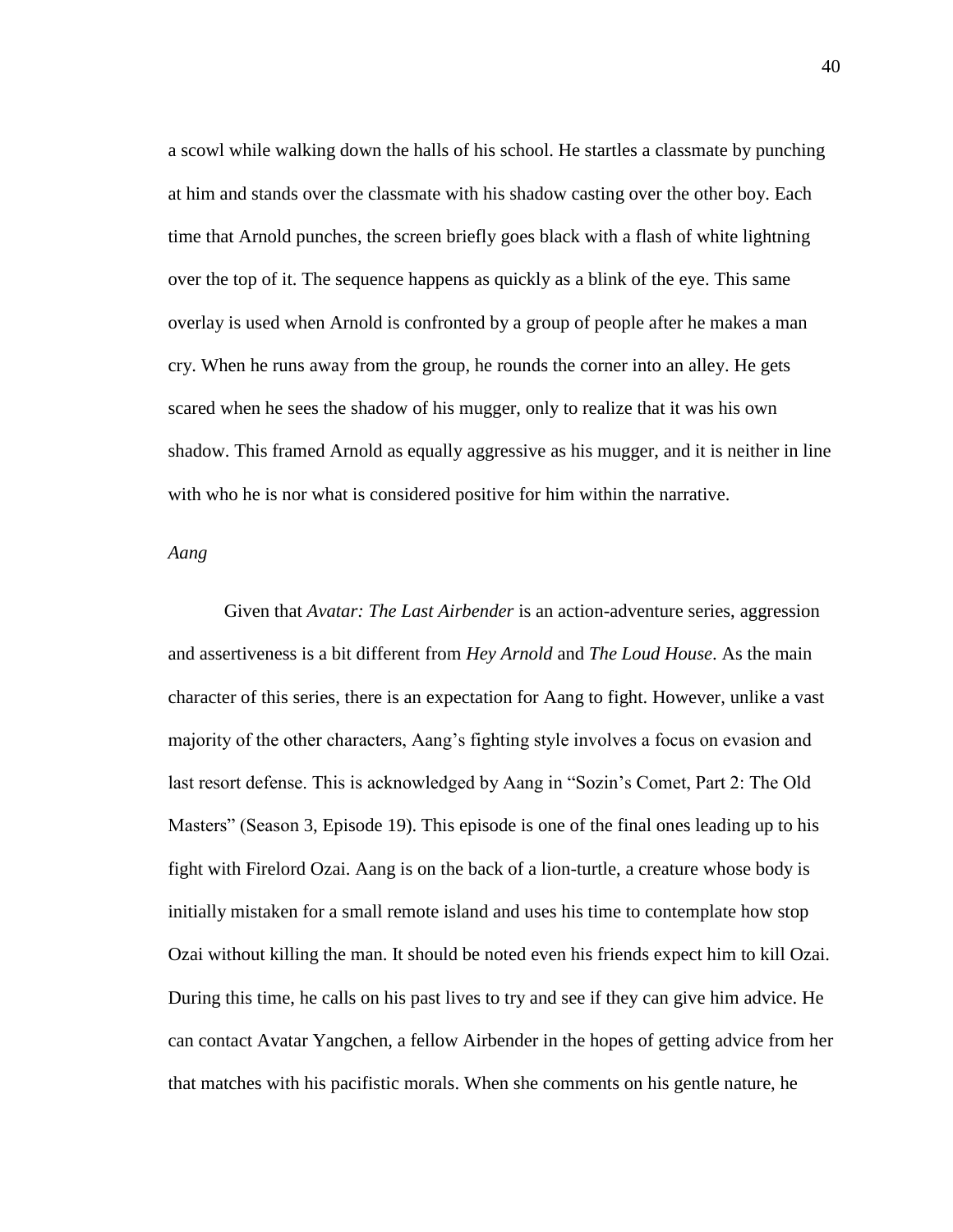a scowl while walking down the halls of his school. He startles a classmate by punching at him and stands over the classmate with his shadow casting over the other boy. Each time that Arnold punches, the screen briefly goes black with a flash of white lightning over the top of it. The sequence happens as quickly as a blink of the eye. This same overlay is used when Arnold is confronted by a group of people after he makes a man cry. When he runs away from the group, he rounds the corner into an alley. He gets scared when he sees the shadow of his mugger, only to realize that it was his own shadow. This framed Arnold as equally aggressive as his mugger, and it is neither in line with who he is nor what is considered positive for him within the narrative.

*Aang*

Given that *Avatar: The Last Airbender* is an action-adventure series, aggression and assertiveness is a bit different from *Hey Arnold* and *The Loud House*. As the main character of this series, there is an expectation for Aang to fight. However, unlike a vast majority of the other characters, Aang's fighting style involves a focus on evasion and last resort defense. This is acknowledged by Aang in "Sozin's Comet, Part 2: The Old Masters" (Season 3, Episode 19). This episode is one of the final ones leading up to his fight with Firelord Ozai. Aang is on the back of a lion-turtle, a creature whose body is initially mistaken for a small remote island and uses his time to contemplate how stop Ozai without killing the man. It should be noted even his friends expect him to kill Ozai. During this time, he calls on his past lives to try and see if they can give him advice. He can contact Avatar Yangchen, a fellow Airbender in the hopes of getting advice from her that matches with his pacifistic morals. When she comments on his gentle nature, he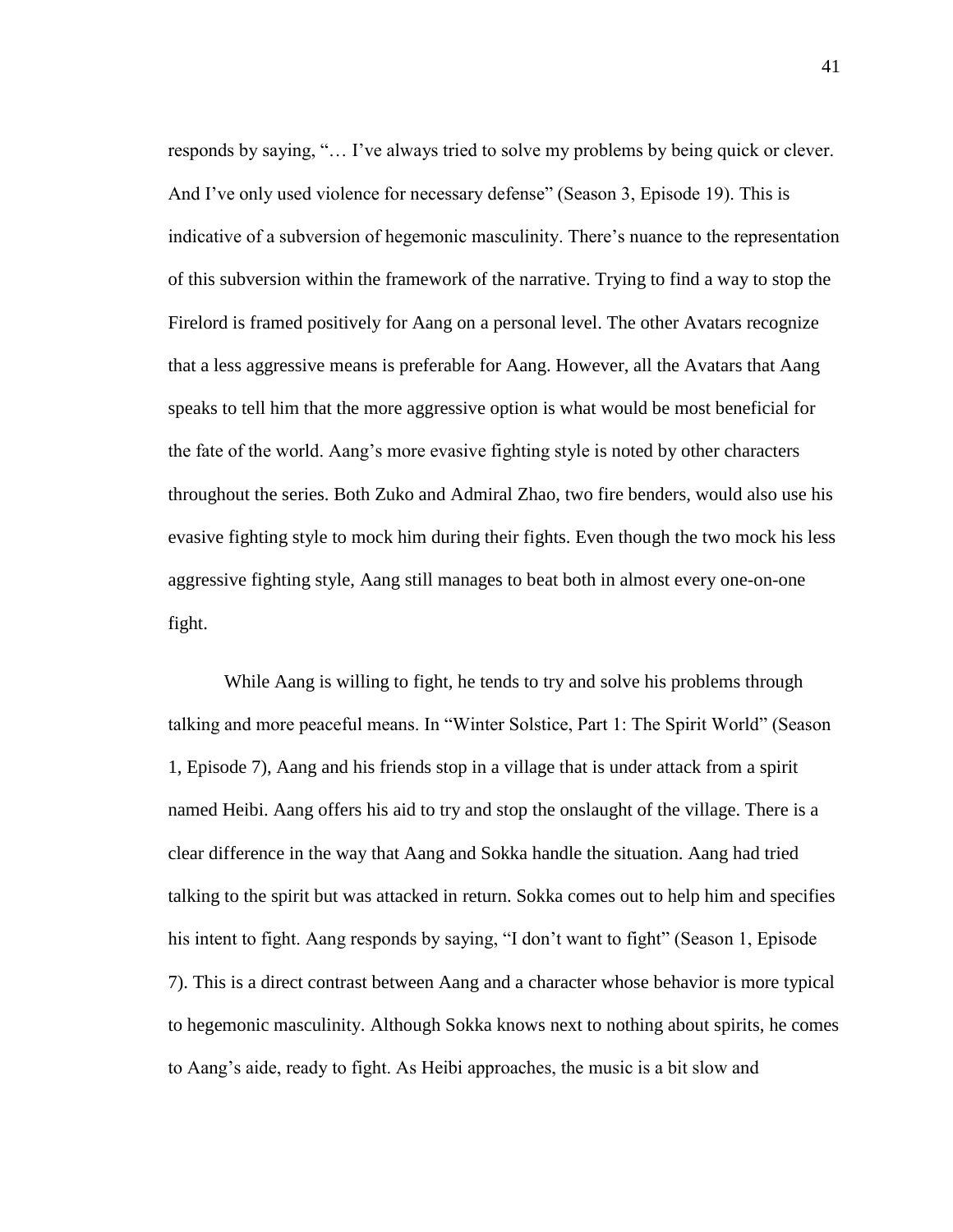responds by saying, "… I've always tried to solve my problems by being quick or clever. And I've only used violence for necessary defense" (Season 3, Episode 19). This is indicative of a subversion of hegemonic masculinity. There's nuance to the representation of this subversion within the framework of the narrative. Trying to find a way to stop the Firelord is framed positively for Aang on a personal level. The other Avatars recognize that a less aggressive means is preferable for Aang. However, all the Avatars that Aang speaks to tell him that the more aggressive option is what would be most beneficial for the fate of the world. Aang's more evasive fighting style is noted by other characters throughout the series. Both Zuko and Admiral Zhao, two fire benders, would also use his evasive fighting style to mock him during their fights. Even though the two mock his less aggressive fighting style, Aang still manages to beat both in almost every one-on-one fight.

While Aang is willing to fight, he tends to try and solve his problems through talking and more peaceful means. In "Winter Solstice, Part 1: The Spirit World" (Season 1, Episode 7), Aang and his friends stop in a village that is under attack from a spirit named Heibi. Aang offers his aid to try and stop the onslaught of the village. There is a clear difference in the way that Aang and Sokka handle the situation. Aang had tried talking to the spirit but was attacked in return. Sokka comes out to help him and specifies his intent to fight. Aang responds by saying, "I don't want to fight" (Season 1, Episode 7). This is a direct contrast between Aang and a character whose behavior is more typical to hegemonic masculinity. Although Sokka knows next to nothing about spirits, he comes to Aang's aide, ready to fight. As Heibi approaches, the music is a bit slow and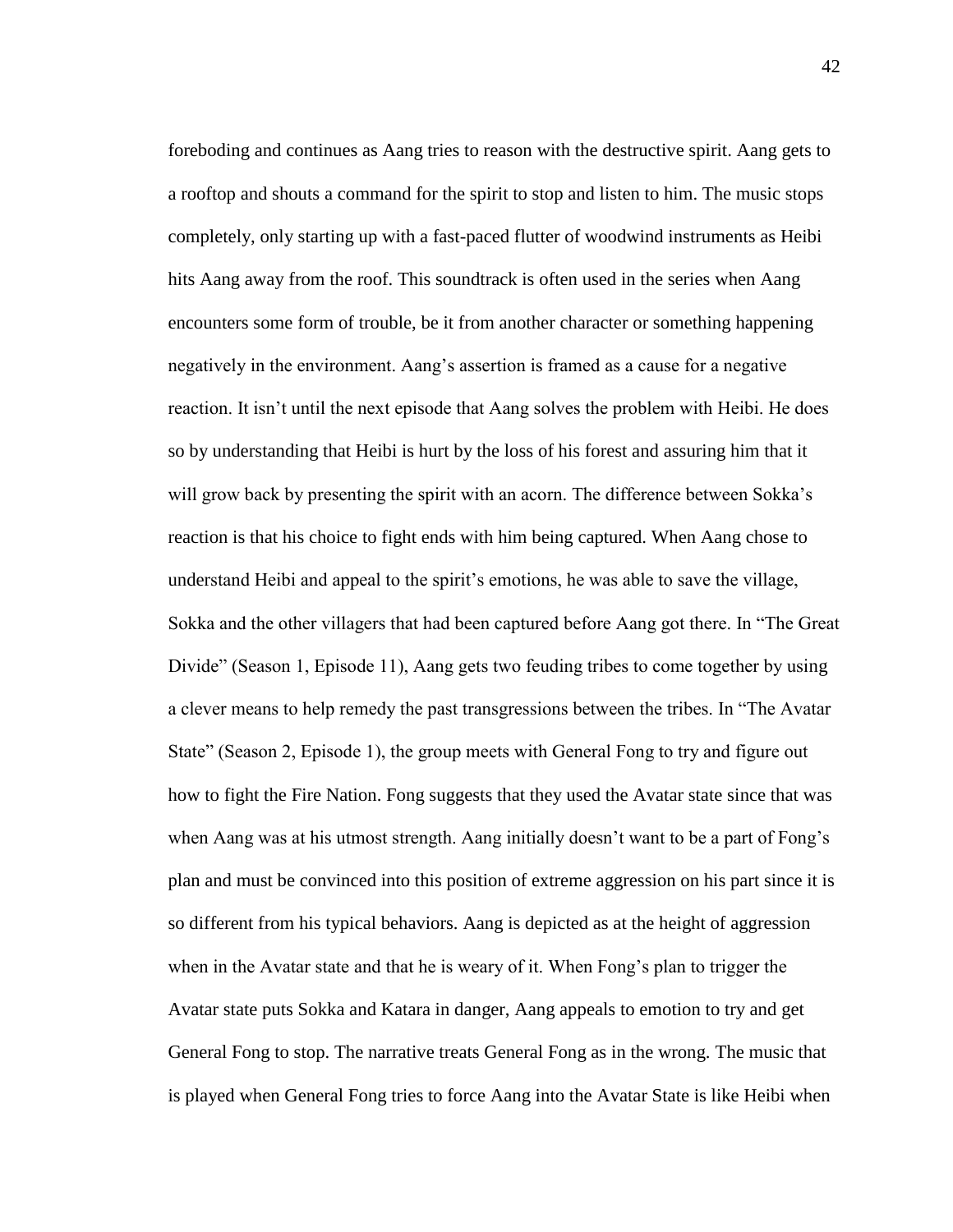foreboding and continues as Aang tries to reason with the destructive spirit. Aang gets to a rooftop and shouts a command for the spirit to stop and listen to him. The music stops completely, only starting up with a fast-paced flutter of woodwind instruments as Heibi hits Aang away from the roof. This soundtrack is often used in the series when Aang encounters some form of trouble, be it from another character or something happening negatively in the environment. Aang's assertion is framed as a cause for a negative reaction. It isn't until the next episode that Aang solves the problem with Heibi. He does so by understanding that Heibi is hurt by the loss of his forest and assuring him that it will grow back by presenting the spirit with an acorn. The difference between Sokka's reaction is that his choice to fight ends with him being captured. When Aang chose to understand Heibi and appeal to the spirit's emotions, he was able to save the village, Sokka and the other villagers that had been captured before Aang got there. In "The Great Divide" (Season 1, Episode 11), Aang gets two feuding tribes to come together by using a clever means to help remedy the past transgressions between the tribes. In "The Avatar State" (Season 2, Episode 1), the group meets with General Fong to try and figure out how to fight the Fire Nation. Fong suggests that they used the Avatar state since that was when Aang was at his utmost strength. Aang initially doesn't want to be a part of Fong's plan and must be convinced into this position of extreme aggression on his part since it is so different from his typical behaviors. Aang is depicted as at the height of aggression when in the Avatar state and that he is weary of it. When Fong's plan to trigger the Avatar state puts Sokka and Katara in danger, Aang appeals to emotion to try and get General Fong to stop. The narrative treats General Fong as in the wrong. The music that is played when General Fong tries to force Aang into the Avatar State is like Heibi when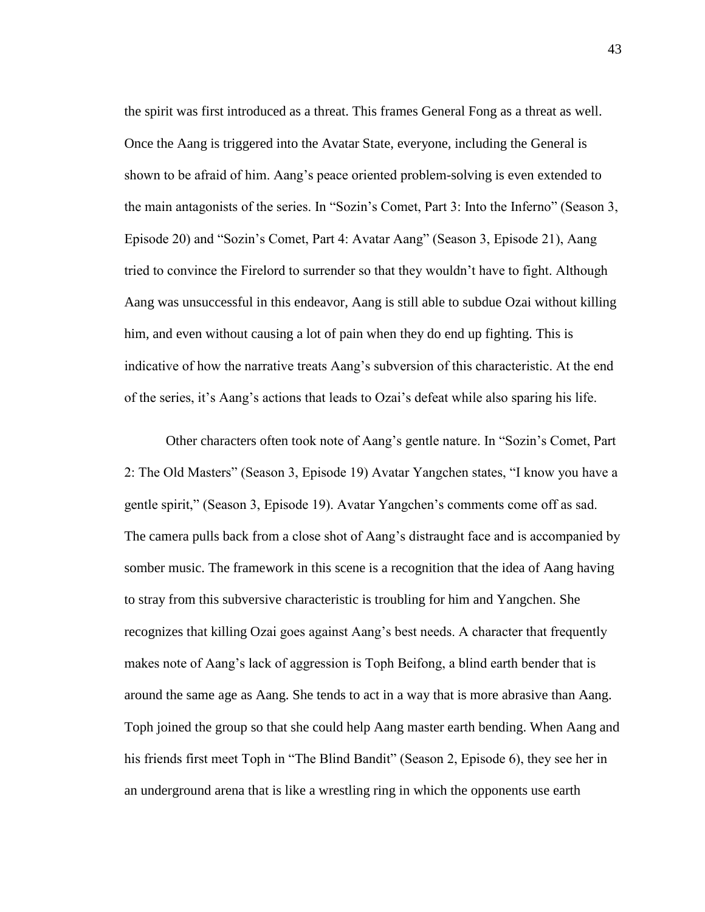the spirit was first introduced as a threat. This frames General Fong as a threat as well. Once the Aang is triggered into the Avatar State, everyone, including the General is shown to be afraid of him. Aang's peace oriented problem-solving is even extended to the main antagonists of the series. In "Sozin's Comet, Part 3: Into the Inferno" (Season 3, Episode 20) and "Sozin's Comet, Part 4: Avatar Aang" (Season 3, Episode 21), Aang tried to convince the Firelord to surrender so that they wouldn't have to fight. Although Aang was unsuccessful in this endeavor, Aang is still able to subdue Ozai without killing him, and even without causing a lot of pain when they do end up fighting. This is indicative of how the narrative treats Aang's subversion of this characteristic. At the end of the series, it's Aang's actions that leads to Ozai's defeat while also sparing his life.

Other characters often took note of Aang's gentle nature. In "Sozin's Comet, Part 2: The Old Masters" (Season 3, Episode 19) Avatar Yangchen states, "I know you have a gentle spirit," (Season 3, Episode 19). Avatar Yangchen's comments come off as sad. The camera pulls back from a close shot of Aang's distraught face and is accompanied by somber music. The framework in this scene is a recognition that the idea of Aang having to stray from this subversive characteristic is troubling for him and Yangchen. She recognizes that killing Ozai goes against Aang's best needs. A character that frequently makes note of Aang's lack of aggression is Toph Beifong, a blind earth bender that is around the same age as Aang. She tends to act in a way that is more abrasive than Aang. Toph joined the group so that she could help Aang master earth bending. When Aang and his friends first meet Toph in "The Blind Bandit" (Season 2, Episode 6), they see her in an underground arena that is like a wrestling ring in which the opponents use earth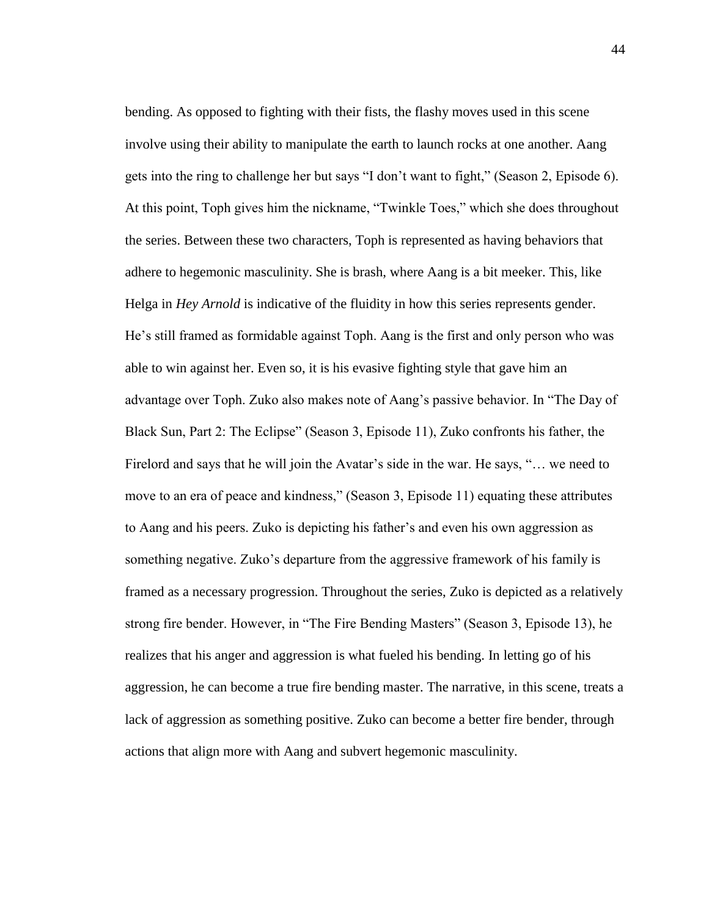bending. As opposed to fighting with their fists, the flashy moves used in this scene involve using their ability to manipulate the earth to launch rocks at one another. Aang gets into the ring to challenge her but says “I don’t want to fight,” (Season 2, Episode 6). At this point, Toph gives him the nickname, “Twinkle Toes,” which she does throughout the series. Between these two characters, Toph is represented as having behaviors that adhere to hegemonic masculinity. She is brash, where Aang is a bit meeker. This, like Helga in *Hey Arnold* is indicative of the fluidity in how this series represents gender. He’s still framed as formidable against Toph. Aang is the first and only person who was able to win against her. Even so, it is his evasive fighting style that gave him an advantage over Toph. Zuko also makes note of Aang’s passive behavior. In “The Day of Black Sun, Part 2: The Eclipse” (Season 3, Episode 11), Zuko confronts his father, the Firelord and says that he will join the Avatar’s side in the war. He says, “… we need to move to an era of peace and kindness,” (Season 3, Episode 11) equating these attributes to Aang and his peers. Zuko is depicting his father’s and even his own aggression as something negative. Zuko’s departure from the aggressive framework of his family is framed as a necessary progression. Throughout the series, Zuko is depicted as a relatively strong fire bender. However, in “The Fire Bending Masters” (Season 3, Episode 13), he realizes that his anger and aggression is what fueled his bending. In letting go of his aggression, he can become a true fire bending master. The narrative, in this scene, treats a lack of aggression as something positive. Zuko can become a better fire bender, through actions that align more with Aang and subvert hegemonic masculinity.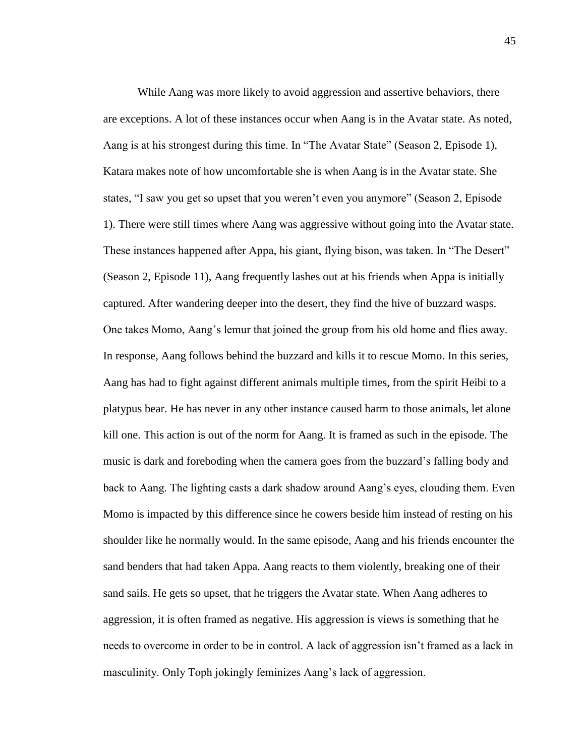While Aang was more likely to avoid aggression and assertive behaviors, there are exceptions. A lot of these instances occur when Aang is in the Avatar state. As noted, Aang is at his strongest during this time. In “The Avatar State” (Season 2, Episode 1), Katara makes note of how uncomfortable she is when Aang is in the Avatar state. She states, “I saw you get so upset that you weren’t even you anymore” (Season 2, Episode 1). There were still times where Aang was aggressive without going into the Avatar state. These instances happened after Appa, his giant, flying bison, was taken. In “The Desert” (Season 2, Episode 11), Aang frequently lashes out at his friends when Appa is initially captured. After wandering deeper into the desert, they find the hive of buzzard wasps. One takes Momo, Aang’s lemur that joined the group from his old home and flies away. In response, Aang follows behind the buzzard and kills it to rescue Momo. In this series, Aang has had to fight against different animals multiple times, from the spirit Heibi to a platypus bear. He has never in any other instance caused harm to those animals, let alone kill one. This action is out of the norm for Aang. It is framed as such in the episode. The music is dark and foreboding when the camera goes from the buzzard’s falling body and back to Aang. The lighting casts a dark shadow around Aang’s eyes, clouding them. Even Momo is impacted by this difference since he cowers beside him instead of resting on his shoulder like he normally would. In the same episode, Aang and his friends encounter the sand benders that had taken Appa. Aang reacts to them violently, breaking one of their sand sails. He gets so upset, that he triggers the Avatar state. When Aang adheres to aggression, it is often framed as negative. His aggression is views is something that he needs to overcome in order to be in control. A lack of aggression isn’t framed as a lack in masculinity. Only Toph jokingly feminizes Aang’s lack of aggression.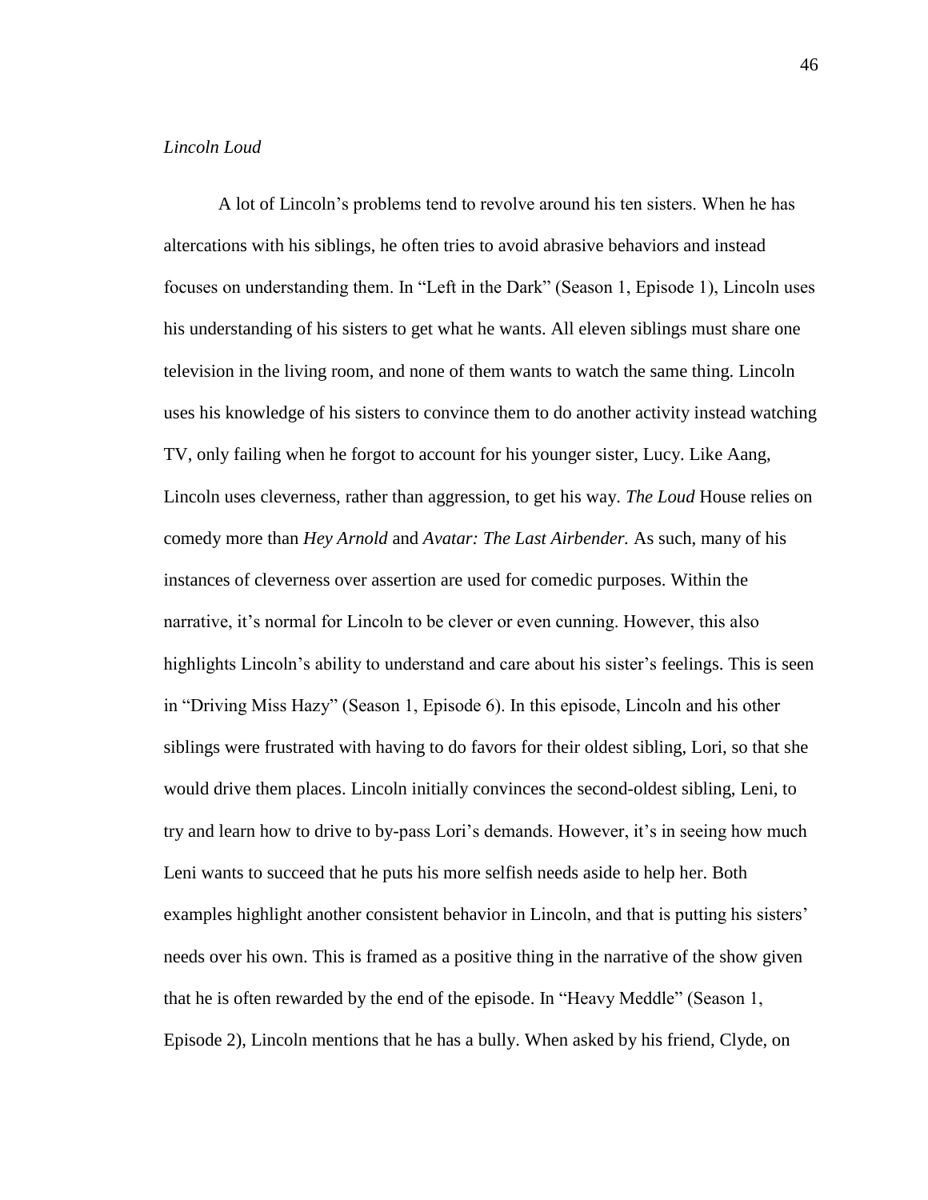*Lincoln Loud*

A lot of Lincoln's problems tend to revolve around his ten sisters. When he has altercations with his siblings, he often tries to avoid abrasive behaviors and instead focuses on understanding them. In "Left in the Dark" (Season 1, Episode 1), Lincoln uses his understanding of his sisters to get what he wants. All eleven siblings must share one television in the living room, and none of them wants to watch the same thing. Lincoln uses his knowledge of his sisters to convince them to do another activity instead watching TV, only failing when he forgot to account for his younger sister, Lucy. Like Aang, Lincoln uses cleverness, rather than aggression, to get his way. *The Loud* House relies on comedy more than *Hey Arnold* and *Avatar: The Last Airbender.* As such, many of his instances of cleverness over assertion are used for comedic purposes. Within the narrative, it's normal for Lincoln to be clever or even cunning. However, this also highlights Lincoln's ability to understand and care about his sister's feelings. This is seen in "Driving Miss Hazy" (Season 1, Episode 6). In this episode, Lincoln and his other siblings were frustrated with having to do favors for their oldest sibling, Lori, so that she would drive them places. Lincoln initially convinces the second-oldest sibling, Leni, to try and learn how to drive to by-pass Lori's demands. However, it's in seeing how much Leni wants to succeed that he puts his more selfish needs aside to help her. Both examples highlight another consistent behavior in Lincoln, and that is putting his sisters' needs over his own. This is framed as a positive thing in the narrative of the show given that he is often rewarded by the end of the episode. In "Heavy Meddle" (Season 1, Episode 2), Lincoln mentions that he has a bully. When asked by his friend, Clyde, on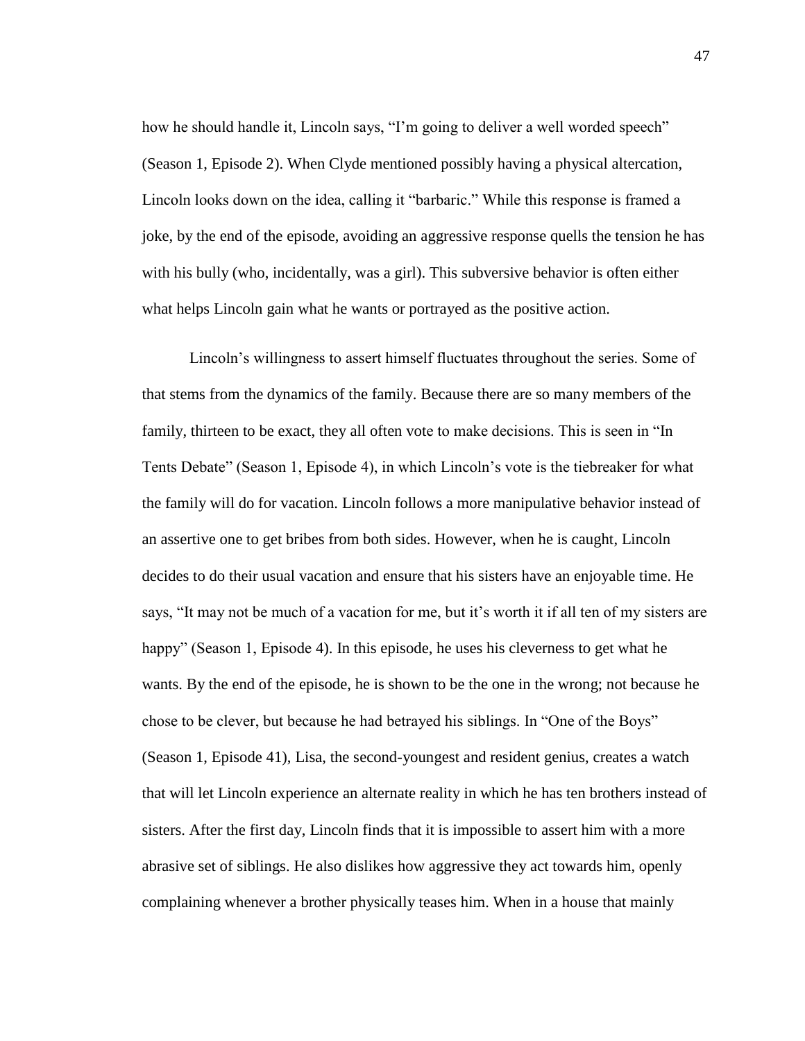how he should handle it, Lincoln says, "I'm going to deliver a well worded speech" (Season 1, Episode 2). When Clyde mentioned possibly having a physical altercation, Lincoln looks down on the idea, calling it "barbaric." While this response is framed a joke, by the end of the episode, avoiding an aggressive response quells the tension he has with his bully (who, incidentally, was a girl). This subversive behavior is often either what helps Lincoln gain what he wants or portrayed as the positive action.

Lincoln's willingness to assert himself fluctuates throughout the series. Some of that stems from the dynamics of the family. Because there are so many members of the family, thirteen to be exact, they all often vote to make decisions. This is seen in "In Tents Debate" (Season 1, Episode 4), in which Lincoln's vote is the tiebreaker for what the family will do for vacation. Lincoln follows a more manipulative behavior instead of an assertive one to get bribes from both sides. However, when he is caught, Lincoln decides to do their usual vacation and ensure that his sisters have an enjoyable time. He says, "It may not be much of a vacation for me, but it's worth it if all ten of my sisters are happy" (Season 1, Episode 4). In this episode, he uses his cleverness to get what he wants. By the end of the episode, he is shown to be the one in the wrong; not because he chose to be clever, but because he had betrayed his siblings. In "One of the Boys" (Season 1, Episode 41), Lisa, the second-youngest and resident genius, creates a watch that will let Lincoln experience an alternate reality in which he has ten brothers instead of sisters. After the first day, Lincoln finds that it is impossible to assert him with a more abrasive set of siblings. He also dislikes how aggressive they act towards him, openly complaining whenever a brother physically teases him. When in a house that mainly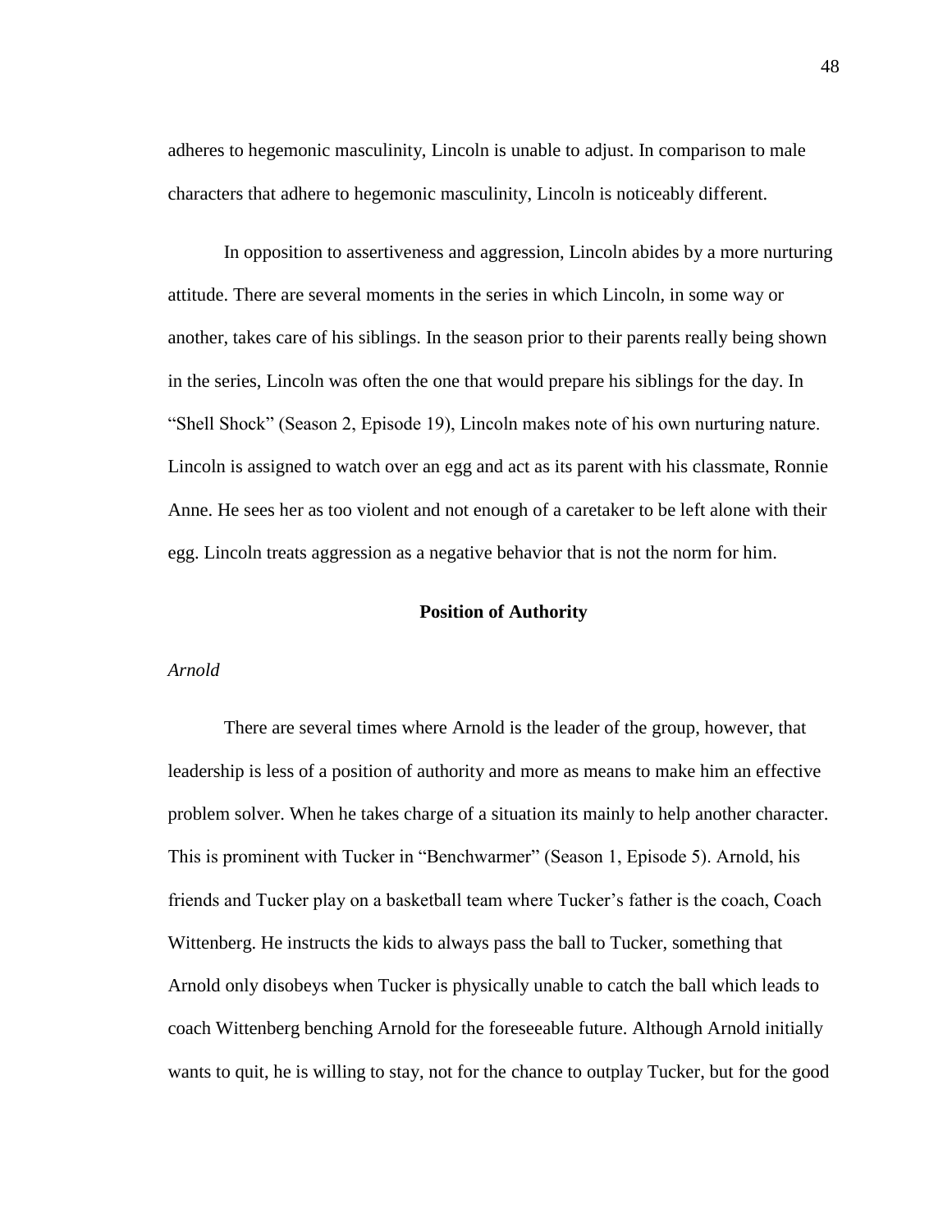adheres to hegemonic masculinity, Lincoln is unable to adjust. In comparison to male characters that adhere to hegemonic masculinity, Lincoln is noticeably different.

In opposition to assertiveness and aggression, Lincoln abides by a more nurturing attitude. There are several moments in the series in which Lincoln, in some way or another, takes care of his siblings. In the season prior to their parents really being shown in the series, Lincoln was often the one that would prepare his siblings for the day. In "Shell Shock" (Season 2, Episode 19), Lincoln makes note of his own nurturing nature. Lincoln is assigned to watch over an egg and act as its parent with his classmate, Ronnie Anne. He sees her as too violent and not enough of a caretaker to be left alone with their egg. Lincoln treats aggression as a negative behavior that is not the norm for him.

## Position of Authority

### *Arnold*

There are several times where Arnold is the leader of the group, however, that leadership is less of a position of authority and more as means to make him an effective problem solver. When he takes charge of a situation its mainly to help another character. This is prominent with Tucker in "Benchwarmer" (Season 1, Episode 5). Arnold, his friends and Tucker play on a basketball team where Tucker's father is the coach, Coach Wittenberg. He instructs the kids to always pass the ball to Tucker, something that Arnold only disobeys when Tucker is physically unable to catch the ball which leads to coach Wittenberg benching Arnold for the foreseeable future. Although Arnold initially wants to quit, he is willing to stay, not for the chance to outplay Tucker, but for the good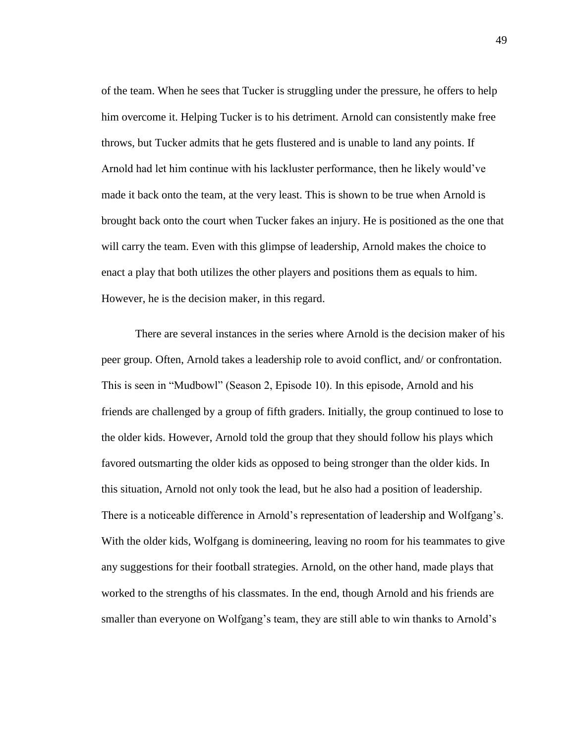of the team. When he sees that Tucker is struggling under the pressure, he offers to help him overcome it. Helping Tucker is to his detriment. Arnold can consistently make free throws, but Tucker admits that he gets flustered and is unable to land any points. If Arnold had let him continue with his lackluster performance, then he likely would've made it back onto the team, at the very least. This is shown to be true when Arnold is brought back onto the court when Tucker fakes an injury. He is positioned as the one that will carry the team. Even with this glimpse of leadership, Arnold makes the choice to enact a play that both utilizes the other players and positions them as equals to him. However, he is the decision maker, in this regard.

There are several instances in the series where Arnold is the decision maker of his peer group. Often, Arnold takes a leadership role to avoid conflict, and/ or confrontation. This is seen in "Mudbowl" (Season 2, Episode 10). In this episode, Arnold and his friends are challenged by a group of fifth graders. Initially, the group continued to lose to the older kids. However, Arnold told the group that they should follow his plays which favored outsmarting the older kids as opposed to being stronger than the older kids. In this situation, Arnold not only took the lead, but he also had a position of leadership. There is a noticeable difference in Arnold's representation of leadership and Wolfgang's. With the older kids, Wolfgang is domineering, leaving no room for his teammates to give any suggestions for their football strategies. Arnold, on the other hand, made plays that worked to the strengths of his classmates. In the end, though Arnold and his friends are smaller than everyone on Wolfgang's team, they are still able to win thanks to Arnold's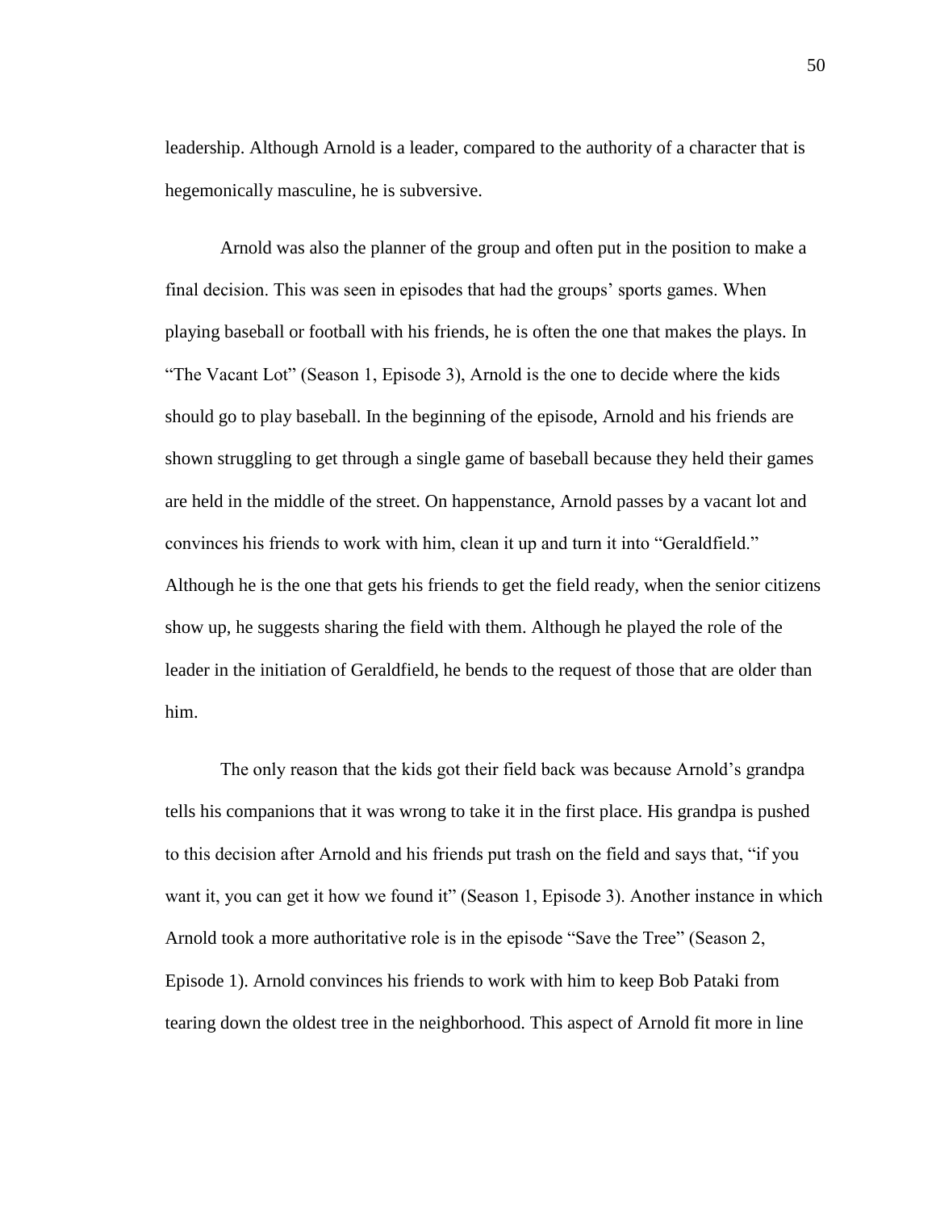leadership. Although Arnold is a leader, compared to the authority of a character that is hegemonically masculine, he is subversive.

Arnold was also the planner of the group and often put in the position to make a final decision. This was seen in episodes that had the groups' sports games. When playing baseball or football with his friends, he is often the one that makes the plays. In "The Vacant Lot" (Season 1, Episode 3), Arnold is the one to decide where the kids should go to play baseball. In the beginning of the episode, Arnold and his friends are shown struggling to get through a single game of baseball because they held their games are held in the middle of the street. On happenstance, Arnold passes by a vacant lot and convinces his friends to work with him, clean it up and turn it into "Geraldfield." Although he is the one that gets his friends to get the field ready, when the senior citizens show up, he suggests sharing the field with them. Although he played the role of the leader in the initiation of Geraldfield, he bends to the request of those that are older than him.

The only reason that the kids got their field back was because Arnold's grandpa tells his companions that it was wrong to take it in the first place. His grandpa is pushed to this decision after Arnold and his friends put trash on the field and says that, "if you want it, you can get it how we found it" (Season 1, Episode 3). Another instance in which Arnold took a more authoritative role is in the episode "Save the Tree" (Season 2, Episode 1). Arnold convinces his friends to work with him to keep Bob Pataki from tearing down the oldest tree in the neighborhood. This aspect of Arnold fit more in line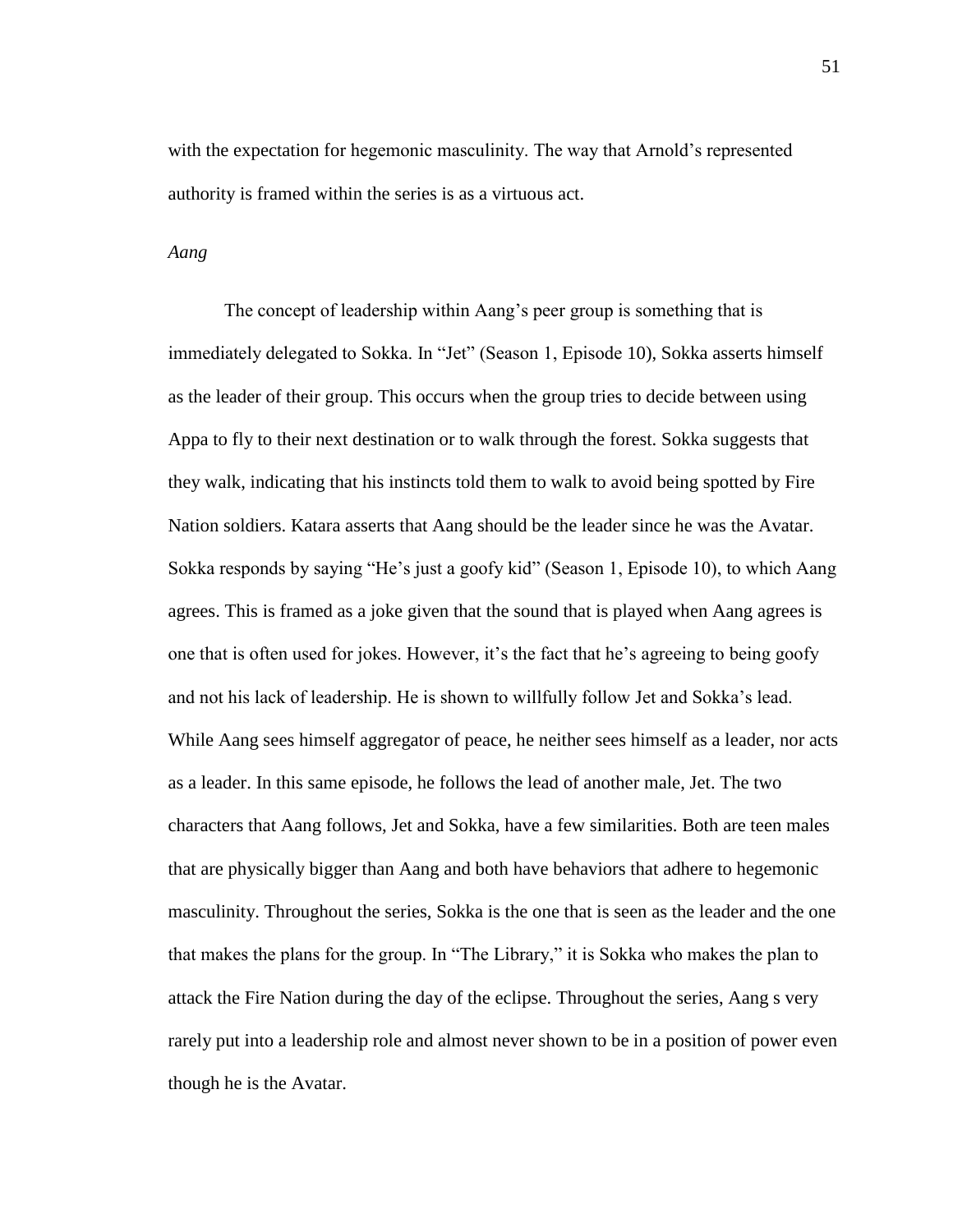with the expectation for hegemonic masculinity. The way that Arnold's represented authority is framed within the series is as a virtuous act.

*Aang*

The concept of leadership within Aang's peer group is something that is immediately delegated to Sokka. In "Jet" (Season 1, Episode 10), Sokka asserts himself as the leader of their group. This occurs when the group tries to decide between using Appa to fly to their next destination or to walk through the forest. Sokka suggests that they walk, indicating that his instincts told them to walk to avoid being spotted by Fire Nation soldiers. Katara asserts that Aang should be the leader since he was the Avatar. Sokka responds by saying "He's just a goofy kid" (Season 1, Episode 10), to which Aang agrees. This is framed as a joke given that the sound that is played when Aang agrees is one that is often used for jokes. However, it's the fact that he's agreeing to being goofy and not his lack of leadership. He is shown to willfully follow Jet and Sokka's lead. While Aang sees himself aggregator of peace, he neither sees himself as a leader, nor acts as a leader. In this same episode, he follows the lead of another male, Jet. The two characters that Aang follows, Jet and Sokka, have a few similarities. Both are teen males that are physically bigger than Aang and both have behaviors that adhere to hegemonic masculinity. Throughout the series, Sokka is the one that is seen as the leader and the one that makes the plans for the group. In "The Library," it is Sokka who makes the plan to attack the Fire Nation during the day of the eclipse. Throughout the series, Aang s very rarely put into a leadership role and almost never shown to be in a position of power even though he is the Avatar.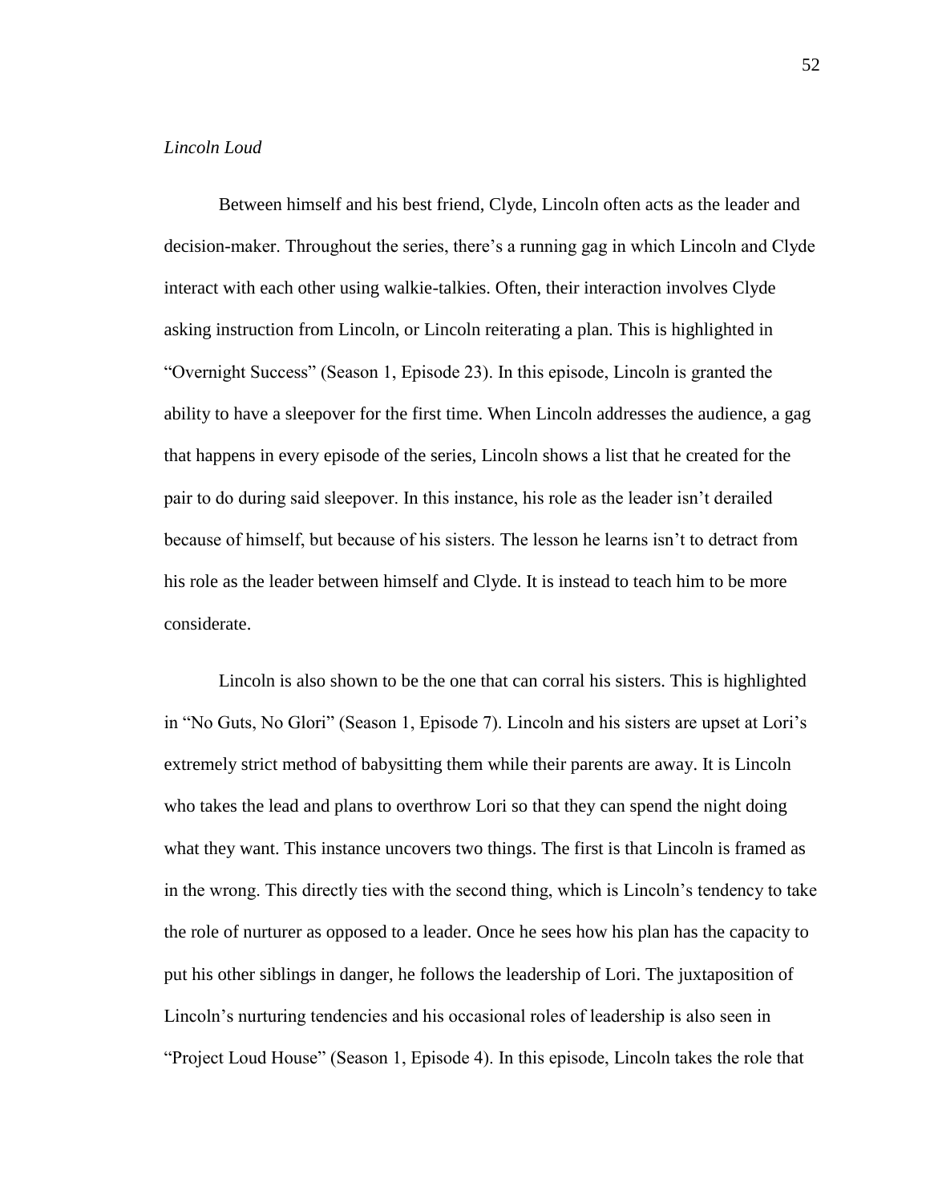*Lincoln Loud*

Between himself and his best friend, Clyde, Lincoln often acts as the leader and decision-maker. Throughout the series, there's a running gag in which Lincoln and Clyde interact with each other using walkie-talkies. Often, their interaction involves Clyde asking instruction from Lincoln, or Lincoln reiterating a plan. This is highlighted in "Overnight Success" (Season 1, Episode 23). In this episode, Lincoln is granted the ability to have a sleepover for the first time. When Lincoln addresses the audience, a gag that happens in every episode of the series, Lincoln shows a list that he created for the pair to do during said sleepover. In this instance, his role as the leader isn't derailed because of himself, but because of his sisters. The lesson he learns isn't to detract from his role as the leader between himself and Clyde. It is instead to teach him to be more considerate.

Lincoln is also shown to be the one that can corral his sisters. This is highlighted in "No Guts, No Glori" (Season 1, Episode 7). Lincoln and his sisters are upset at Lori's extremely strict method of babysitting them while their parents are away. It is Lincoln who takes the lead and plans to overthrow Lori so that they can spend the night doing what they want. This instance uncovers two things. The first is that Lincoln is framed as in the wrong. This directly ties with the second thing, which is Lincoln's tendency to take the role of nurturer as opposed to a leader. Once he sees how his plan has the capacity to put his other siblings in danger, he follows the leadership of Lori. The juxtaposition of Lincoln's nurturing tendencies and his occasional roles of leadership is also seen in "Project Loud House" (Season 1, Episode 4). In this episode, Lincoln takes the role that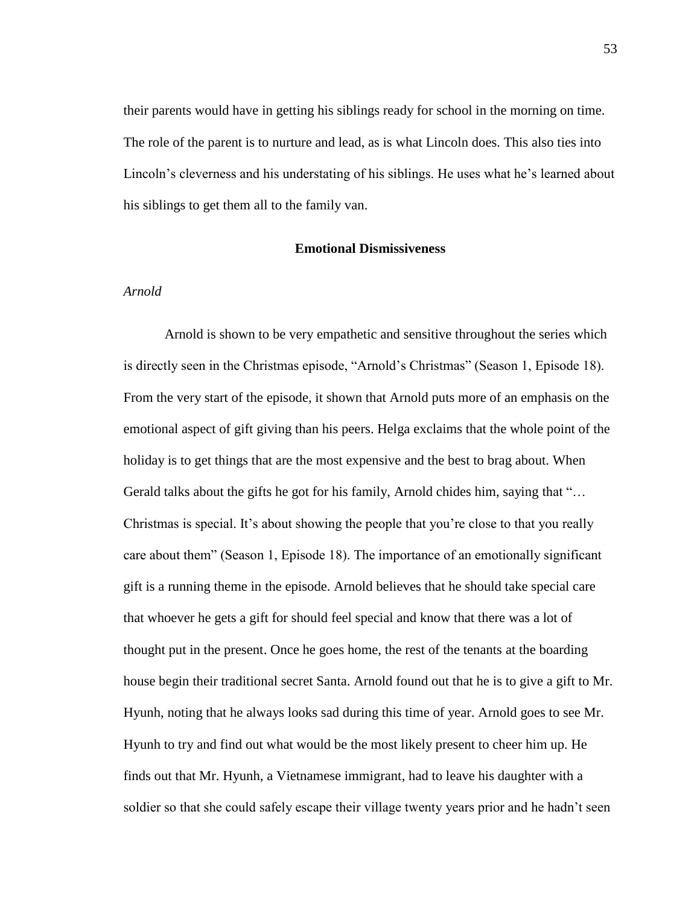their parents would have in getting his siblings ready for school in the morning on time. The role of the parent is to nurture and lead, as is what Lincoln does. This also ties into Lincoln's cleverness and his understating of his siblings. He uses what he's learned about his siblings to get them all to the family van.

## Emotional Dismissiveness

### *Arnold*

Arnold is shown to be very empathetic and sensitive throughout the series which is directly seen in the Christmas episode, "Arnold's Christmas" (Season 1, Episode 18). From the very start of the episode, it shown that Arnold puts more of an emphasis on the emotional aspect of gift giving than his peers. Helga exclaims that the whole point of the holiday is to get things that are the most expensive and the best to brag about. When Gerald talks about the gifts he got for his family, Arnold chides him, saying that "… Christmas is special. It's about showing the people that you're close to that you really care about them" (Season 1, Episode 18). The importance of an emotionally significant gift is a running theme in the episode. Arnold believes that he should take special care that whoever he gets a gift for should feel special and know that there was a lot of thought put in the present. Once he goes home, the rest of the tenants at the boarding house begin their traditional secret Santa. Arnold found out that he is to give a gift to Mr. Hyunh, noting that he always looks sad during this time of year. Arnold goes to see Mr. Hyunh to try and find out what would be the most likely present to cheer him up. He finds out that Mr. Hyunh, a Vietnamese immigrant, had to leave his daughter with a soldier so that she could safely escape their village twenty years prior and he hadn't seen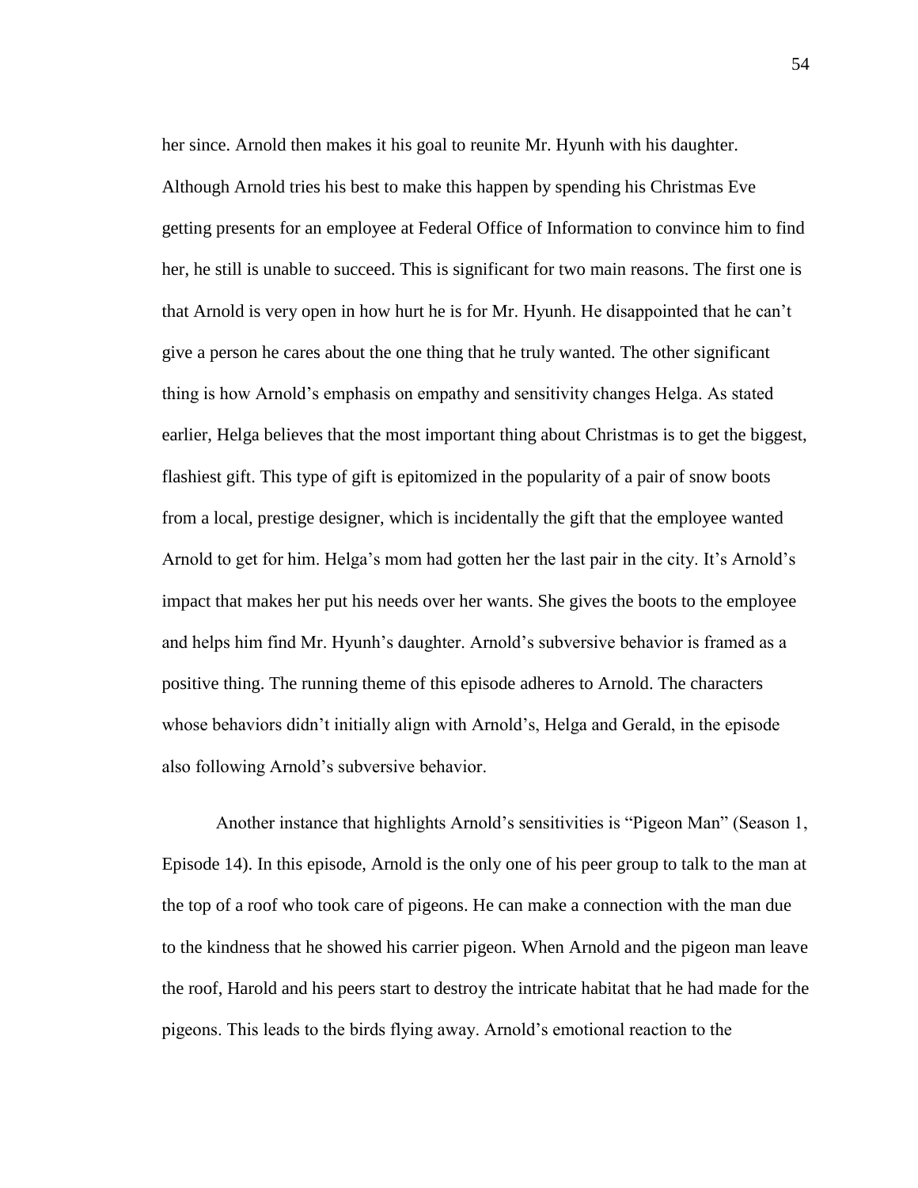her since. Arnold then makes it his goal to reunite Mr. Hyunh with his daughter. Although Arnold tries his best to make this happen by spending his Christmas Eve getting presents for an employee at Federal Office of Information to convince him to find her, he still is unable to succeed. This is significant for two main reasons. The first one is that Arnold is very open in how hurt he is for Mr. Hyunh. He disappointed that he can't give a person he cares about the one thing that he truly wanted. The other significant thing is how Arnold's emphasis on empathy and sensitivity changes Helga. As stated earlier, Helga believes that the most important thing about Christmas is to get the biggest, flashiest gift. This type of gift is epitomized in the popularity of a pair of snow boots from a local, prestige designer, which is incidentally the gift that the employee wanted Arnold to get for him. Helga's mom had gotten her the last pair in the city. It's Arnold's impact that makes her put his needs over her wants. She gives the boots to the employee and helps him find Mr. Hyunh's daughter. Arnold's subversive behavior is framed as a positive thing. The running theme of this episode adheres to Arnold. The characters whose behaviors didn't initially align with Arnold's, Helga and Gerald, in the episode also following Arnold's subversive behavior.

Another instance that highlights Arnold's sensitivities is "Pigeon Man" (Season 1, Episode 14). In this episode, Arnold is the only one of his peer group to talk to the man at the top of a roof who took care of pigeons. He can make a connection with the man due to the kindness that he showed his carrier pigeon. When Arnold and the pigeon man leave the roof, Harold and his peers start to destroy the intricate habitat that he had made for the pigeons. This leads to the birds flying away. Arnold's emotional reaction to the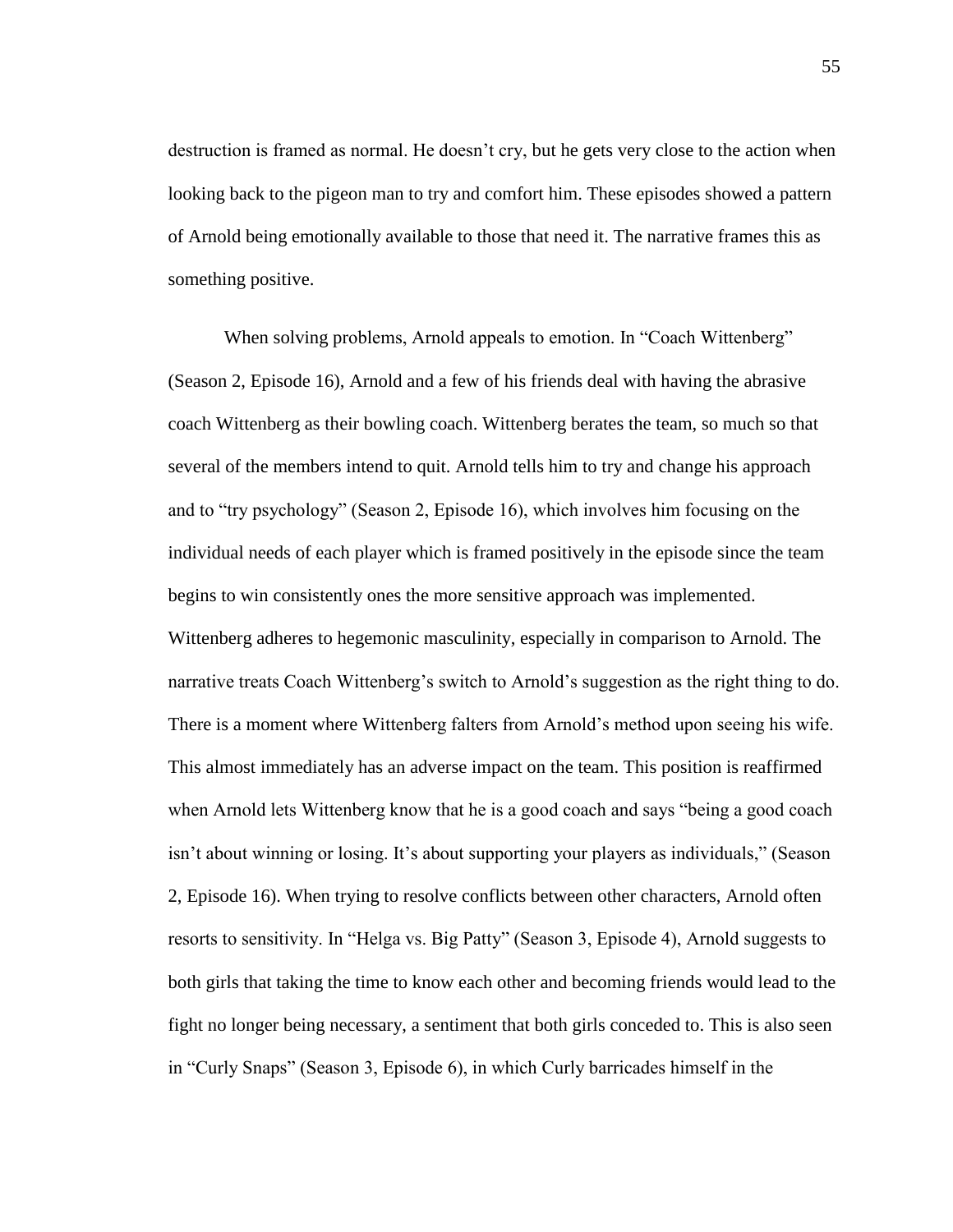destruction is framed as normal. He doesn't cry, but he gets very close to the action when looking back to the pigeon man to try and comfort him. These episodes showed a pattern of Arnold being emotionally available to those that need it. The narrative frames this as something positive.

When solving problems, Arnold appeals to emotion. In "Coach Wittenberg" (Season 2, Episode 16), Arnold and a few of his friends deal with having the abrasive coach Wittenberg as their bowling coach. Wittenberg berates the team, so much so that several of the members intend to quit. Arnold tells him to try and change his approach and to "try psychology" (Season 2, Episode 16), which involves him focusing on the individual needs of each player which is framed positively in the episode since the team begins to win consistently ones the more sensitive approach was implemented. Wittenberg adheres to hegemonic masculinity, especially in comparison to Arnold. The narrative treats Coach Wittenberg's switch to Arnold's suggestion as the right thing to do. There is a moment where Wittenberg falters from Arnold's method upon seeing his wife. This almost immediately has an adverse impact on the team. This position is reaffirmed when Arnold lets Wittenberg know that he is a good coach and says "being a good coach isn't about winning or losing. It's about supporting your players as individuals," (Season 2, Episode 16). When trying to resolve conflicts between other characters, Arnold often resorts to sensitivity. In "Helga vs. Big Patty" (Season 3, Episode 4), Arnold suggests to both girls that taking the time to know each other and becoming friends would lead to the fight no longer being necessary, a sentiment that both girls conceded to. This is also seen in "Curly Snaps" (Season 3, Episode 6), in which Curly barricades himself in the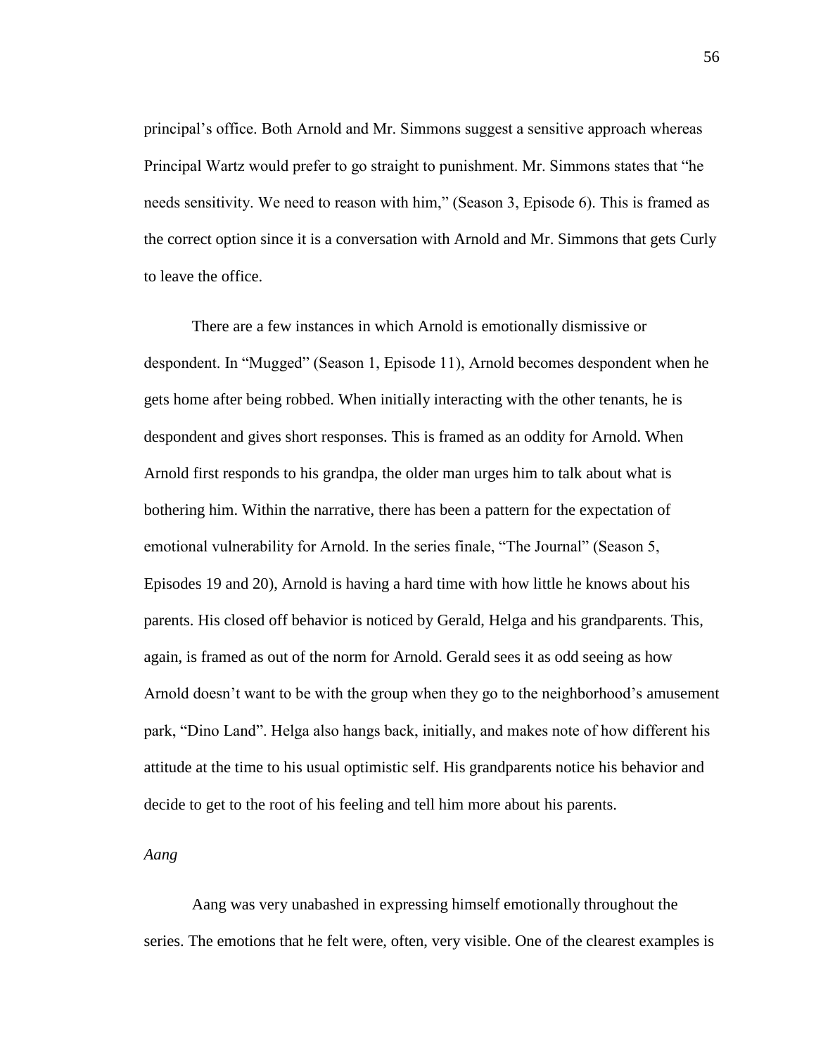principal's office. Both Arnold and Mr. Simmons suggest a sensitive approach whereas Principal Wartz would prefer to go straight to punishment. Mr. Simmons states that "he needs sensitivity. We need to reason with him," (Season 3, Episode 6). This is framed as the correct option since it is a conversation with Arnold and Mr. Simmons that gets Curly to leave the office.

There are a few instances in which Arnold is emotionally dismissive or despondent. In "Mugged" (Season 1, Episode 11), Arnold becomes despondent when he gets home after being robbed. When initially interacting with the other tenants, he is despondent and gives short responses. This is framed as an oddity for Arnold. When Arnold first responds to his grandpa, the older man urges him to talk about what is bothering him. Within the narrative, there has been a pattern for the expectation of emotional vulnerability for Arnold. In the series finale, "The Journal" (Season 5, Episodes 19 and 20), Arnold is having a hard time with how little he knows about his parents. His closed off behavior is noticed by Gerald, Helga and his grandparents. This, again, is framed as out of the norm for Arnold. Gerald sees it as odd seeing as how Arnold doesn't want to be with the group when they go to the neighborhood's amusement park, "Dino Land". Helga also hangs back, initially, and makes note of how different his attitude at the time to his usual optimistic self. His grandparents notice his behavior and decide to get to the root of his feeling and tell him more about his parents.

*Aang*

Aang was very unabashed in expressing himself emotionally throughout the series. The emotions that he felt were, often, very visible. One of the clearest examples is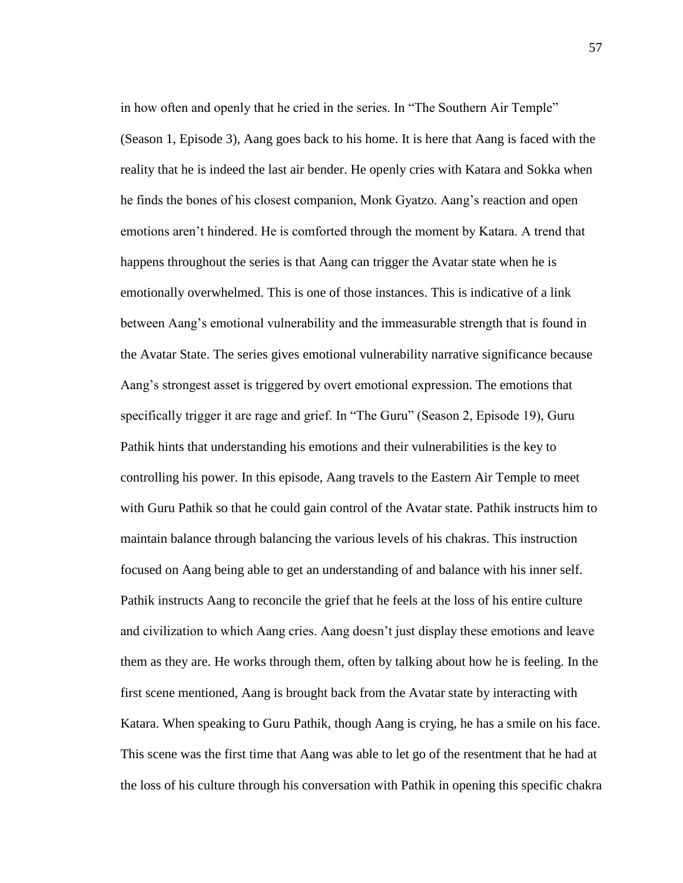in how often and openly that he cried in the series. In "The Southern Air Temple" (Season 1, Episode 3), Aang goes back to his home. It is here that Aang is faced with the reality that he is indeed the last air bender. He openly cries with Katara and Sokka when he finds the bones of his closest companion, Monk Gyatzo. Aang's reaction and open emotions aren't hindered. He is comforted through the moment by Katara. A trend that happens throughout the series is that Aang can trigger the Avatar state when he is emotionally overwhelmed. This is one of those instances. This is indicative of a link between Aang's emotional vulnerability and the immeasurable strength that is found in the Avatar State. The series gives emotional vulnerability narrative significance because Aang's strongest asset is triggered by overt emotional expression. The emotions that specifically trigger it are rage and grief. In "The Guru" (Season 2, Episode 19), Guru Pathik hints that understanding his emotions and their vulnerabilities is the key to controlling his power. In this episode, Aang travels to the Eastern Air Temple to meet with Guru Pathik so that he could gain control of the Avatar state. Pathik instructs him to maintain balance through balancing the various levels of his chakras. This instruction focused on Aang being able to get an understanding of and balance with his inner self. Pathik instructs Aang to reconcile the grief that he feels at the loss of his entire culture and civilization to which Aang cries. Aang doesn't just display these emotions and leave them as they are. He works through them, often by talking about how he is feeling. In the first scene mentioned, Aang is brought back from the Avatar state by interacting with Katara. When speaking to Guru Pathik, though Aang is crying, he has a smile on his face. This scene was the first time that Aang was able to let go of the resentment that he had at the loss of his culture through his conversation with Pathik in opening this specific chakra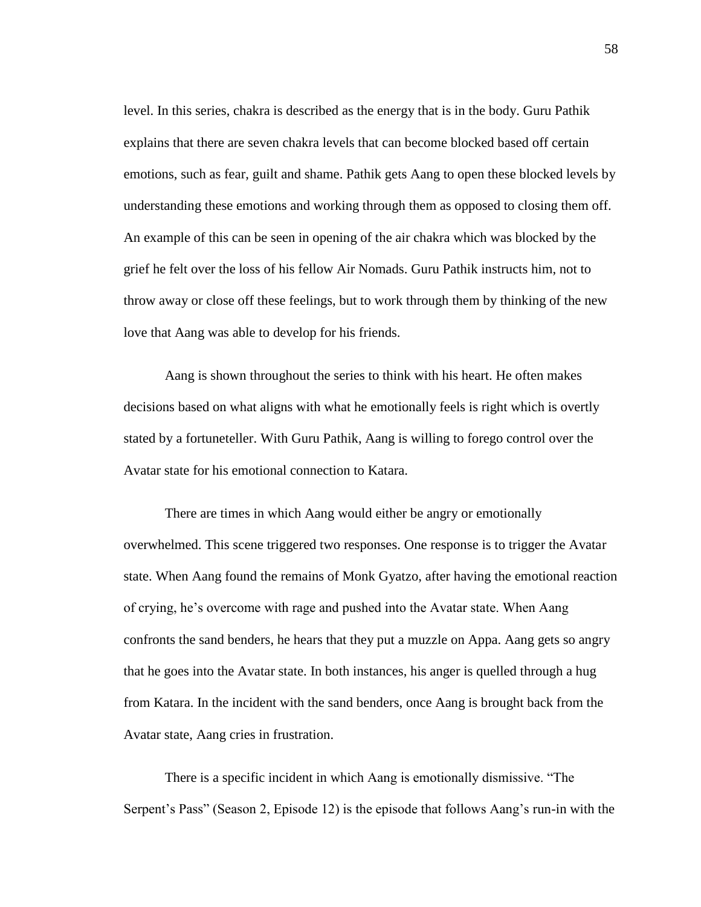level. In this series, chakra is described as the energy that is in the body. Guru Pathik explains that there are seven chakra levels that can become blocked based off certain emotions, such as fear, guilt and shame. Pathik gets Aang to open these blocked levels by understanding these emotions and working through them as opposed to closing them off. An example of this can be seen in opening of the air chakra which was blocked by the grief he felt over the loss of his fellow Air Nomads. Guru Pathik instructs him, not to throw away or close off these feelings, but to work through them by thinking of the new love that Aang was able to develop for his friends.

Aang is shown throughout the series to think with his heart. He often makes decisions based on what aligns with what he emotionally feels is right which is overtly stated by a fortuneteller. With Guru Pathik, Aang is willing to forego control over the Avatar state for his emotional connection to Katara.

There are times in which Aang would either be angry or emotionally overwhelmed. This scene triggered two responses. One response is to trigger the Avatar state. When Aang found the remains of Monk Gyatzo, after having the emotional reaction of crying, he's overcome with rage and pushed into the Avatar state. When Aang confronts the sand benders, he hears that they put a muzzle on Appa. Aang gets so angry that he goes into the Avatar state. In both instances, his anger is quelled through a hug from Katara. In the incident with the sand benders, once Aang is brought back from the Avatar state, Aang cries in frustration.

There is a specific incident in which Aang is emotionally dismissive. "The Serpent's Pass" (Season 2, Episode 12) is the episode that follows Aang's run-in with the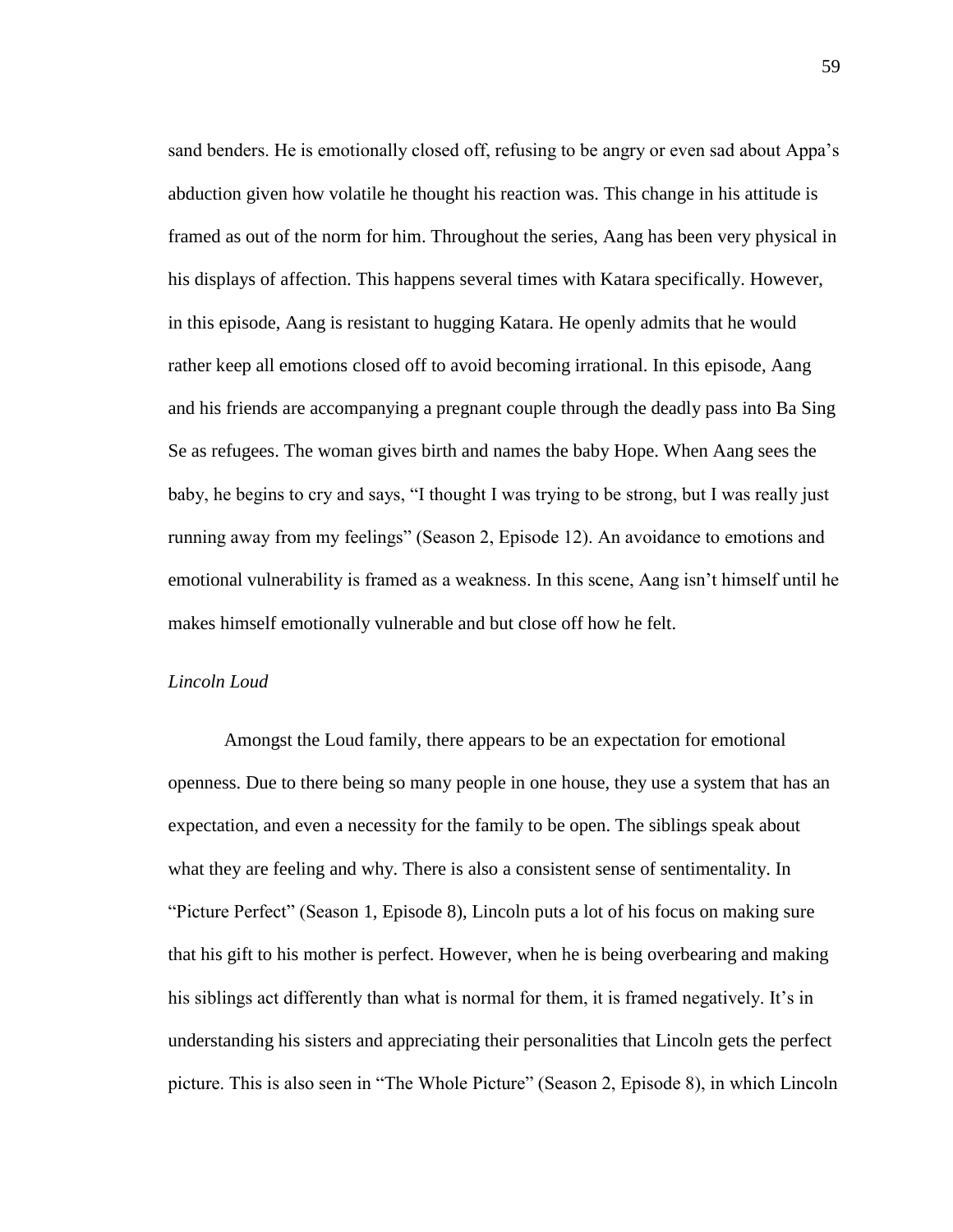sand benders. He is emotionally closed off, refusing to be angry or even sad about Appa's abduction given how volatile he thought his reaction was. This change in his attitude is framed as out of the norm for him. Throughout the series, Aang has been very physical in his displays of affection. This happens several times with Katara specifically. However, in this episode, Aang is resistant to hugging Katara. He openly admits that he would rather keep all emotions closed off to avoid becoming irrational. In this episode, Aang and his friends are accompanying a pregnant couple through the deadly pass into Ba Sing Se as refugees. The woman gives birth and names the baby Hope. When Aang sees the baby, he begins to cry and says, "I thought I was trying to be strong, but I was really just running away from my feelings" (Season 2, Episode 12). An avoidance to emotions and emotional vulnerability is framed as a weakness. In this scene, Aang isn't himself until he makes himself emotionally vulnerable and but close off how he felt.

*Lincoln Loud*

Amongst the Loud family, there appears to be an expectation for emotional openness. Due to there being so many people in one house, they use a system that has an expectation, and even a necessity for the family to be open. The siblings speak about what they are feeling and why. There is also a consistent sense of sentimentality. In "Picture Perfect" (Season 1, Episode 8), Lincoln puts a lot of his focus on making sure that his gift to his mother is perfect. However, when he is being overbearing and making his siblings act differently than what is normal for them, it is framed negatively. It's in understanding his sisters and appreciating their personalities that Lincoln gets the perfect picture. This is also seen in "The Whole Picture" (Season 2, Episode 8), in which Lincoln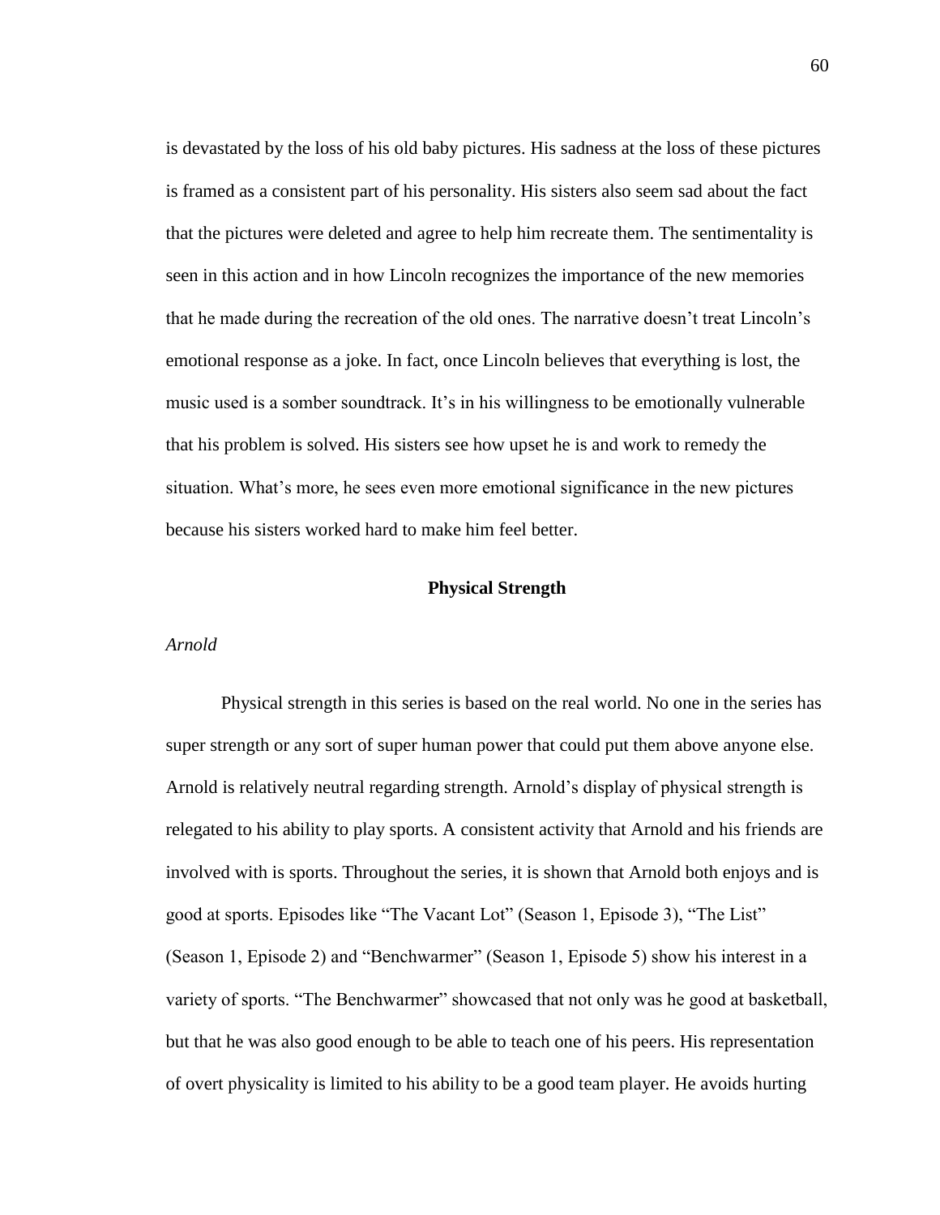is devastated by the loss of his old baby pictures. His sadness at the loss of these pictures is framed as a consistent part of his personality. His sisters also seem sad about the fact that the pictures were deleted and agree to help him recreate them. The sentimentality is seen in this action and in how Lincoln recognizes the importance of the new memories that he made during the recreation of the old ones. The narrative doesn't treat Lincoln's emotional response as a joke. In fact, once Lincoln believes that everything is lost, the music used is a somber soundtrack. It's in his willingness to be emotionally vulnerable that his problem is solved. His sisters see how upset he is and work to remedy the situation. What's more, he sees even more emotional significance in the new pictures because his sisters worked hard to make him feel better.

## Physical Strength

### *Arnold*

Physical strength in this series is based on the real world. No one in the series has super strength or any sort of super human power that could put them above anyone else. Arnold is relatively neutral regarding strength. Arnold's display of physical strength is relegated to his ability to play sports. A consistent activity that Arnold and his friends are involved with is sports. Throughout the series, it is shown that Arnold both enjoys and is good at sports. Episodes like "The Vacant Lot" (Season 1, Episode 3), "The List" (Season 1, Episode 2) and "Benchwarmer" (Season 1, Episode 5) show his interest in a variety of sports. "The Benchwarmer" showcased that not only was he good at basketball, but that he was also good enough to be able to teach one of his peers. His representation of overt physicality is limited to his ability to be a good team player. He avoids hurting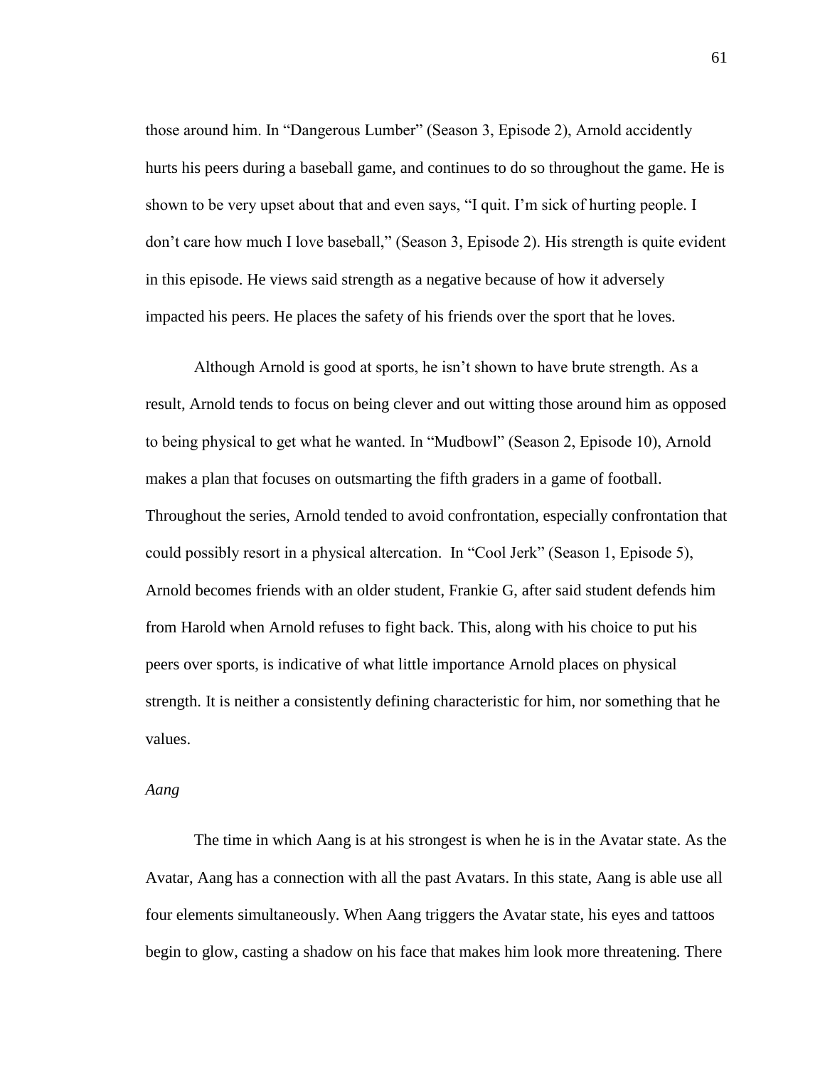those around him. In "Dangerous Lumber" (Season 3, Episode 2), Arnold accidently hurts his peers during a baseball game, and continues to do so throughout the game. He is shown to be very upset about that and even says, "I quit. I'm sick of hurting people. I don't care how much I love baseball," (Season 3, Episode 2). His strength is quite evident in this episode. He views said strength as a negative because of how it adversely impacted his peers. He places the safety of his friends over the sport that he loves.

Although Arnold is good at sports, he isn't shown to have brute strength. As a result, Arnold tends to focus on being clever and out witting those around him as opposed to being physical to get what he wanted. In "Mudbowl" (Season 2, Episode 10), Arnold makes a plan that focuses on outsmarting the fifth graders in a game of football. Throughout the series, Arnold tended to avoid confrontation, especially confrontation that could possibly resort in a physical altercation.  In "Cool Jerk" (Season 1, Episode 5), Arnold becomes friends with an older student, Frankie G, after said student defends him from Harold when Arnold refuses to fight back. This, along with his choice to put his peers over sports, is indicative of what little importance Arnold places on physical strength. It is neither a consistently defining characteristic for him, nor something that he values.

*Aang*

The time in which Aang is at his strongest is when he is in the Avatar state. As the Avatar, Aang has a connection with all the past Avatars. In this state, Aang is able use all four elements simultaneously. When Aang triggers the Avatar state, his eyes and tattoos begin to glow, casting a shadow on his face that makes him look more threatening. There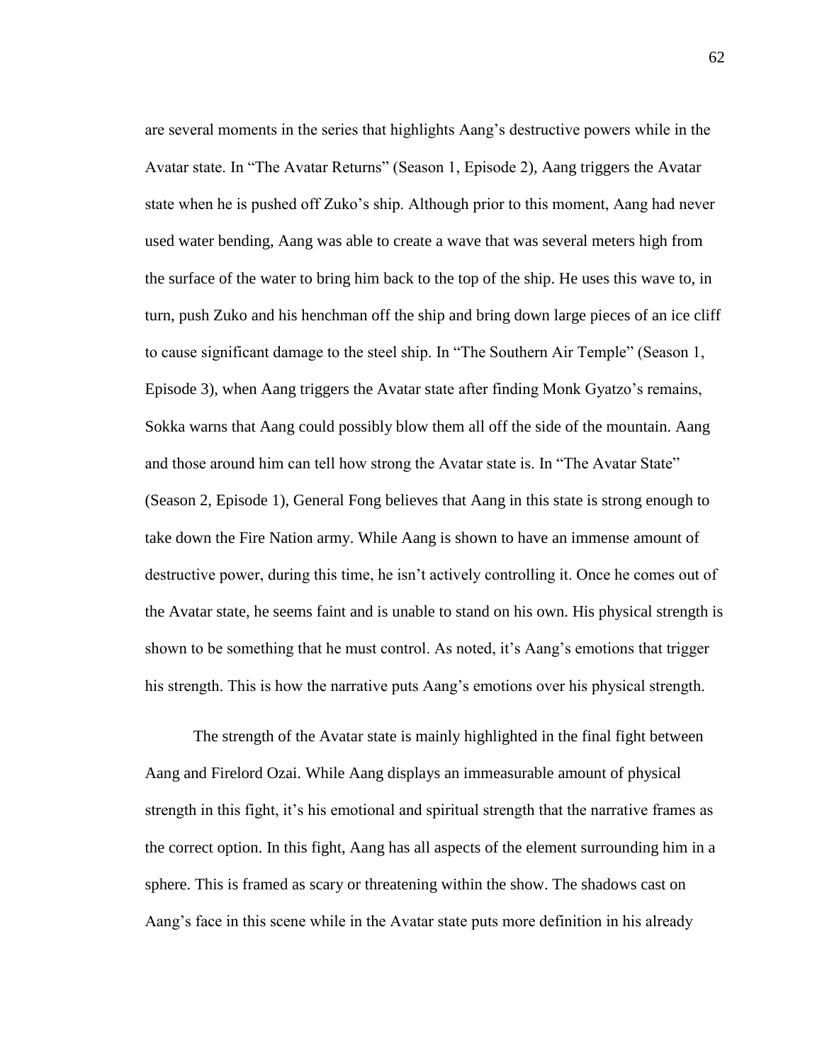are several moments in the series that highlights Aang's destructive powers while in the Avatar state. In "The Avatar Returns" (Season 1, Episode 2), Aang triggers the Avatar state when he is pushed off Zuko's ship. Although prior to this moment, Aang had never used water bending, Aang was able to create a wave that was several meters high from the surface of the water to bring him back to the top of the ship. He uses this wave to, in turn, push Zuko and his henchman off the ship and bring down large pieces of an ice cliff to cause significant damage to the steel ship. In "The Southern Air Temple" (Season 1, Episode 3), when Aang triggers the Avatar state after finding Monk Gyatzo's remains, Sokka warns that Aang could possibly blow them all off the side of the mountain. Aang and those around him can tell how strong the Avatar state is. In "The Avatar State" (Season 2, Episode 1), General Fong believes that Aang in this state is strong enough to take down the Fire Nation army. While Aang is shown to have an immense amount of destructive power, during this time, he isn't actively controlling it. Once he comes out of the Avatar state, he seems faint and is unable to stand on his own. His physical strength is shown to be something that he must control. As noted, it's Aang's emotions that trigger his strength. This is how the narrative puts Aang's emotions over his physical strength.

The strength of the Avatar state is mainly highlighted in the final fight between Aang and Firelord Ozai. While Aang displays an immeasurable amount of physical strength in this fight, it's his emotional and spiritual strength that the narrative frames as the correct option. In this fight, Aang has all aspects of the element surrounding him in a sphere. This is framed as scary or threatening within the show. The shadows cast on Aang's face in this scene while in the Avatar state puts more definition in his already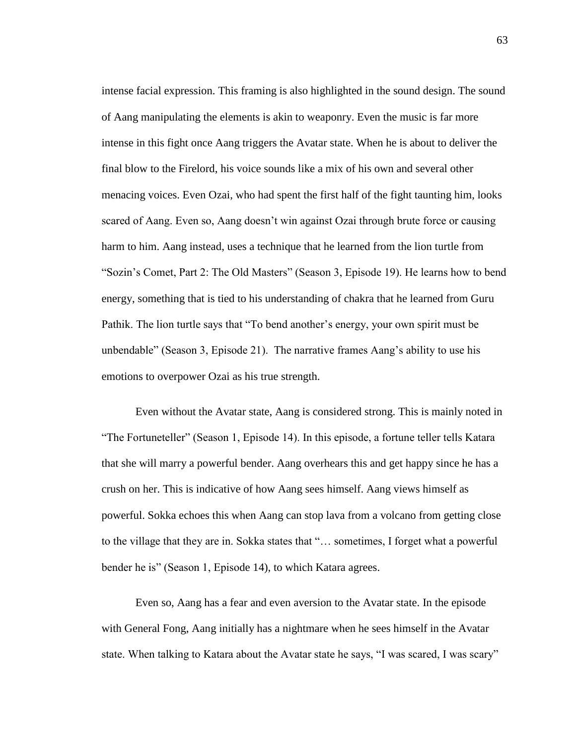intense facial expression. This framing is also highlighted in the sound design. The sound of Aang manipulating the elements is akin to weaponry. Even the music is far more intense in this fight once Aang triggers the Avatar state. When he is about to deliver the final blow to the Firelord, his voice sounds like a mix of his own and several other menacing voices. Even Ozai, who had spent the first half of the fight taunting him, looks scared of Aang. Even so, Aang doesn't win against Ozai through brute force or causing harm to him. Aang instead, uses a technique that he learned from the lion turtle from "Sozin's Comet, Part 2: The Old Masters" (Season 3, Episode 19). He learns how to bend energy, something that is tied to his understanding of chakra that he learned from Guru Pathik. The lion turtle says that "To bend another's energy, your own spirit must be unbendable" (Season 3, Episode 21). The narrative frames Aang's ability to use his emotions to overpower Ozai as his true strength.

Even without the Avatar state, Aang is considered strong. This is mainly noted in "The Fortuneteller" (Season 1, Episode 14). In this episode, a fortune teller tells Katara that she will marry a powerful bender. Aang overhears this and get happy since he has a crush on her. This is indicative of how Aang sees himself. Aang views himself as powerful. Sokka echoes this when Aang can stop lava from a volcano from getting close to the village that they are in. Sokka states that "… sometimes, I forget what a powerful bender he is" (Season 1, Episode 14), to which Katara agrees.

Even so, Aang has a fear and even aversion to the Avatar state. In the episode with General Fong, Aang initially has a nightmare when he sees himself in the Avatar state. When talking to Katara about the Avatar state he says, "I was scared, I was scary"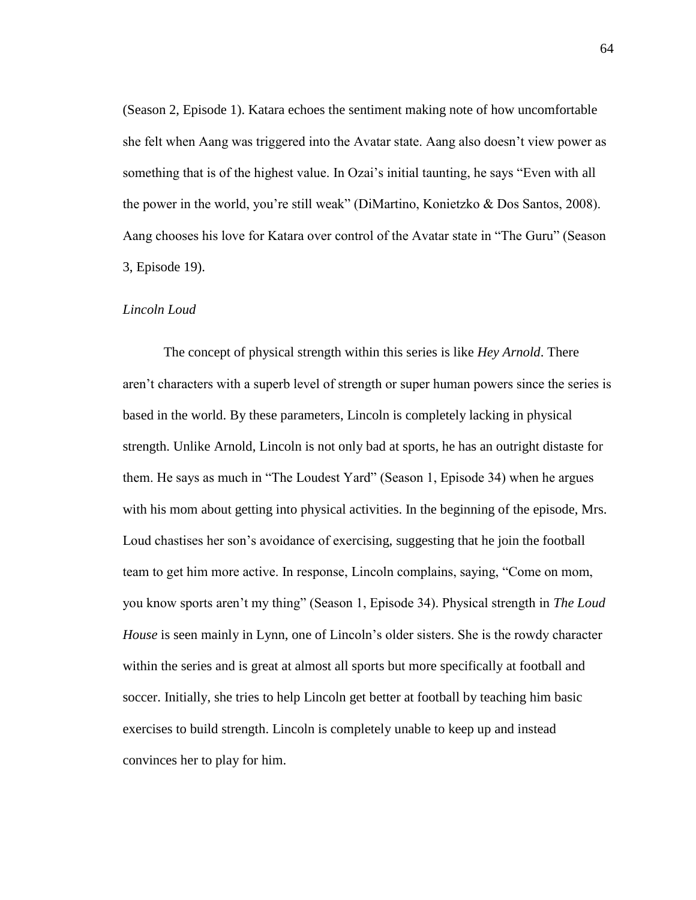(Season 2, Episode 1). Katara echoes the sentiment making note of how uncomfortable she felt when Aang was triggered into the Avatar state. Aang also doesn't view power as something that is of the highest value. In Ozai's initial taunting, he says "Even with all the power in the world, you're still weak" (DiMartino, Konietzko & Dos Santos, 2008). Aang chooses his love for Katara over control of the Avatar state in "The Guru" (Season 3, Episode 19).

### *Lincoln Loud*

The concept of physical strength within this series is like *Hey Arnold*. There aren't characters with a superb level of strength or super human powers since the series is based in the world. By these parameters, Lincoln is completely lacking in physical strength. Unlike Arnold, Lincoln is not only bad at sports, he has an outright distaste for them. He says as much in "The Loudest Yard" (Season 1, Episode 34) when he argues with his mom about getting into physical activities. In the beginning of the episode, Mrs. Loud chastises her son's avoidance of exercising, suggesting that he join the football team to get him more active. In response, Lincoln complains, saying, "Come on mom, you know sports aren't my thing" (Season 1, Episode 34). Physical strength in *The Loud House* is seen mainly in Lynn, one of Lincoln's older sisters. She is the rowdy character within the series and is great at almost all sports but more specifically at football and soccer. Initially, she tries to help Lincoln get better at football by teaching him basic exercises to build strength. Lincoln is completely unable to keep up and instead convinces her to play for him.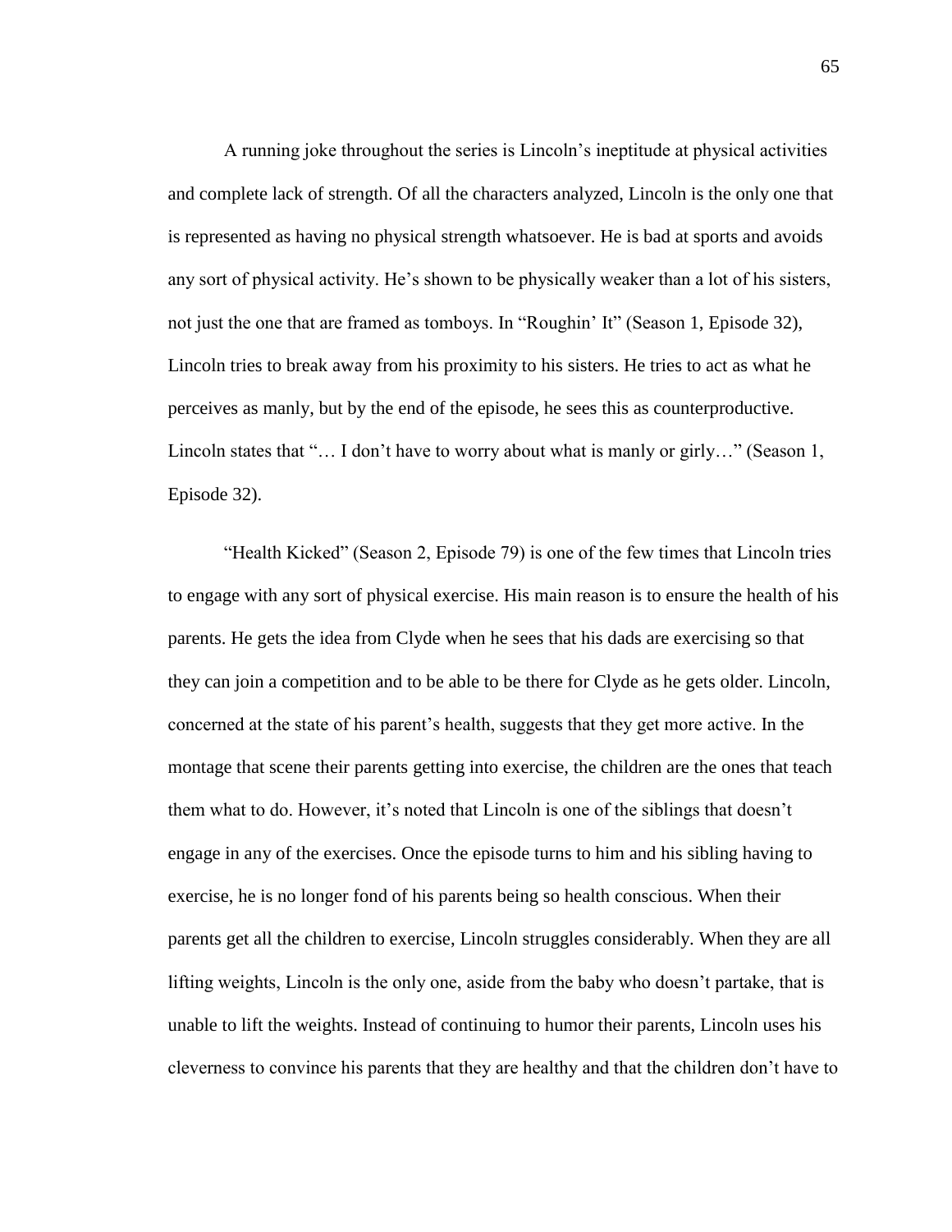A running joke throughout the series is Lincoln's ineptitude at physical activities and complete lack of strength. Of all the characters analyzed, Lincoln is the only one that is represented as having no physical strength whatsoever. He is bad at sports and avoids any sort of physical activity. He's shown to be physically weaker than a lot of his sisters, not just the one that are framed as tomboys. In "Roughin' It" (Season 1, Episode 32), Lincoln tries to break away from his proximity to his sisters. He tries to act as what he perceives as manly, but by the end of the episode, he sees this as counterproductive. Lincoln states that "… I don't have to worry about what is manly or girly…" (Season 1, Episode 32).

"Health Kicked" (Season 2, Episode 79) is one of the few times that Lincoln tries to engage with any sort of physical exercise. His main reason is to ensure the health of his parents. He gets the idea from Clyde when he sees that his dads are exercising so that they can join a competition and to be able to be there for Clyde as he gets older. Lincoln, concerned at the state of his parent's health, suggests that they get more active. In the montage that scene their parents getting into exercise, the children are the ones that teach them what to do. However, it's noted that Lincoln is one of the siblings that doesn't engage in any of the exercises. Once the episode turns to him and his sibling having to exercise, he is no longer fond of his parents being so health conscious. When their parents get all the children to exercise, Lincoln struggles considerably. When they are all lifting weights, Lincoln is the only one, aside from the baby who doesn't partake, that is unable to lift the weights. Instead of continuing to humor their parents, Lincoln uses his cleverness to convince his parents that they are healthy and that the children don't have to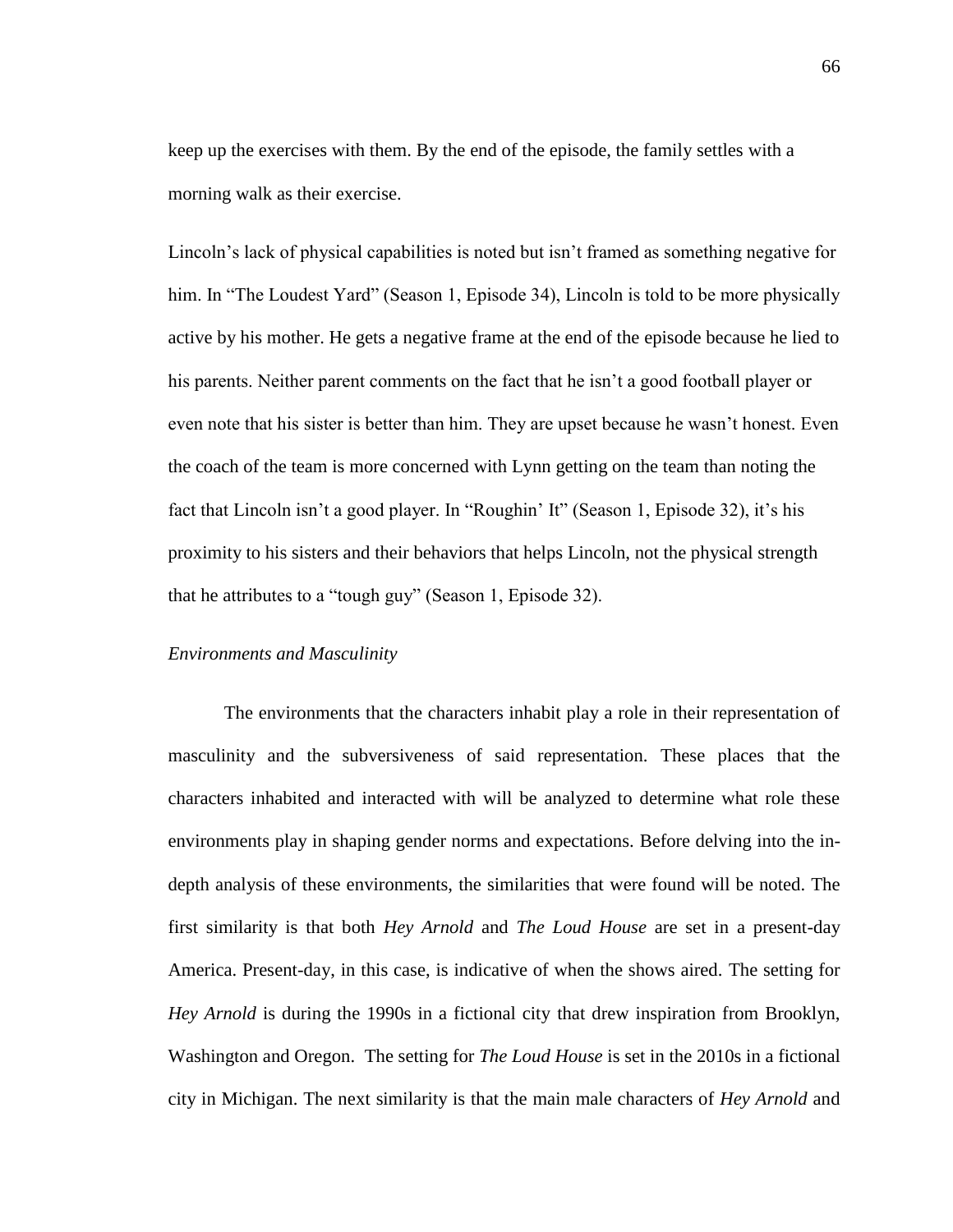keep up the exercises with them. By the end of the episode, the family settles with a morning walk as their exercise.

Lincoln's lack of physical capabilities is noted but isn't framed as something negative for him. In "The Loudest Yard" (Season 1, Episode 34), Lincoln is told to be more physically active by his mother. He gets a negative frame at the end of the episode because he lied to his parents. Neither parent comments on the fact that he isn't a good football player or even note that his sister is better than him. They are upset because he wasn't honest. Even the coach of the team is more concerned with Lynn getting on the team than noting the fact that Lincoln isn't a good player. In "Roughin' It" (Season 1, Episode 32), it's his proximity to his sisters and their behaviors that helps Lincoln, not the physical strength that he attributes to a "tough guy" (Season 1, Episode 32).

### *Environments and Masculinity*

The environments that the characters inhabit play a role in their representation of masculinity and the subversiveness of said representation. These places that the characters inhabited and interacted with will be analyzed to determine what role these environments play in shaping gender norms and expectations. Before delving into the in-depth analysis of these environments, the similarities that were found will be noted. The first similarity is that both *Hey Arnold* and *The Loud House* are set in a present-day America. Present-day, in this case, is indicative of when the shows aired. The setting for *Hey Arnold* is during the 1990s in a fictional city that drew inspiration from Brooklyn, Washington and Oregon. The setting for *The Loud House* is set in the 2010s in a fictional city in Michigan. The next similarity is that the main male characters of *Hey Arnold* and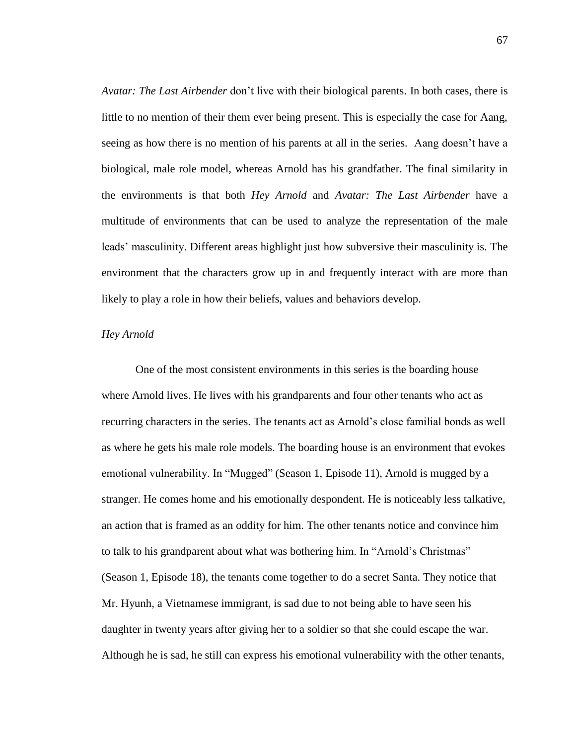*Avatar: The Last Airbender* don't live with their biological parents. In both cases, there is little to no mention of their them ever being present. This is especially the case for Aang, seeing as how there is no mention of his parents at all in the series. Aang doesn't have a biological, male role model, whereas Arnold has his grandfather. The final similarity in the environments is that both *Hey Arnold* and *Avatar: The Last Airbender* have a multitude of environments that can be used to analyze the representation of the male leads' masculinity. Different areas highlight just how subversive their masculinity is. The environment that the characters grow up in and frequently interact with are more than likely to play a role in how their beliefs, values and behaviors develop.

*Hey Arnold*

One of the most consistent environments in this series is the boarding house where Arnold lives. He lives with his grandparents and four other tenants who act as recurring characters in the series. The tenants act as Arnold's close familial bonds as well as where he gets his male role models. The boarding house is an environment that evokes emotional vulnerability. In "Mugged" (Season 1, Episode 11), Arnold is mugged by a stranger. He comes home and his emotionally despondent. He is noticeably less talkative, an action that is framed as an oddity for him. The other tenants notice and convince him to talk to his grandparent about what was bothering him. In "Arnold's Christmas" (Season 1, Episode 18), the tenants come together to do a secret Santa. They notice that Mr. Hyunh, a Vietnamese immigrant, is sad due to not being able to have seen his daughter in twenty years after giving her to a soldier so that she could escape the war. Although he is sad, he still can express his emotional vulnerability with the other tenants,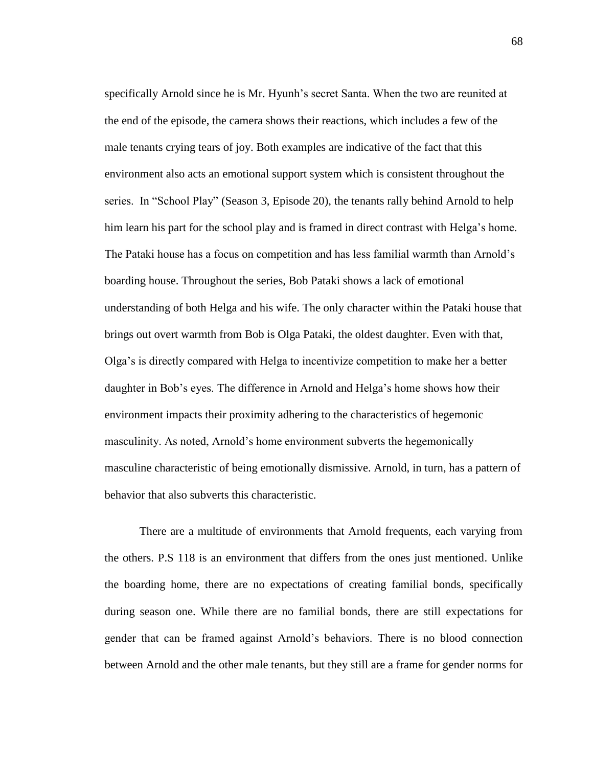specifically Arnold since he is Mr. Hyunh's secret Santa. When the two are reunited at the end of the episode, the camera shows their reactions, which includes a few of the male tenants crying tears of joy. Both examples are indicative of the fact that this environment also acts an emotional support system which is consistent throughout the series. In "School Play" (Season 3, Episode 20), the tenants rally behind Arnold to help him learn his part for the school play and is framed in direct contrast with Helga's home. The Pataki house has a focus on competition and has less familial warmth than Arnold's boarding house. Throughout the series, Bob Pataki shows a lack of emotional understanding of both Helga and his wife. The only character within the Pataki house that brings out overt warmth from Bob is Olga Pataki, the oldest daughter. Even with that, Olga's is directly compared with Helga to incentivize competition to make her a better daughter in Bob's eyes. The difference in Arnold and Helga's home shows how their environment impacts their proximity adhering to the characteristics of hegemonic masculinity. As noted, Arnold's home environment subverts the hegemonically masculine characteristic of being emotionally dismissive. Arnold, in turn, has a pattern of behavior that also subverts this characteristic.

There are a multitude of environments that Arnold frequents, each varying from the others. P.S 118 is an environment that differs from the ones just mentioned. Unlike the boarding home, there are no expectations of creating familial bonds, specifically during season one. While there are no familial bonds, there are still expectations for gender that can be framed against Arnold's behaviors. There is no blood connection between Arnold and the other male tenants, but they still are a frame for gender norms for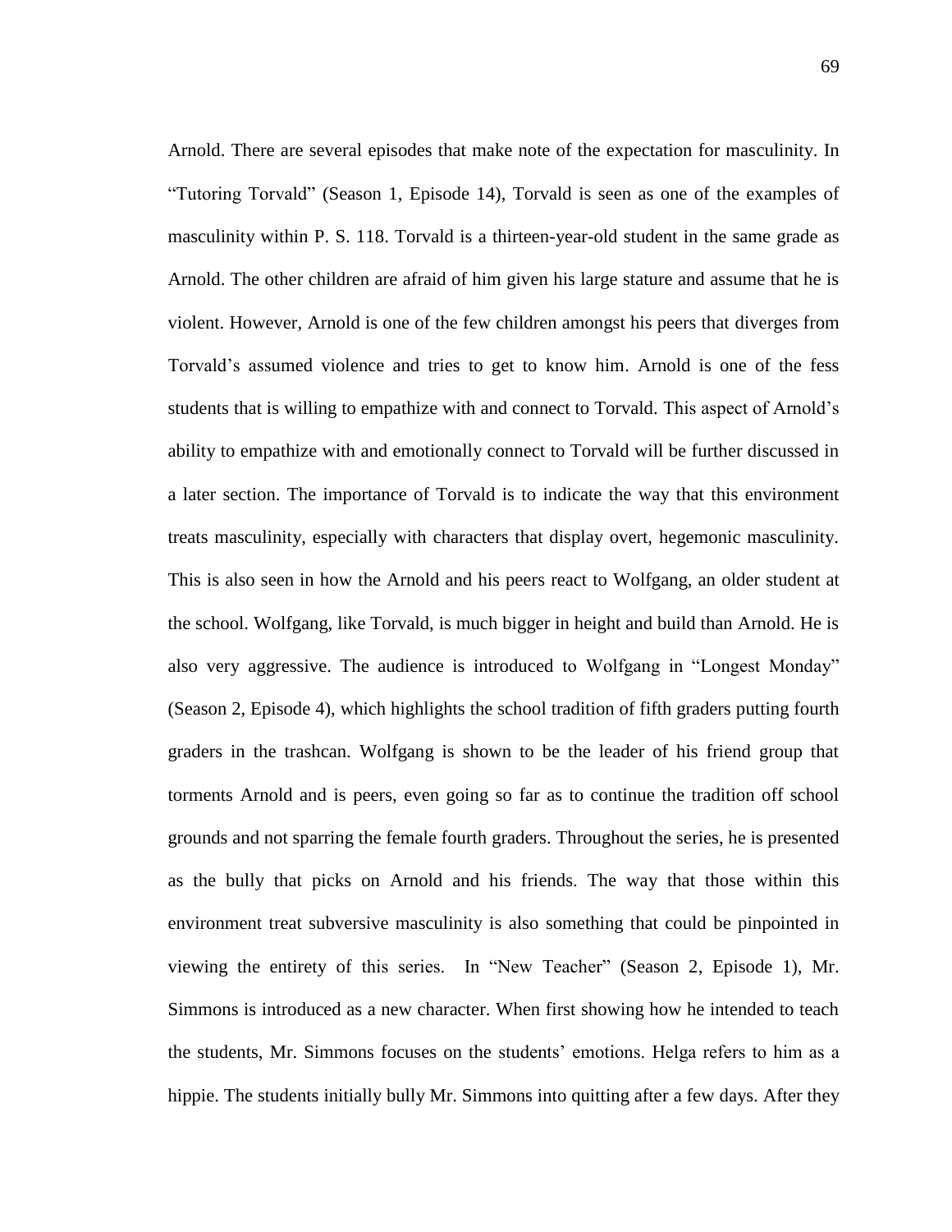Arnold. There are several episodes that make note of the expectation for masculinity. In "Tutoring Torvald" (Season 1, Episode 14), Torvald is seen as one of the examples of masculinity within P. S. 118. Torvald is a thirteen-year-old student in the same grade as Arnold. The other children are afraid of him given his large stature and assume that he is violent. However, Arnold is one of the few children amongst his peers that diverges from Torvald's assumed violence and tries to get to know him. Arnold is one of the fess students that is willing to empathize with and connect to Torvald. This aspect of Arnold's ability to empathize with and emotionally connect to Torvald will be further discussed in a later section. The importance of Torvald is to indicate the way that this environment treats masculinity, especially with characters that display overt, hegemonic masculinity. This is also seen in how the Arnold and his peers react to Wolfgang, an older student at the school. Wolfgang, like Torvald, is much bigger in height and build than Arnold. He is also very aggressive. The audience is introduced to Wolfgang in "Longest Monday" (Season 2, Episode 4), which highlights the school tradition of fifth graders putting fourth graders in the trashcan. Wolfgang is shown to be the leader of his friend group that torments Arnold and is peers, even going so far as to continue the tradition off school grounds and not sparring the female fourth graders. Throughout the series, he is presented as the bully that picks on Arnold and his friends. The way that those within this environment treat subversive masculinity is also something that could be pinpointed in viewing the entirety of this series. In "New Teacher" (Season 2, Episode 1), Mr. Simmons is introduced as a new character. When first showing how he intended to teach the students, Mr. Simmons focuses on the students' emotions. Helga refers to him as a hippie. The students initially bully Mr. Simmons into quitting after a few days. After they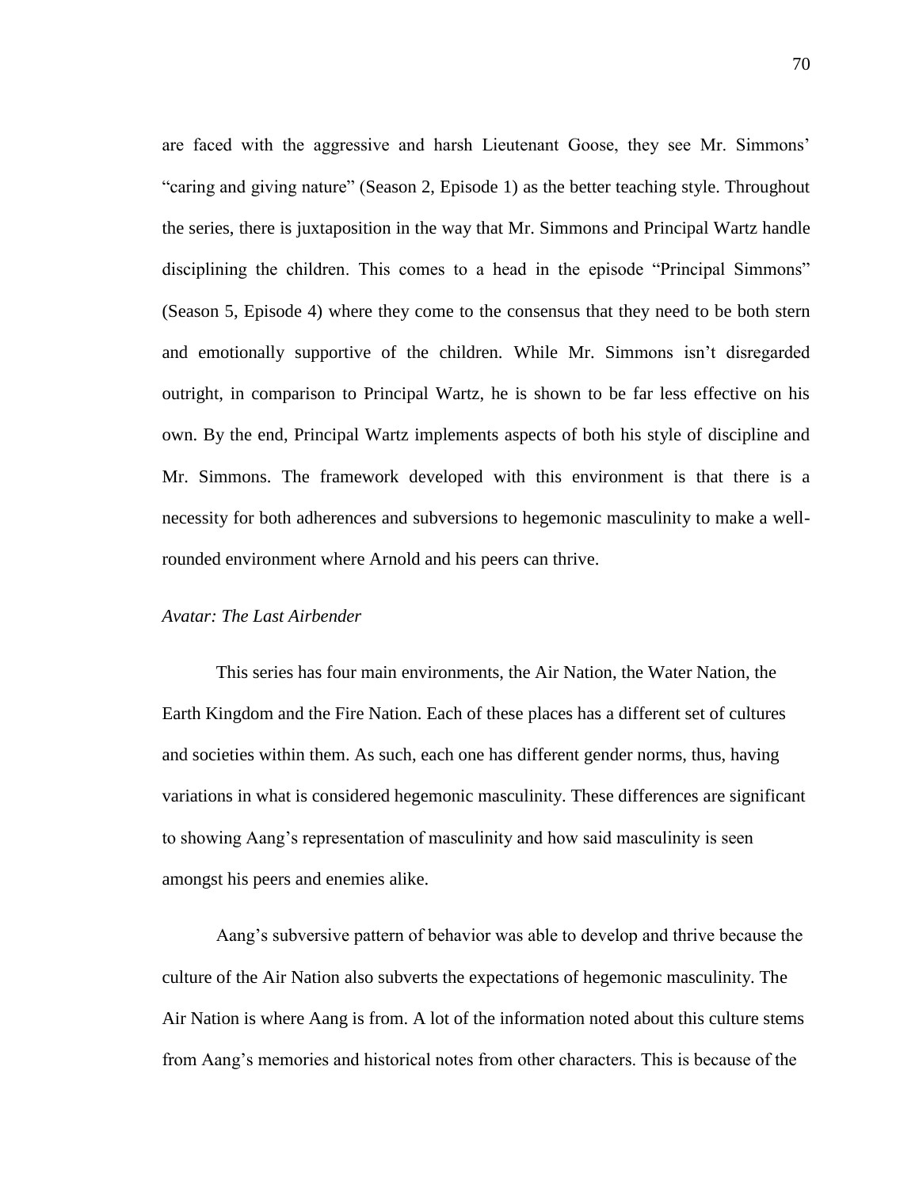are faced with the aggressive and harsh Lieutenant Goose, they see Mr. Simmons' "caring and giving nature" (Season 2, Episode 1) as the better teaching style. Throughout the series, there is juxtaposition in the way that Mr. Simmons and Principal Wartz handle disciplining the children. This comes to a head in the episode "Principal Simmons" (Season 5, Episode 4) where they come to the consensus that they need to be both stern and emotionally supportive of the children. While Mr. Simmons isn't disregarded outright, in comparison to Principal Wartz, he is shown to be far less effective on his own. By the end, Principal Wartz implements aspects of both his style of discipline and Mr. Simmons. The framework developed with this environment is that there is a necessity for both adherences and subversions to hegemonic masculinity to make a well-rounded environment where Arnold and his peers can thrive.

### *Avatar: The Last Airbender*

This series has four main environments, the Air Nation, the Water Nation, the Earth Kingdom and the Fire Nation. Each of these places has a different set of cultures and societies within them. As such, each one has different gender norms, thus, having variations in what is considered hegemonic masculinity. These differences are significant to showing Aang's representation of masculinity and how said masculinity is seen amongst his peers and enemies alike.

Aang's subversive pattern of behavior was able to develop and thrive because the culture of the Air Nation also subverts the expectations of hegemonic masculinity. The Air Nation is where Aang is from. A lot of the information noted about this culture stems from Aang's memories and historical notes from other characters. This is because of the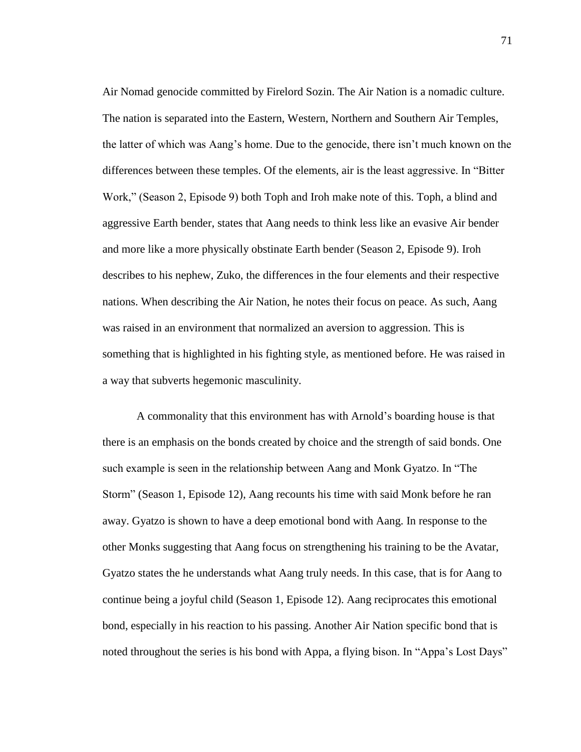Air Nomad genocide committed by Firelord Sozin. The Air Nation is a nomadic culture. The nation is separated into the Eastern, Western, Northern and Southern Air Temples, the latter of which was Aang's home. Due to the genocide, there isn't much known on the differences between these temples. Of the elements, air is the least aggressive. In "Bitter Work," (Season 2, Episode 9) both Toph and Iroh make note of this. Toph, a blind and aggressive Earth bender, states that Aang needs to think less like an evasive Air bender and more like a more physically obstinate Earth bender (Season 2, Episode 9). Iroh describes to his nephew, Zuko, the differences in the four elements and their respective nations. When describing the Air Nation, he notes their focus on peace. As such, Aang was raised in an environment that normalized an aversion to aggression. This is something that is highlighted in his fighting style, as mentioned before. He was raised in a way that subverts hegemonic masculinity.

A commonality that this environment has with Arnold's boarding house is that there is an emphasis on the bonds created by choice and the strength of said bonds. One such example is seen in the relationship between Aang and Monk Gyatzo. In "The Storm" (Season 1, Episode 12), Aang recounts his time with said Monk before he ran away. Gyatzo is shown to have a deep emotional bond with Aang. In response to the other Monks suggesting that Aang focus on strengthening his training to be the Avatar, Gyatzo states the he understands what Aang truly needs. In this case, that is for Aang to continue being a joyful child (Season 1, Episode 12). Aang reciprocates this emotional bond, especially in his reaction to his passing. Another Air Nation specific bond that is noted throughout the series is his bond with Appa, a flying bison. In "Appa's Lost Days"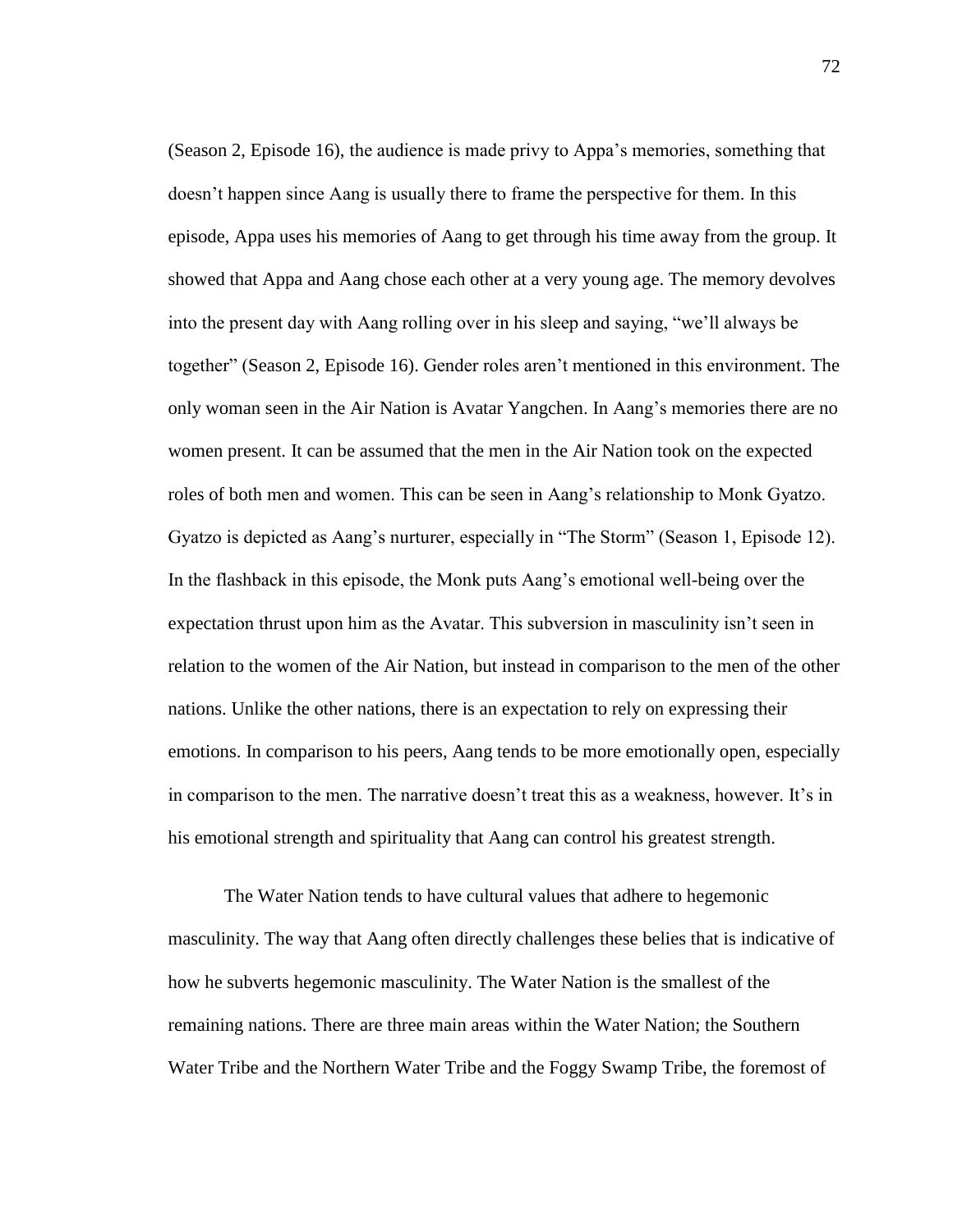(Season 2, Episode 16), the audience is made privy to Appa's memories, something that doesn't happen since Aang is usually there to frame the perspective for them. In this episode, Appa uses his memories of Aang to get through his time away from the group. It showed that Appa and Aang chose each other at a very young age. The memory devolves into the present day with Aang rolling over in his sleep and saying, "we'll always be together" (Season 2, Episode 16). Gender roles aren't mentioned in this environment. The only woman seen in the Air Nation is Avatar Yangchen. In Aang's memories there are no women present. It can be assumed that the men in the Air Nation took on the expected roles of both men and women. This can be seen in Aang's relationship to Monk Gyatzo. Gyatzo is depicted as Aang's nurturer, especially in "The Storm" (Season 1, Episode 12). In the flashback in this episode, the Monk puts Aang's emotional well-being over the expectation thrust upon him as the Avatar. This subversion in masculinity isn't seen in relation to the women of the Air Nation, but instead in comparison to the men of the other nations. Unlike the other nations, there is an expectation to rely on expressing their emotions. In comparison to his peers, Aang tends to be more emotionally open, especially in comparison to the men. The narrative doesn't treat this as a weakness, however. It's in his emotional strength and spirituality that Aang can control his greatest strength.

The Water Nation tends to have cultural values that adhere to hegemonic masculinity. The way that Aang often directly challenges these belies that is indicative of how he subverts hegemonic masculinity. The Water Nation is the smallest of the remaining nations. There are three main areas within the Water Nation; the Southern Water Tribe and the Northern Water Tribe and the Foggy Swamp Tribe, the foremost of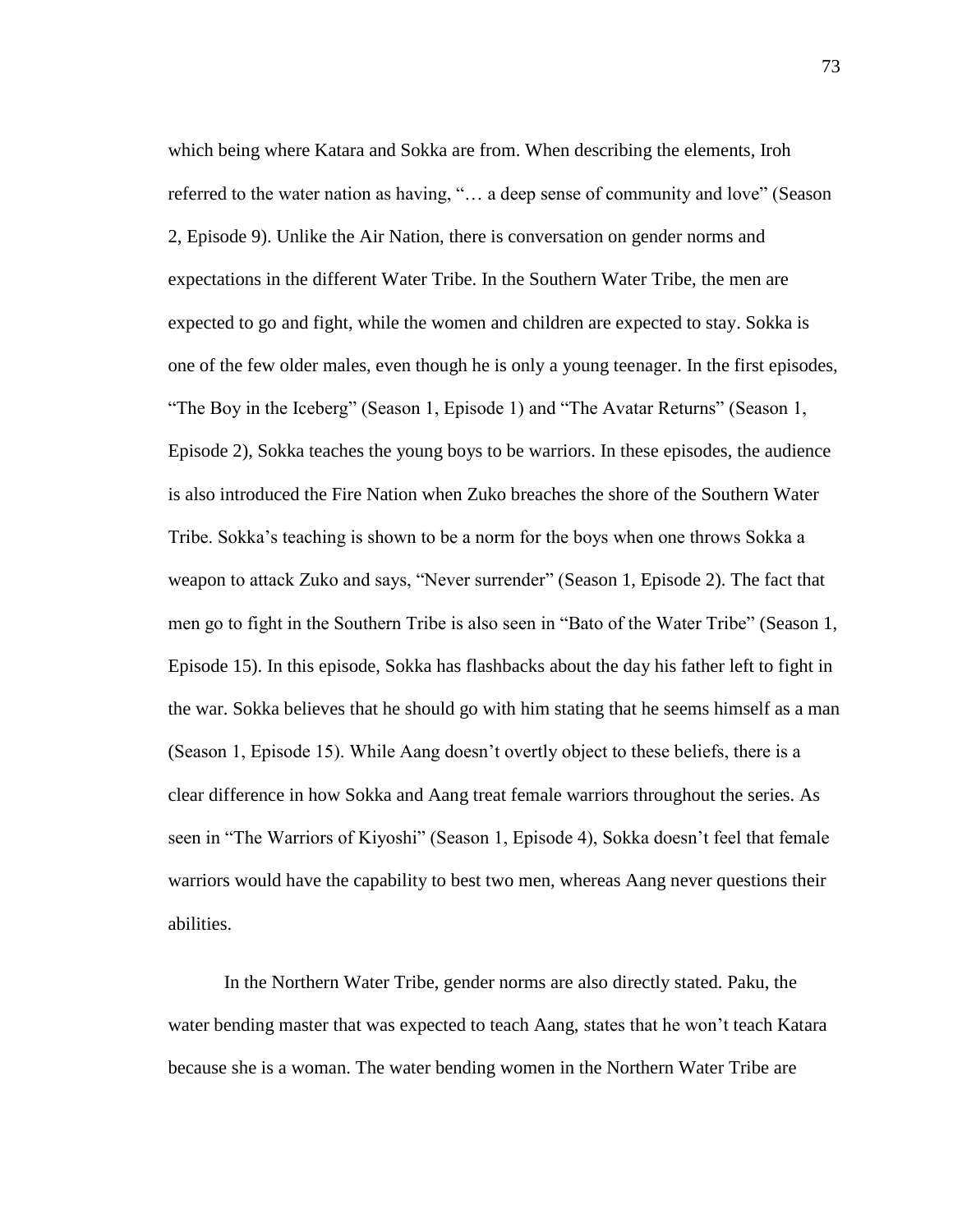which being where Katara and Sokka are from. When describing the elements, Iroh referred to the water nation as having, "… a deep sense of community and love" (Season 2, Episode 9). Unlike the Air Nation, there is conversation on gender norms and expectations in the different Water Tribe. In the Southern Water Tribe, the men are expected to go and fight, while the women and children are expected to stay. Sokka is one of the few older males, even though he is only a young teenager. In the first episodes, "The Boy in the Iceberg" (Season 1, Episode 1) and "The Avatar Returns" (Season 1, Episode 2), Sokka teaches the young boys to be warriors. In these episodes, the audience is also introduced the Fire Nation when Zuko breaches the shore of the Southern Water Tribe. Sokka's teaching is shown to be a norm for the boys when one throws Sokka a weapon to attack Zuko and says, "Never surrender" (Season 1, Episode 2). The fact that men go to fight in the Southern Tribe is also seen in "Bato of the Water Tribe" (Season 1, Episode 15). In this episode, Sokka has flashbacks about the day his father left to fight in the war. Sokka believes that he should go with him stating that he seems himself as a man (Season 1, Episode 15). While Aang doesn't overtly object to these beliefs, there is a clear difference in how Sokka and Aang treat female warriors throughout the series. As seen in "The Warriors of Kiyoshi" (Season 1, Episode 4), Sokka doesn't feel that female warriors would have the capability to best two men, whereas Aang never questions their abilities.

In the Northern Water Tribe, gender norms are also directly stated. Paku, the water bending master that was expected to teach Aang, states that he won't teach Katara because she is a woman. The water bending women in the Northern Water Tribe are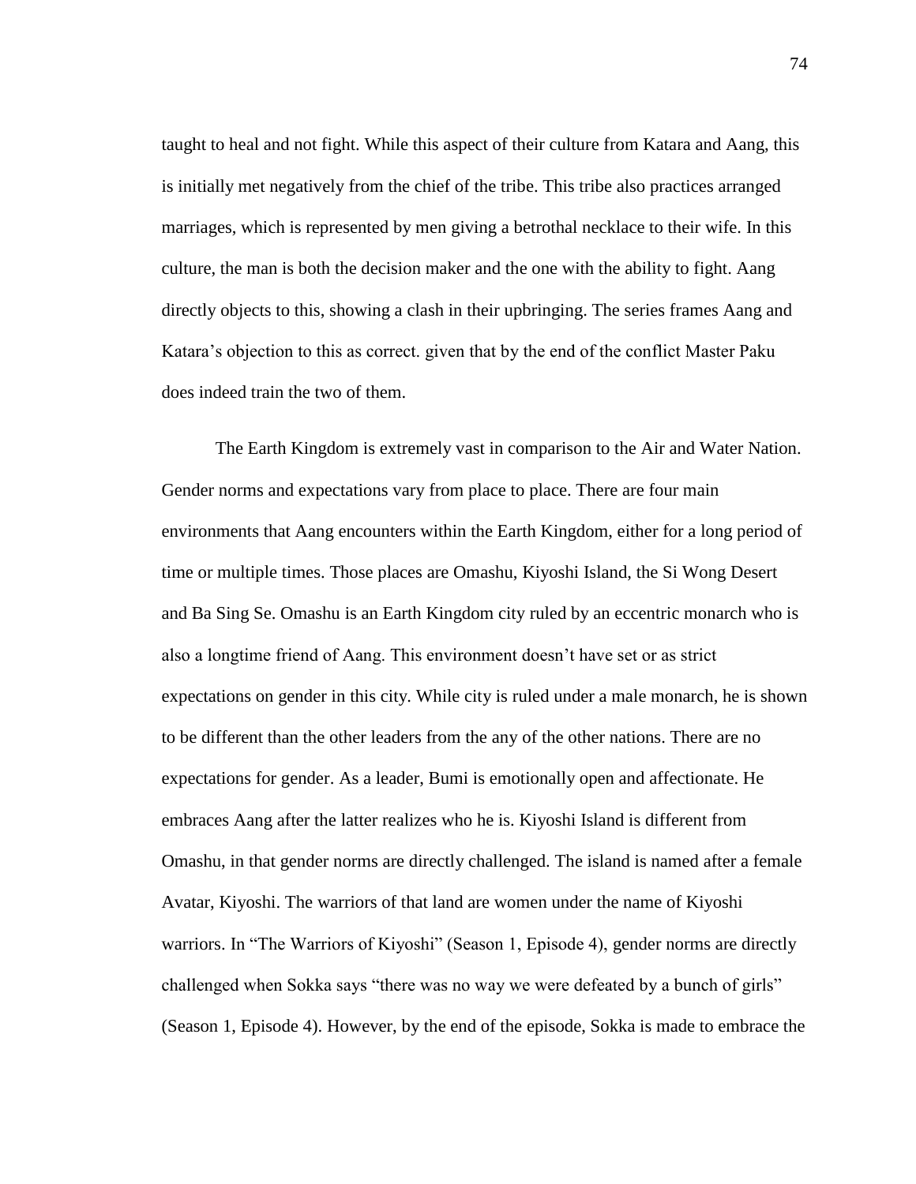taught to heal and not fight. While this aspect of their culture from Katara and Aang, this is initially met negatively from the chief of the tribe. This tribe also practices arranged marriages, which is represented by men giving a betrothal necklace to their wife. In this culture, the man is both the decision maker and the one with the ability to fight. Aang directly objects to this, showing a clash in their upbringing. The series frames Aang and Katara's objection to this as correct. given that by the end of the conflict Master Paku does indeed train the two of them.

The Earth Kingdom is extremely vast in comparison to the Air and Water Nation. Gender norms and expectations vary from place to place. There are four main environments that Aang encounters within the Earth Kingdom, either for a long period of time or multiple times. Those places are Omashu, Kiyoshi Island, the Si Wong Desert and Ba Sing Se. Omashu is an Earth Kingdom city ruled by an eccentric monarch who is also a longtime friend of Aang. This environment doesn't have set or as strict expectations on gender in this city. While city is ruled under a male monarch, he is shown to be different than the other leaders from the any of the other nations. There are no expectations for gender. As a leader, Bumi is emotionally open and affectionate. He embraces Aang after the latter realizes who he is. Kiyoshi Island is different from Omashu, in that gender norms are directly challenged. The island is named after a female Avatar, Kiyoshi. The warriors of that land are women under the name of Kiyoshi warriors. In "The Warriors of Kiyoshi" (Season 1, Episode 4), gender norms are directly challenged when Sokka says "there was no way we were defeated by a bunch of girls" (Season 1, Episode 4). However, by the end of the episode, Sokka is made to embrace the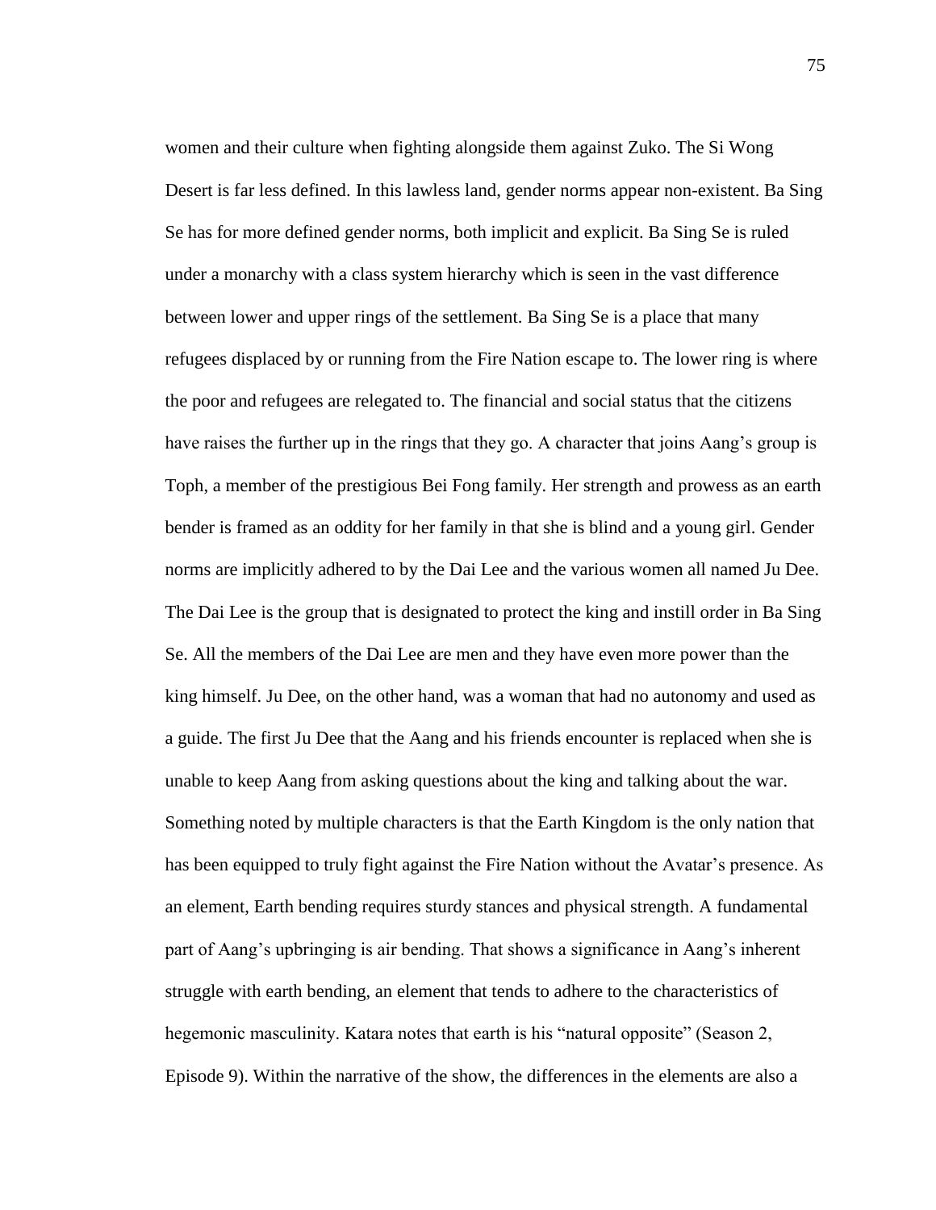women and their culture when fighting alongside them against Zuko. The Si Wong Desert is far less defined. In this lawless land, gender norms appear non-existent. Ba Sing Se has for more defined gender norms, both implicit and explicit. Ba Sing Se is ruled under a monarchy with a class system hierarchy which is seen in the vast difference between lower and upper rings of the settlement. Ba Sing Se is a place that many refugees displaced by or running from the Fire Nation escape to. The lower ring is where the poor and refugees are relegated to. The financial and social status that the citizens have raises the further up in the rings that they go. A character that joins Aang's group is Toph, a member of the prestigious Bei Fong family. Her strength and prowess as an earth bender is framed as an oddity for her family in that she is blind and a young girl. Gender norms are implicitly adhered to by the Dai Lee and the various women all named Ju Dee. The Dai Lee is the group that is designated to protect the king and instill order in Ba Sing Se. All the members of the Dai Lee are men and they have even more power than the king himself. Ju Dee, on the other hand, was a woman that had no autonomy and used as a guide. The first Ju Dee that the Aang and his friends encounter is replaced when she is unable to keep Aang from asking questions about the king and talking about the war. Something noted by multiple characters is that the Earth Kingdom is the only nation that has been equipped to truly fight against the Fire Nation without the Avatar's presence. As an element, Earth bending requires sturdy stances and physical strength. A fundamental part of Aang's upbringing is air bending. That shows a significance in Aang's inherent struggle with earth bending, an element that tends to adhere to the characteristics of hegemonic masculinity. Katara notes that earth is his "natural opposite" (Season 2, Episode 9). Within the narrative of the show, the differences in the elements are also a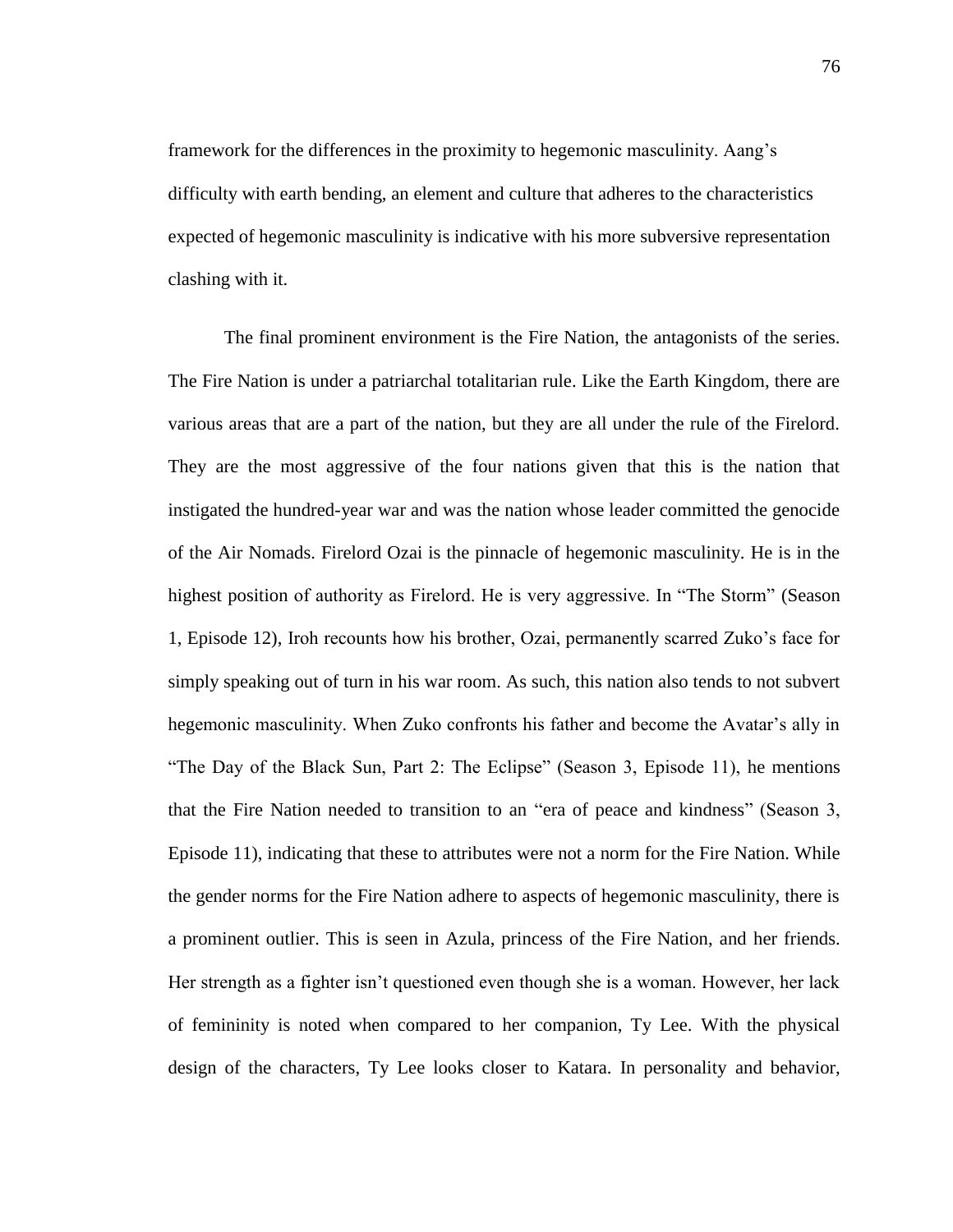framework for the differences in the proximity to hegemonic masculinity. Aang's difficulty with earth bending, an element and culture that adheres to the characteristics expected of hegemonic masculinity is indicative with his more subversive representation clashing with it.

The final prominent environment is the Fire Nation, the antagonists of the series. The Fire Nation is under a patriarchal totalitarian rule. Like the Earth Kingdom, there are various areas that are a part of the nation, but they are all under the rule of the Firelord. They are the most aggressive of the four nations given that this is the nation that instigated the hundred-year war and was the nation whose leader committed the genocide of the Air Nomads. Firelord Ozai is the pinnacle of hegemonic masculinity. He is in the highest position of authority as Firelord. He is very aggressive. In "The Storm" (Season 1, Episode 12), Iroh recounts how his brother, Ozai, permanently scarred Zuko's face for simply speaking out of turn in his war room. As such, this nation also tends to not subvert hegemonic masculinity. When Zuko confronts his father and become the Avatar's ally in "The Day of the Black Sun, Part 2: The Eclipse" (Season 3, Episode 11), he mentions that the Fire Nation needed to transition to an "era of peace and kindness" (Season 3, Episode 11), indicating that these to attributes were not a norm for the Fire Nation. While the gender norms for the Fire Nation adhere to aspects of hegemonic masculinity, there is a prominent outlier. This is seen in Azula, princess of the Fire Nation, and her friends. Her strength as a fighter isn't questioned even though she is a woman. However, her lack of femininity is noted when compared to her companion, Ty Lee. With the physical design of the characters, Ty Lee looks closer to Katara. In personality and behavior,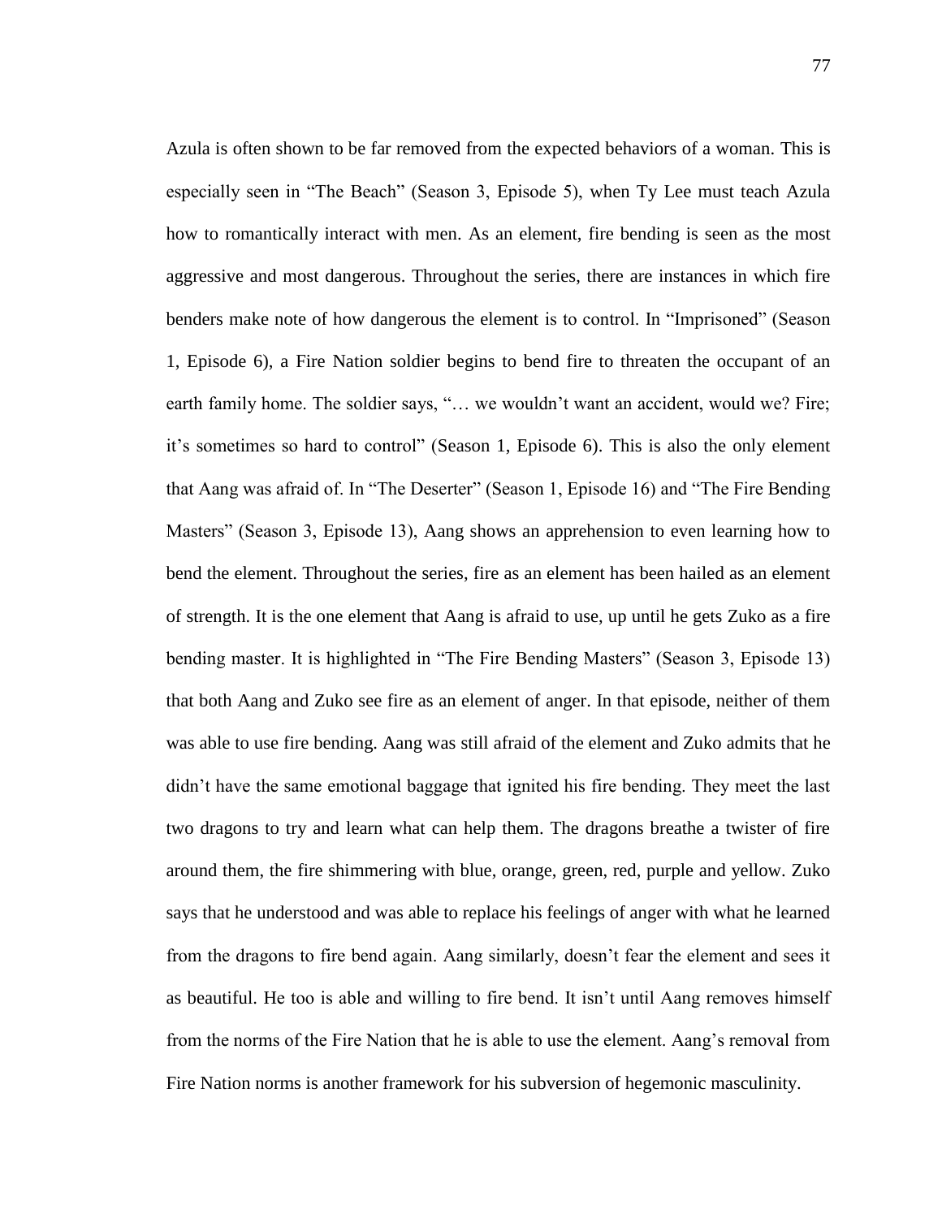Azula is often shown to be far removed from the expected behaviors of a woman. This is especially seen in "The Beach" (Season 3, Episode 5), when Ty Lee must teach Azula how to romantically interact with men. As an element, fire bending is seen as the most aggressive and most dangerous. Throughout the series, there are instances in which fire benders make note of how dangerous the element is to control. In "Imprisoned" (Season 1, Episode 6), a Fire Nation soldier begins to bend fire to threaten the occupant of an earth family home. The soldier says, "… we wouldn't want an accident, would we? Fire; it's sometimes so hard to control" (Season 1, Episode 6). This is also the only element that Aang was afraid of. In "The Deserter" (Season 1, Episode 16) and "The Fire Bending Masters" (Season 3, Episode 13), Aang shows an apprehension to even learning how to bend the element. Throughout the series, fire as an element has been hailed as an element of strength. It is the one element that Aang is afraid to use, up until he gets Zuko as a fire bending master. It is highlighted in "The Fire Bending Masters" (Season 3, Episode 13) that both Aang and Zuko see fire as an element of anger. In that episode, neither of them was able to use fire bending. Aang was still afraid of the element and Zuko admits that he didn't have the same emotional baggage that ignited his fire bending. They meet the last two dragons to try and learn what can help them. The dragons breathe a twister of fire around them, the fire shimmering with blue, orange, green, red, purple and yellow. Zuko says that he understood and was able to replace his feelings of anger with what he learned from the dragons to fire bend again. Aang similarly, doesn't fear the element and sees it as beautiful. He too is able and willing to fire bend. It isn't until Aang removes himself from the norms of the Fire Nation that he is able to use the element. Aang's removal from Fire Nation norms is another framework for his subversion of hegemonic masculinity.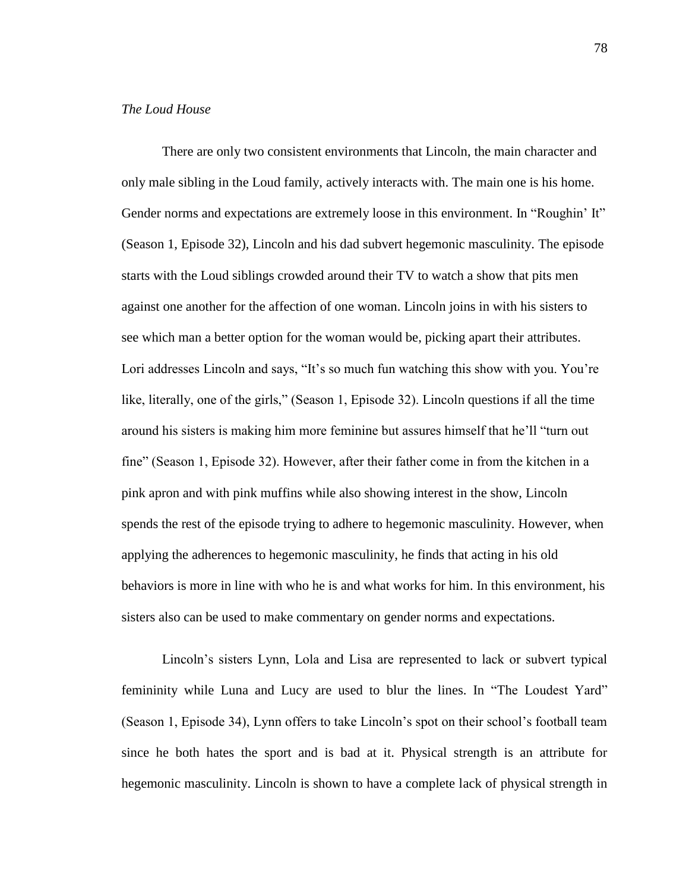*The Loud House*

There are only two consistent environments that Lincoln, the main character and only male sibling in the Loud family, actively interacts with. The main one is his home. Gender norms and expectations are extremely loose in this environment. In "Roughin' It" (Season 1, Episode 32), Lincoln and his dad subvert hegemonic masculinity. The episode starts with the Loud siblings crowded around their TV to watch a show that pits men against one another for the affection of one woman. Lincoln joins in with his sisters to see which man a better option for the woman would be, picking apart their attributes. Lori addresses Lincoln and says, "It's so much fun watching this show with you. You're like, literally, one of the girls," (Season 1, Episode 32). Lincoln questions if all the time around his sisters is making him more feminine but assures himself that he'll "turn out fine" (Season 1, Episode 32). However, after their father come in from the kitchen in a pink apron and with pink muffins while also showing interest in the show, Lincoln spends the rest of the episode trying to adhere to hegemonic masculinity. However, when applying the adherences to hegemonic masculinity, he finds that acting in his old behaviors is more in line with who he is and what works for him. In this environment, his sisters also can be used to make commentary on gender norms and expectations.

Lincoln's sisters Lynn, Lola and Lisa are represented to lack or subvert typical femininity while Luna and Lucy are used to blur the lines. In "The Loudest Yard" (Season 1, Episode 34), Lynn offers to take Lincoln's spot on their school's football team since he both hates the sport and is bad at it. Physical strength is an attribute for hegemonic masculinity. Lincoln is shown to have a complete lack of physical strength in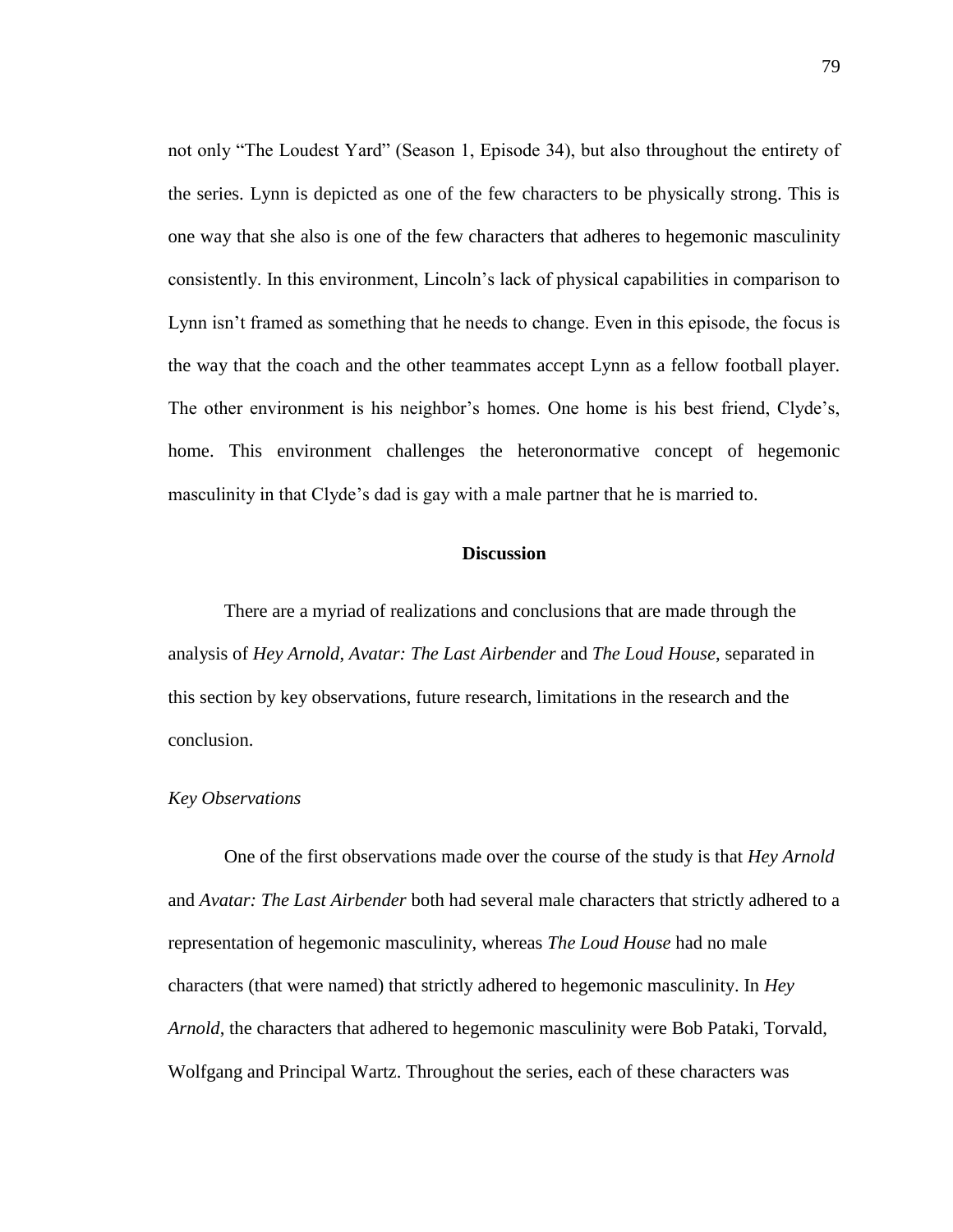not only "The Loudest Yard" (Season 1, Episode 34), but also throughout the entirety of the series. Lynn is depicted as one of the few characters to be physically strong. This is one way that she also is one of the few characters that adheres to hegemonic masculinity consistently. In this environment, Lincoln's lack of physical capabilities in comparison to Lynn isn't framed as something that he needs to change. Even in this episode, the focus is the way that the coach and the other teammates accept Lynn as a fellow football player. The other environment is his neighbor's homes. One home is his best friend, Clyde's, home. This environment challenges the heteronormative concept of hegemonic masculinity in that Clyde's dad is gay with a male partner that he is married to.

## Discussion

There are a myriad of realizations and conclusions that are made through the analysis of *Hey Arnold*, *Avatar: The Last Airbender* and *The Loud House*, separated in this section by key observations, future research, limitations in the research and the conclusion.

### *Key Observations*

One of the first observations made over the course of the study is that *Hey Arnold* and *Avatar: The Last Airbender* both had several male characters that strictly adhered to a representation of hegemonic masculinity, whereas *The Loud House* had no male characters (that were named) that strictly adhered to hegemonic masculinity. In *Hey Arnold*, the characters that adhered to hegemonic masculinity were Bob Pataki, Torvald, Wolfgang and Principal Wartz. Throughout the series, each of these characters was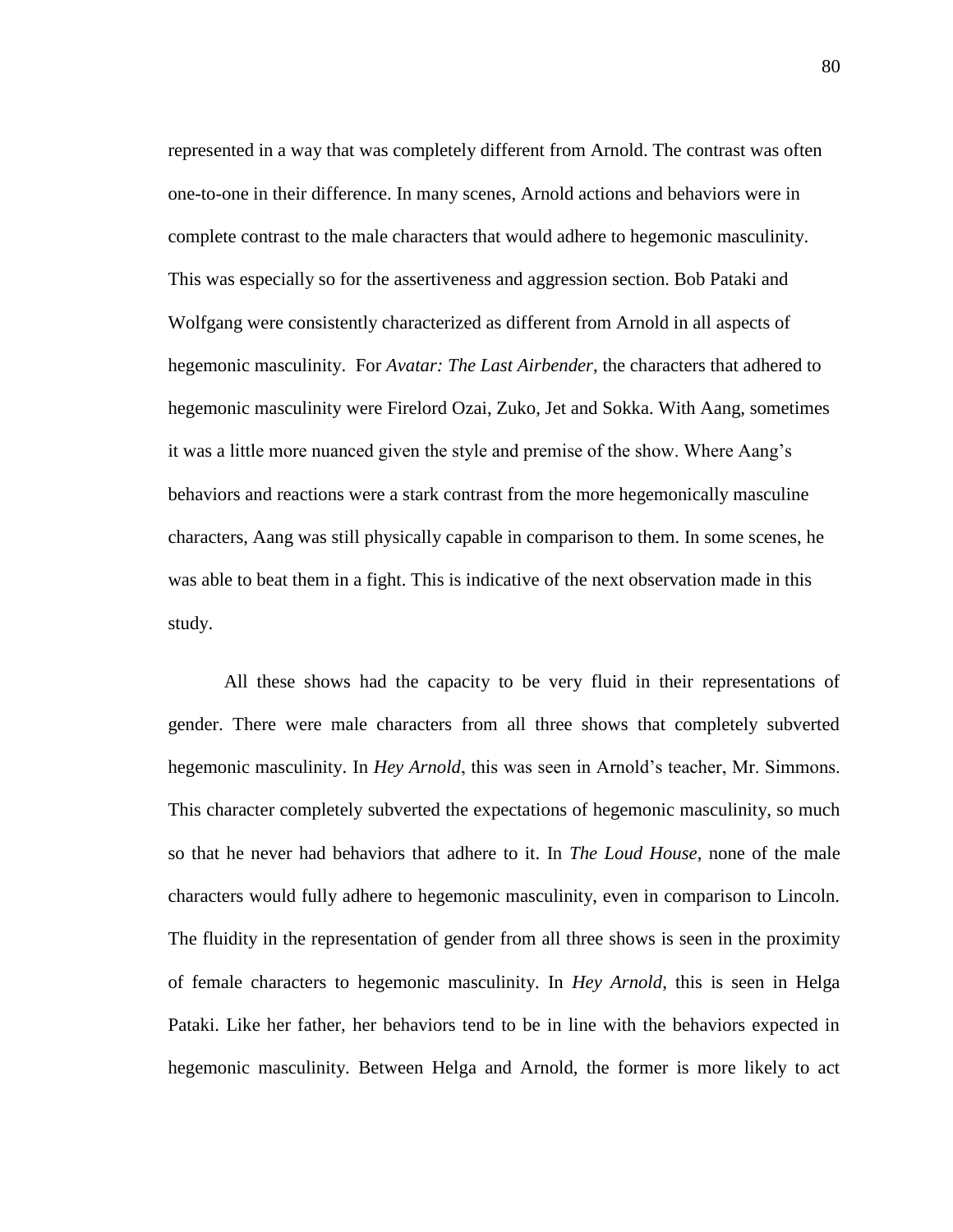represented in a way that was completely different from Arnold. The contrast was often one-to-one in their difference. In many scenes, Arnold actions and behaviors were in complete contrast to the male characters that would adhere to hegemonic masculinity. This was especially so for the assertiveness and aggression section. Bob Pataki and Wolfgang were consistently characterized as different from Arnold in all aspects of hegemonic masculinity. For *Avatar: The Last Airbender*, the characters that adhered to hegemonic masculinity were Firelord Ozai, Zuko, Jet and Sokka. With Aang, sometimes it was a little more nuanced given the style and premise of the show. Where Aang's behaviors and reactions were a stark contrast from the more hegemonically masculine characters, Aang was still physically capable in comparison to them. In some scenes, he was able to beat them in a fight. This is indicative of the next observation made in this study.

All these shows had the capacity to be very fluid in their representations of gender. There were male characters from all three shows that completely subverted hegemonic masculinity. In *Hey Arnold*, this was seen in Arnold's teacher, Mr. Simmons. This character completely subverted the expectations of hegemonic masculinity, so much so that he never had behaviors that adhere to it. In *The Loud House*, none of the male characters would fully adhere to hegemonic masculinity, even in comparison to Lincoln. The fluidity in the representation of gender from all three shows is seen in the proximity of female characters to hegemonic masculinity. In *Hey Arnold*, this is seen in Helga Pataki. Like her father, her behaviors tend to be in line with the behaviors expected in hegemonic masculinity. Between Helga and Arnold, the former is more likely to act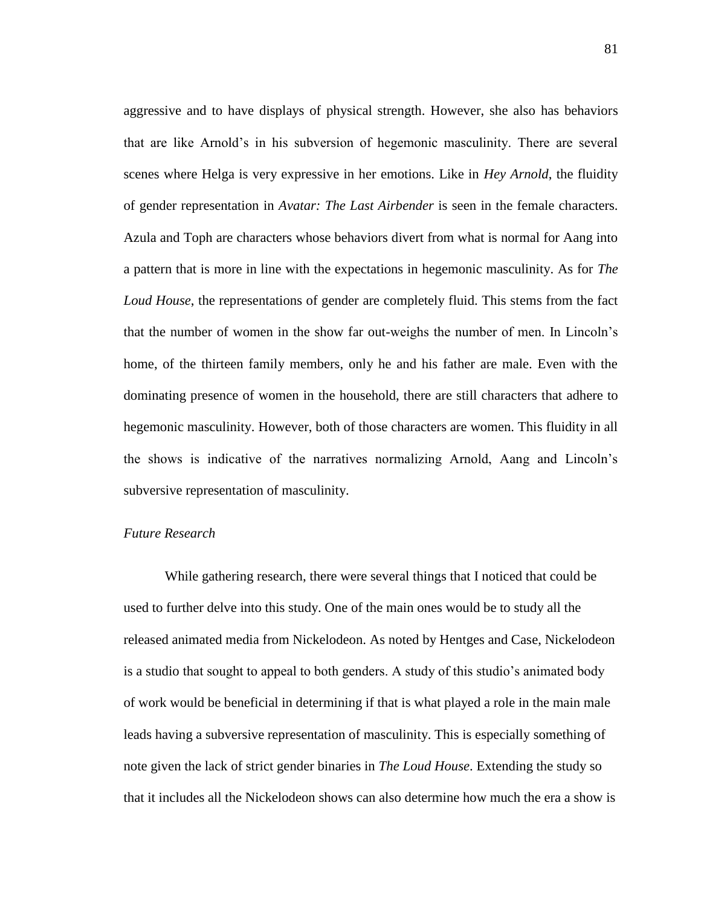aggressive and to have displays of physical strength. However, she also has behaviors that are like Arnold's in his subversion of hegemonic masculinity. There are several scenes where Helga is very expressive in her emotions. Like in *Hey Arnold*, the fluidity of gender representation in *Avatar: The Last Airbender* is seen in the female characters. Azula and Toph are characters whose behaviors divert from what is normal for Aang into a pattern that is more in line with the expectations in hegemonic masculinity. As for *The Loud House*, the representations of gender are completely fluid. This stems from the fact that the number of women in the show far out-weighs the number of men. In Lincoln's home, of the thirteen family members, only he and his father are male. Even with the dominating presence of women in the household, there are still characters that adhere to hegemonic masculinity. However, both of those characters are women. This fluidity in all the shows is indicative of the narratives normalizing Arnold, Aang and Lincoln's subversive representation of masculinity.

### *Future Research*

While gathering research, there were several things that I noticed that could be used to further delve into this study. One of the main ones would be to study all the released animated media from Nickelodeon. As noted by Hentges and Case, Nickelodeon is a studio that sought to appeal to both genders. A study of this studio's animated body of work would be beneficial in determining if that is what played a role in the main male leads having a subversive representation of masculinity. This is especially something of note given the lack of strict gender binaries in *The Loud House*. Extending the study so that it includes all the Nickelodeon shows can also determine how much the era a show is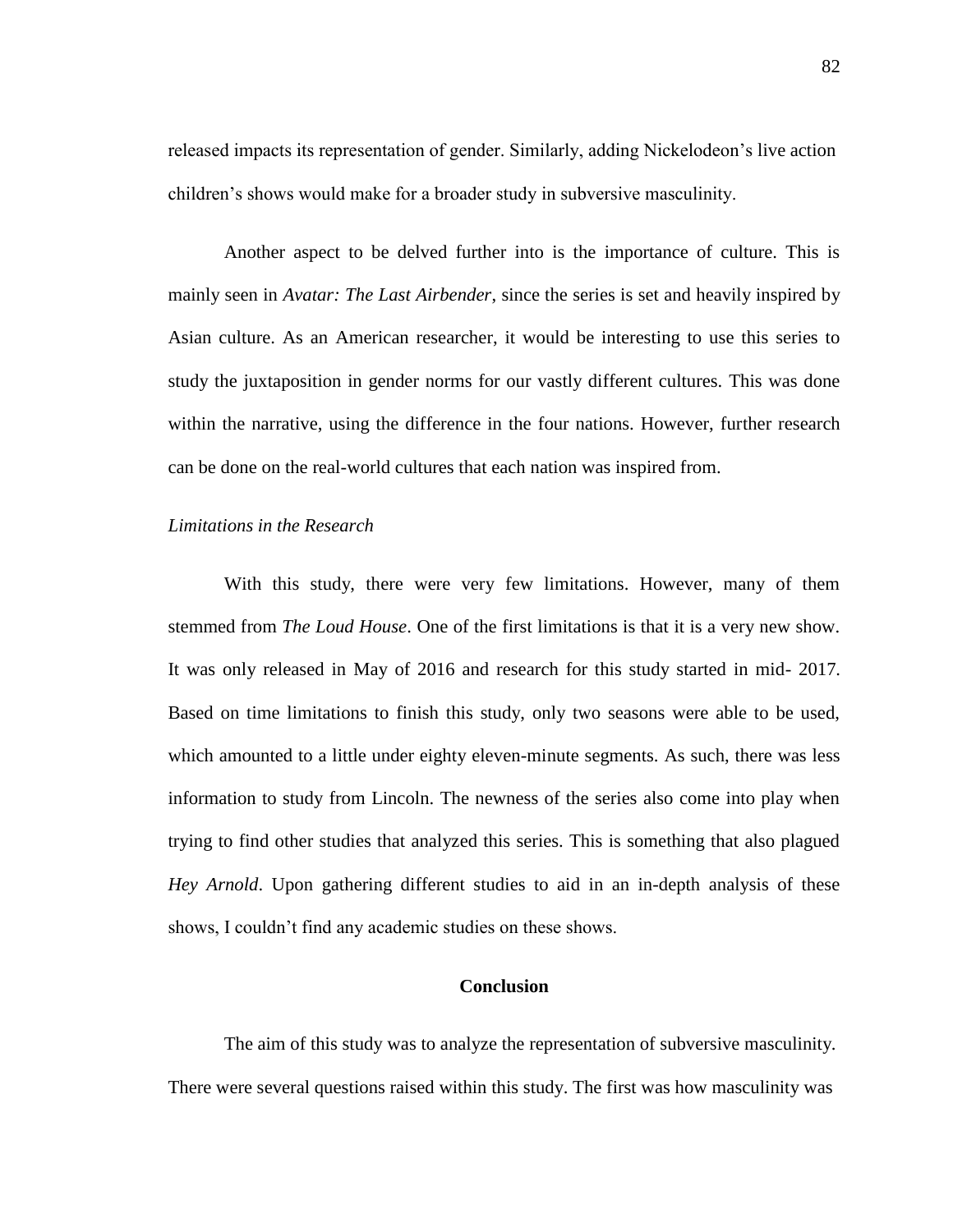released impacts its representation of gender. Similarly, adding Nickelodeon's live action children's shows would make for a broader study in subversive masculinity.

Another aspect to be delved further into is the importance of culture. This is mainly seen in *Avatar: The Last Airbender*, since the series is set and heavily inspired by Asian culture. As an American researcher, it would be interesting to use this series to study the juxtaposition in gender norms for our vastly different cultures. This was done within the narrative, using the difference in the four nations. However, further research can be done on the real-world cultures that each nation was inspired from.

*Limitations in the Research*

With this study, there were very few limitations. However, many of them stemmed from *The Loud House*. One of the first limitations is that it is a very new show. It was only released in May of 2016 and research for this study started in mid- 2017. Based on time limitations to finish this study, only two seasons were able to be used, which amounted to a little under eighty eleven-minute segments. As such, there was less information to study from Lincoln. The newness of the series also come into play when trying to find other studies that analyzed this series. This is something that also plagued *Hey Arnold*. Upon gathering different studies to aid in an in-depth analysis of these shows, I couldn't find any academic studies on these shows.

## Conclusion

The aim of this study was to analyze the representation of subversive masculinity. There were several questions raised within this study. The first was how masculinity was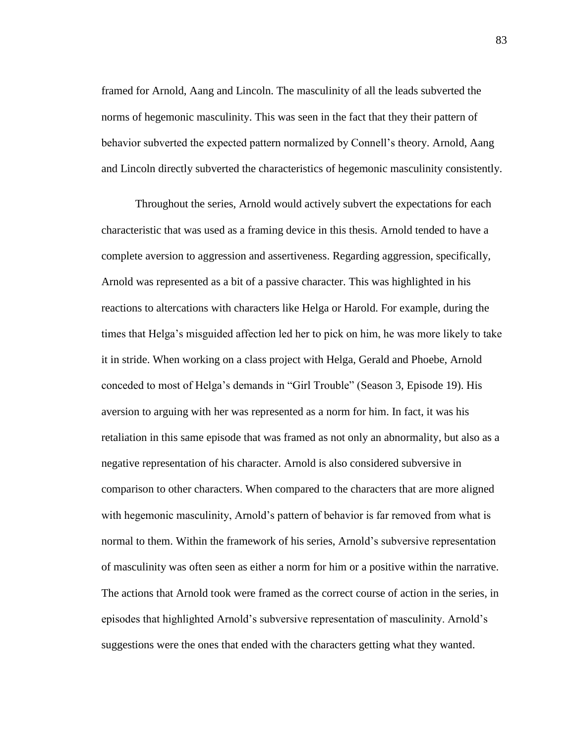framed for Arnold, Aang and Lincoln. The masculinity of all the leads subverted the norms of hegemonic masculinity. This was seen in the fact that they their pattern of behavior subverted the expected pattern normalized by Connell's theory. Arnold, Aang and Lincoln directly subverted the characteristics of hegemonic masculinity consistently.

Throughout the series, Arnold would actively subvert the expectations for each characteristic that was used as a framing device in this thesis. Arnold tended to have a complete aversion to aggression and assertiveness. Regarding aggression, specifically, Arnold was represented as a bit of a passive character. This was highlighted in his reactions to altercations with characters like Helga or Harold. For example, during the times that Helga's misguided affection led her to pick on him, he was more likely to take it in stride. When working on a class project with Helga, Gerald and Phoebe, Arnold conceded to most of Helga's demands in "Girl Trouble" (Season 3, Episode 19). His aversion to arguing with her was represented as a norm for him. In fact, it was his retaliation in this same episode that was framed as not only an abnormality, but also as a negative representation of his character. Arnold is also considered subversive in comparison to other characters. When compared to the characters that are more aligned with hegemonic masculinity, Arnold's pattern of behavior is far removed from what is normal to them. Within the framework of his series, Arnold's subversive representation of masculinity was often seen as either a norm for him or a positive within the narrative. The actions that Arnold took were framed as the correct course of action in the series, in episodes that highlighted Arnold's subversive representation of masculinity. Arnold's suggestions were the ones that ended with the characters getting what they wanted.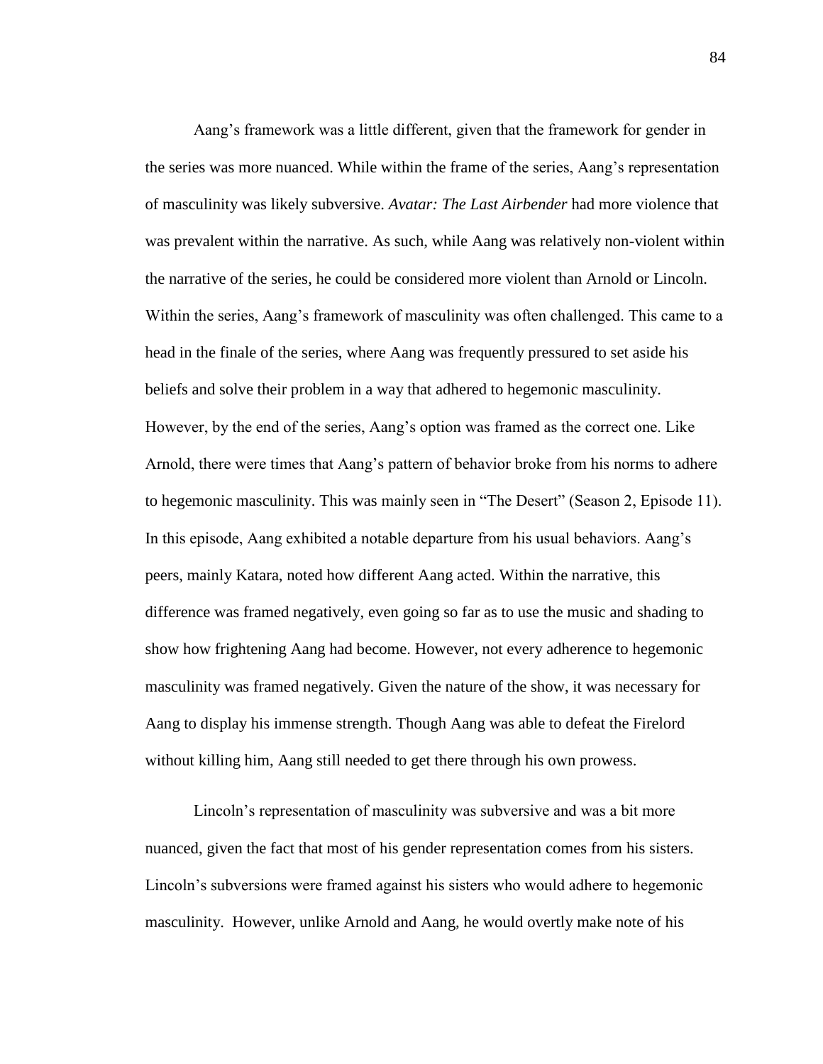Aang's framework was a little different, given that the framework for gender in the series was more nuanced. While within the frame of the series, Aang's representation of masculinity was likely subversive. *Avatar: The Last Airbender* had more violence that was prevalent within the narrative. As such, while Aang was relatively non-violent within the narrative of the series, he could be considered more violent than Arnold or Lincoln. Within the series, Aang's framework of masculinity was often challenged. This came to a head in the finale of the series, where Aang was frequently pressured to set aside his beliefs and solve their problem in a way that adhered to hegemonic masculinity. However, by the end of the series, Aang's option was framed as the correct one. Like Arnold, there were times that Aang's pattern of behavior broke from his norms to adhere to hegemonic masculinity. This was mainly seen in "The Desert" (Season 2, Episode 11). In this episode, Aang exhibited a notable departure from his usual behaviors. Aang's peers, mainly Katara, noted how different Aang acted. Within the narrative, this difference was framed negatively, even going so far as to use the music and shading to show how frightening Aang had become. However, not every adherence to hegemonic masculinity was framed negatively. Given the nature of the show, it was necessary for Aang to display his immense strength. Though Aang was able to defeat the Firelord without killing him, Aang still needed to get there through his own prowess.

Lincoln's representation of masculinity was subversive and was a bit more nuanced, given the fact that most of his gender representation comes from his sisters. Lincoln's subversions were framed against his sisters who would adhere to hegemonic masculinity. However, unlike Arnold and Aang, he would overtly make note of his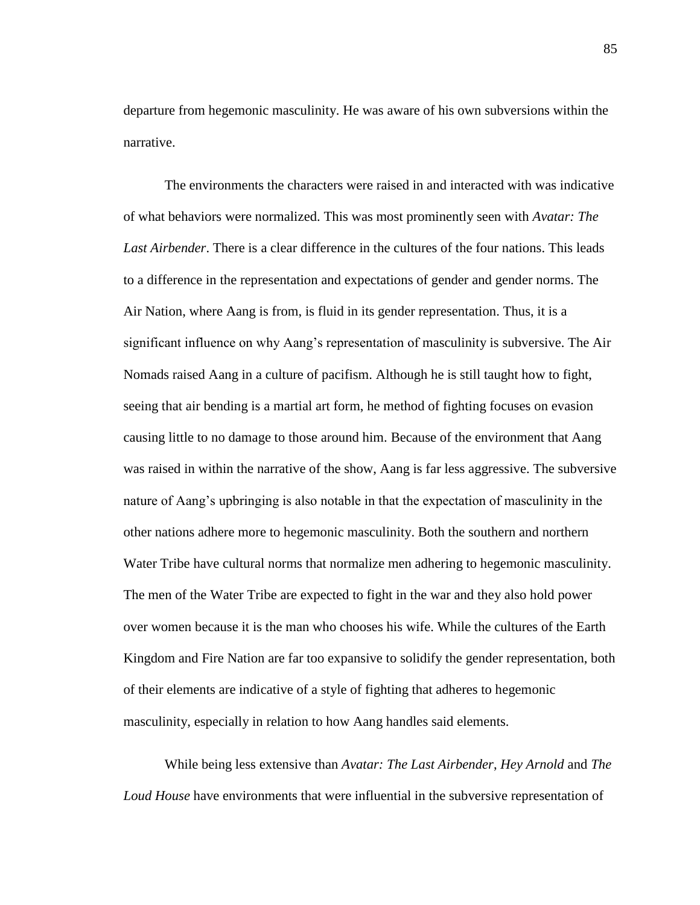departure from hegemonic masculinity. He was aware of his own subversions within the narrative.

The environments the characters were raised in and interacted with was indicative of what behaviors were normalized. This was most prominently seen with *Avatar: The Last Airbender*. There is a clear difference in the cultures of the four nations. This leads to a difference in the representation and expectations of gender and gender norms. The Air Nation, where Aang is from, is fluid in its gender representation. Thus, it is a significant influence on why Aang's representation of masculinity is subversive. The Air Nomads raised Aang in a culture of pacifism. Although he is still taught how to fight, seeing that air bending is a martial art form, he method of fighting focuses on evasion causing little to no damage to those around him. Because of the environment that Aang was raised in within the narrative of the show, Aang is far less aggressive. The subversive nature of Aang's upbringing is also notable in that the expectation of masculinity in the other nations adhere more to hegemonic masculinity. Both the southern and northern Water Tribe have cultural norms that normalize men adhering to hegemonic masculinity. The men of the Water Tribe are expected to fight in the war and they also hold power over women because it is the man who chooses his wife. While the cultures of the Earth Kingdom and Fire Nation are far too expansive to solidify the gender representation, both of their elements are indicative of a style of fighting that adheres to hegemonic masculinity, especially in relation to how Aang handles said elements.

While being less extensive than *Avatar: The Last Airbender*, *Hey Arnold* and *The Loud House* have environments that were influential in the subversive representation of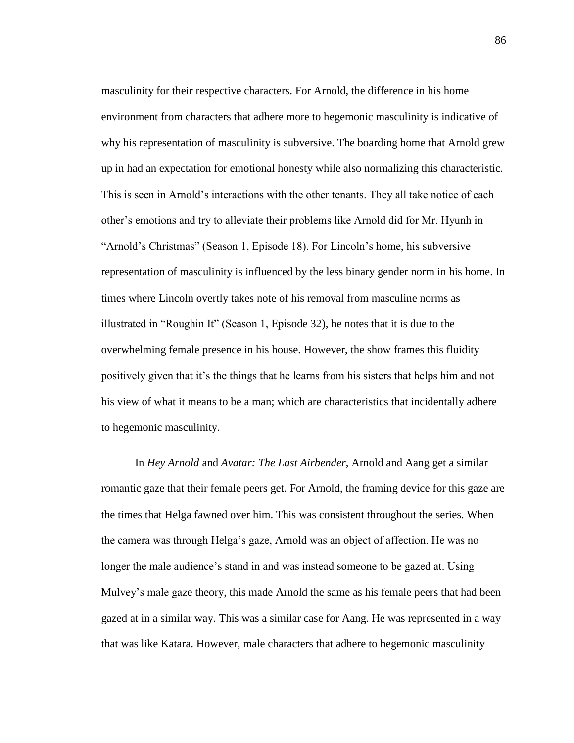masculinity for their respective characters. For Arnold, the difference in his home environment from characters that adhere more to hegemonic masculinity is indicative of why his representation of masculinity is subversive. The boarding home that Arnold grew up in had an expectation for emotional honesty while also normalizing this characteristic. This is seen in Arnold's interactions with the other tenants. They all take notice of each other's emotions and try to alleviate their problems like Arnold did for Mr. Hyunh in "Arnold's Christmas" (Season 1, Episode 18). For Lincoln's home, his subversive representation of masculinity is influenced by the less binary gender norm in his home. In times where Lincoln overtly takes note of his removal from masculine norms as illustrated in "Roughin It" (Season 1, Episode 32), he notes that it is due to the overwhelming female presence in his house. However, the show frames this fluidity positively given that it's the things that he learns from his sisters that helps him and not his view of what it means to be a man; which are characteristics that incidentally adhere to hegemonic masculinity.

In *Hey Arnold* and *Avatar: The Last Airbender*, Arnold and Aang get a similar romantic gaze that their female peers get. For Arnold, the framing device for this gaze are the times that Helga fawned over him. This was consistent throughout the series. When the camera was through Helga's gaze, Arnold was an object of affection. He was no longer the male audience's stand in and was instead someone to be gazed at. Using Mulvey's male gaze theory, this made Arnold the same as his female peers that had been gazed at in a similar way. This was a similar case for Aang. He was represented in a way that was like Katara. However, male characters that adhere to hegemonic masculinity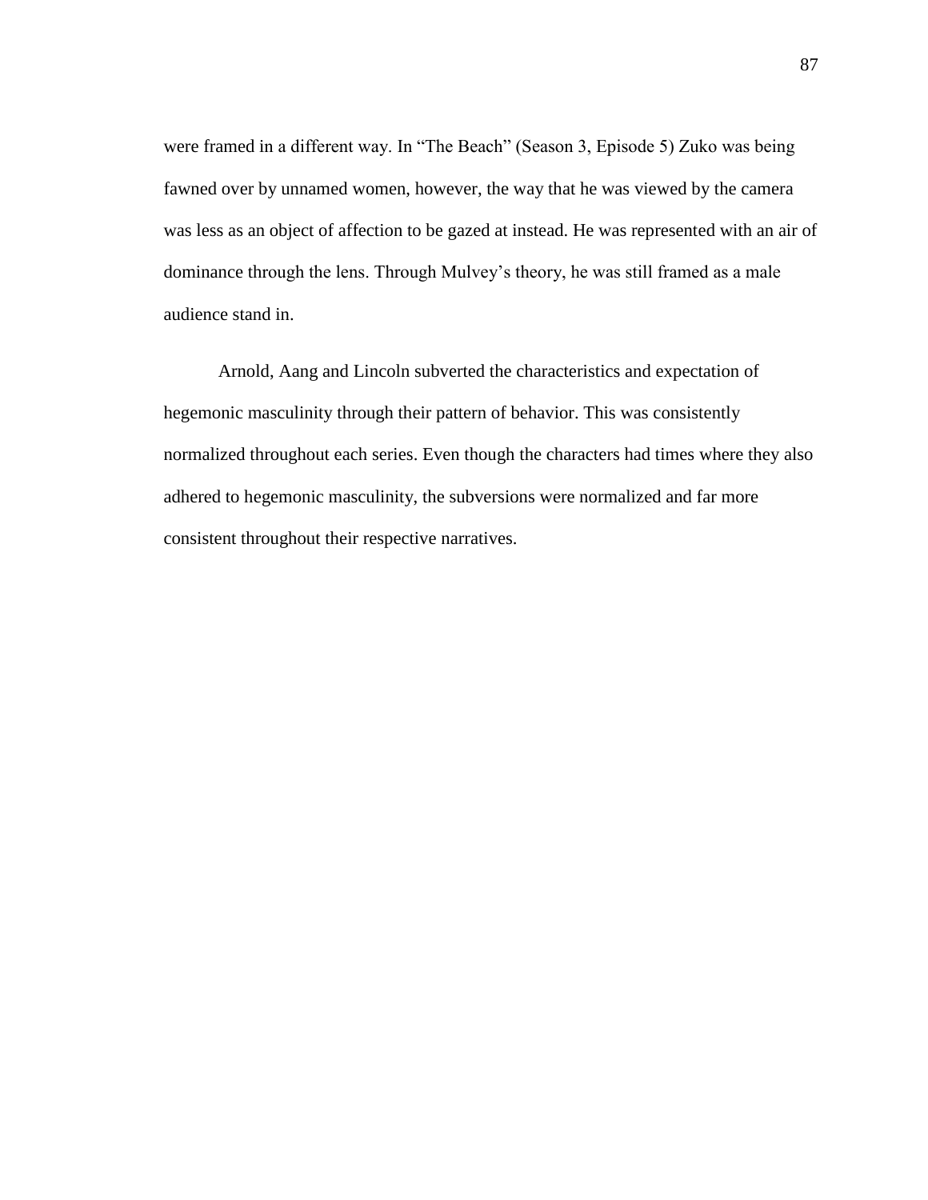were framed in a different way. In "The Beach" (Season 3, Episode 5) Zuko was being fawned over by unnamed women, however, the way that he was viewed by the camera was less as an object of affection to be gazed at instead. He was represented with an air of dominance through the lens. Through Mulvey's theory, he was still framed as a male audience stand in.

Arnold, Aang and Lincoln subverted the characteristics and expectation of hegemonic masculinity through their pattern of behavior. This was consistently normalized throughout each series. Even though the characters had times where they also adhered to hegemonic masculinity, the subversions were normalized and far more consistent throughout their respective narratives.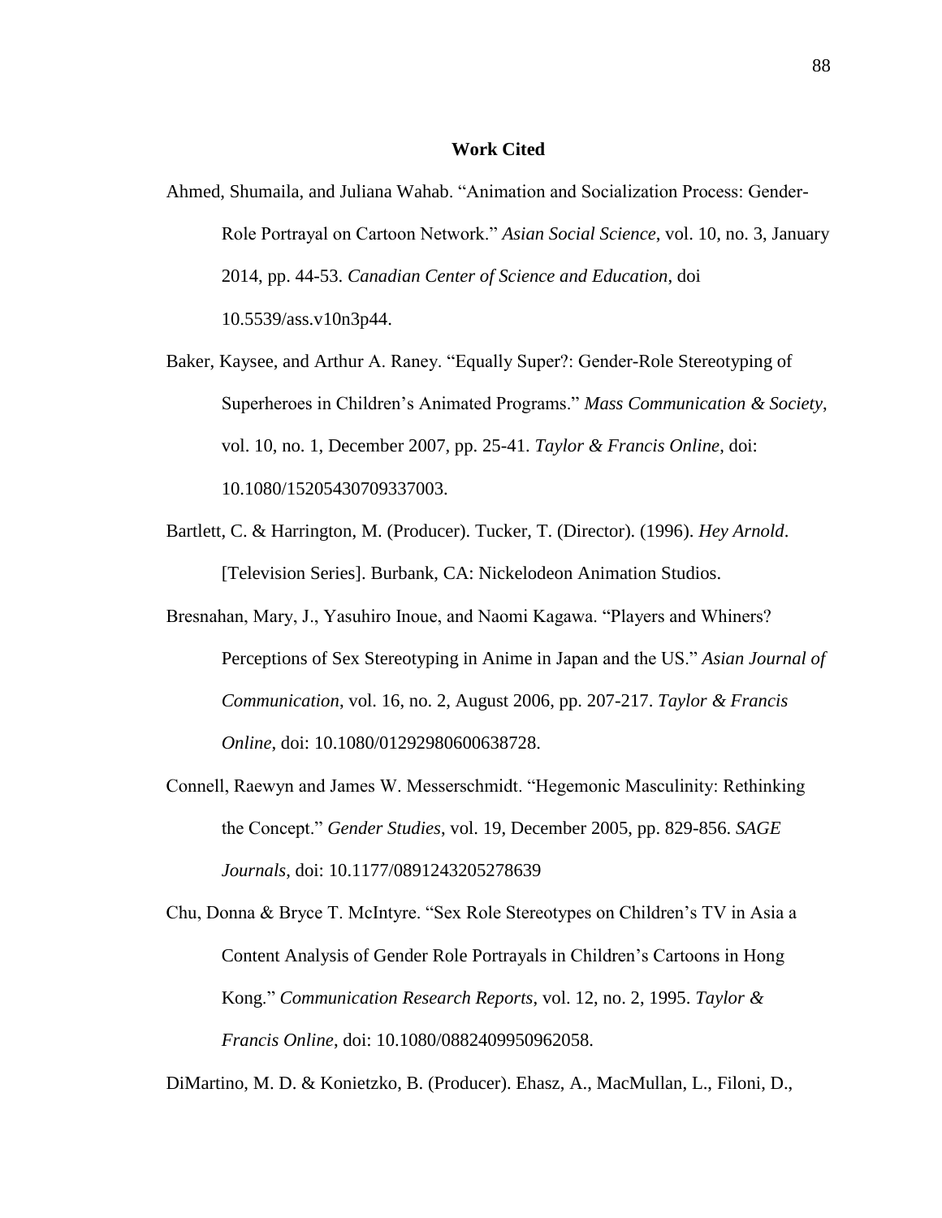# Work Cited

Ahmed, Shumaila, and Juliana Wahab. "Animation and Socialization Process: Gender-Role Portrayal on Cartoon Network." *Asian Social Science*, vol. 10, no. 3, January 2014, pp. 44-53. *Canadian Center of Science and Education*, doi 10.5539/ass.v10n3p44.

Baker, Kaysee, and Arthur A. Raney. "Equally Super?: Gender-Role Stereotyping of Superheroes in Children's Animated Programs." *Mass Communication & Society*, vol. 10, no. 1, December 2007, pp. 25-41. *Taylor & Francis Online*, doi: 10.1080/15205430709337003.

Bartlett, C. & Harrington, M. (Producer). Tucker, T. (Director). (1996). *Hey Arnold*. [Television Series]. Burbank, CA: Nickelodeon Animation Studios.

Bresnahan, Mary, J., Yasuhiro Inoue, and Naomi Kagawa. "Players and Whiners? Perceptions of Sex Stereotyping in Anime in Japan and the US." *Asian Journal of Communication*, vol. 16, no. 2, August 2006, pp. 207-217. *Taylor & Francis Online*, doi: 10.1080/01292980600638728.

Connell, Raewyn and James W. Messerschmidt. "Hegemonic Masculinity: Rethinking the Concept." *Gender Studies*, vol. 19, December 2005, pp. 829-856. *SAGE Journals*, doi: 10.1177/0891243205278639

Chu, Donna & Bryce T. McIntyre. "Sex Role Stereotypes on Children's TV in Asia a Content Analysis of Gender Role Portrayals in Children's Cartoons in Hong Kong." *Communication Research Reports*, vol. 12, no. 2, 1995. *Taylor & Francis Online*, doi: 10.1080/0882409950962058.

DiMartino, M. D. & Konietzko, B. (Producer). Ehasz, A., MacMullan, L., Filoni, D.,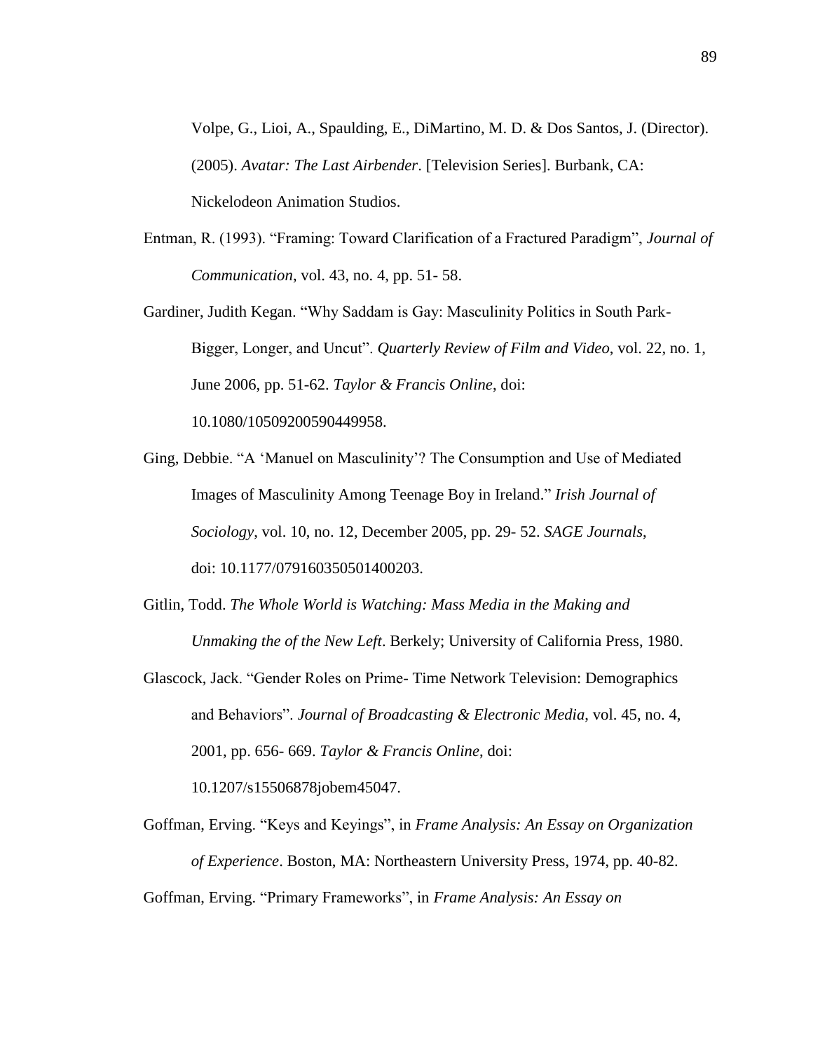Volpe, G., Lioi, A., Spaulding, E., DiMartino, M. D. & Dos Santos, J. (Director). (2005). *Avatar: The Last Airbender*. [Television Series]. Burbank, CA: Nickelodeon Animation Studios.

Entman, R. (1993). "Framing: Toward Clarification of a Fractured Paradigm", *Journal of Communication*, vol. 43, no. 4, pp. 51- 58.

Gardiner, Judith Kegan. "Why Saddam is Gay: Masculinity Politics in South Park- Bigger, Longer, and Uncut". *Quarterly Review of Film and Video*, vol. 22, no. 1, June 2006, pp. 51-62. *Taylor & Francis Online*, doi: 10.1080/10509200590449958.

Ging, Debbie. "A 'Manuel on Masculinity'? The Consumption and Use of Mediated Images of Masculinity Among Teenage Boy in Ireland." *Irish Journal of Sociology*, vol. 10, no. 12, December 2005, pp. 29- 52. *SAGE Journals*, doi: 10.1177/079160350501400203.

Gitlin, Todd. *The Whole World is Watching: Mass Media in the Making and Unmaking the of the New Left*. Berkely; University of California Press, 1980.

Glascock, Jack. "Gender Roles on Prime- Time Network Television: Demographics and Behaviors". *Journal of Broadcasting & Electronic Media*, vol. 45, no. 4, 2001, pp. 656- 669. *Taylor & Francis Online*, doi: 10.1207/s15506878jobem45047.

Goffman, Erving. "Keys and Keyings", in *Frame Analysis: An Essay on Organization of Experience*. Boston, MA: Northeastern University Press, 1974, pp. 40-82.

Goffman, Erving. "Primary Frameworks", in *Frame Analysis: An Essay on*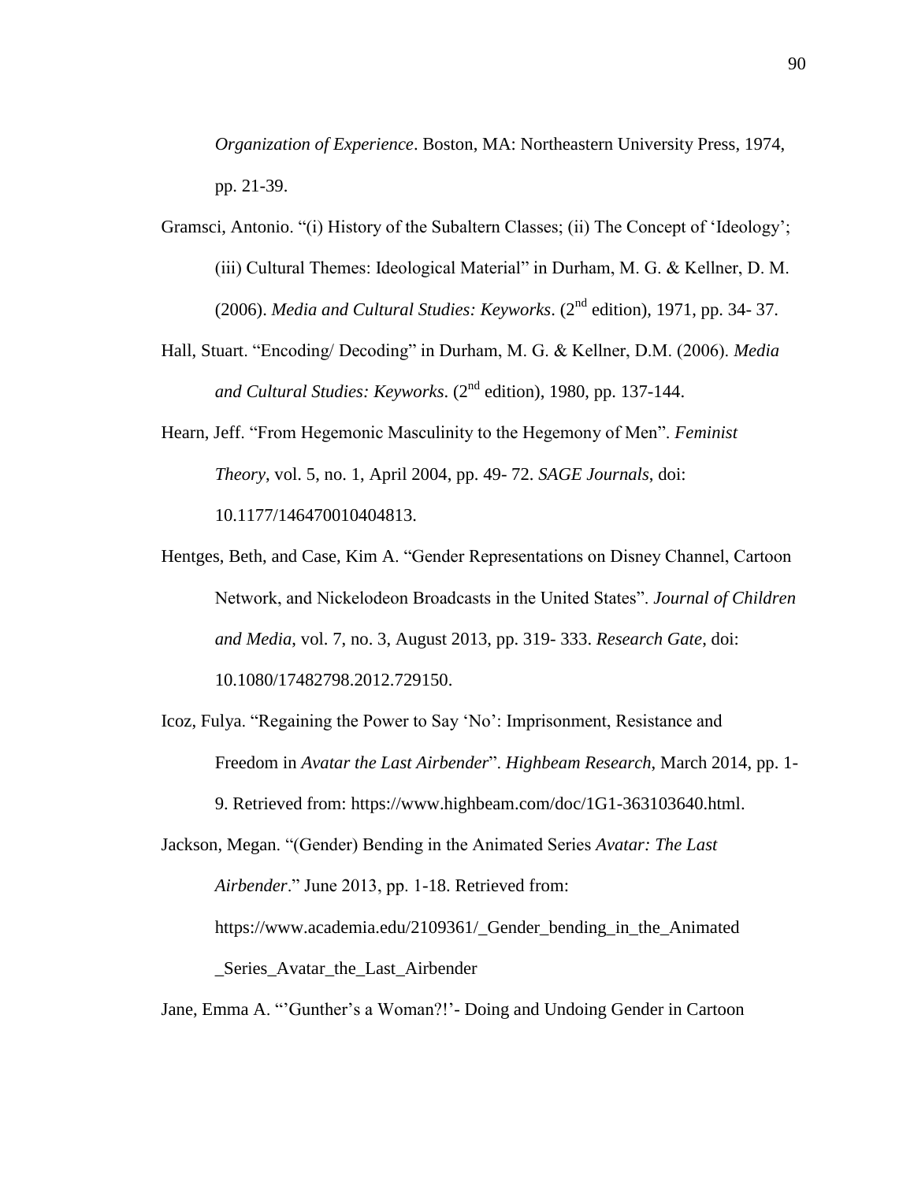*Organization of Experience*. Boston, MA: Northeastern University Press, 1974, pp. 21-39.

Gramsci, Antonio. "(i) History of the Subaltern Classes; (ii) The Concept of 'Ideology'; (iii) Cultural Themes: Ideological Material" in Durham, M. G. & Kellner, D. M. (2006). *Media and Cultural Studies: Keyworks*. (2nd edition), 1971, pp. 34- 37.

Hall, Stuart. "Encoding/ Decoding" in Durham, M. G. & Kellner, D.M. (2006). *Media and Cultural Studies: Keyworks*. (2nd edition), 1980, pp. 137-144.

Hearn, Jeff. "From Hegemonic Masculinity to the Hegemony of Men". *Feminist Theory*, vol. 5, no. 1, April 2004, pp. 49- 72. *SAGE Journals*, doi: 10.1177/146470010404813.

Hentges, Beth, and Case, Kim A. "Gender Representations on Disney Channel, Cartoon Network, and Nickelodeon Broadcasts in the United States". *Journal of Children and Media*, vol. 7, no. 3, August 2013, pp. 319- 333. *Research Gate*, doi: 10.1080/17482798.2012.729150.

Icoz, Fulya. "Regaining the Power to Say 'No': Imprisonment, Resistance and Freedom in *Avatar the Last Airbender*". *Highbeam Research*, March 2014, pp. 1-9. Retrieved from: https://www.highbeam.com/doc/1G1-363103640.html.

Jackson, Megan. "(Gender) Bending in the Animated Series *Avatar: The Last Airbender*." June 2013, pp. 1-18. Retrieved from: https://www.academia.edu/2109361/_Gender_bending_in_the_Animated_Series_Avatar_the_Last_Airbender

Jane, Emma A. "'Gunther's a Woman?!'- Doing and Undoing Gender in Cartoon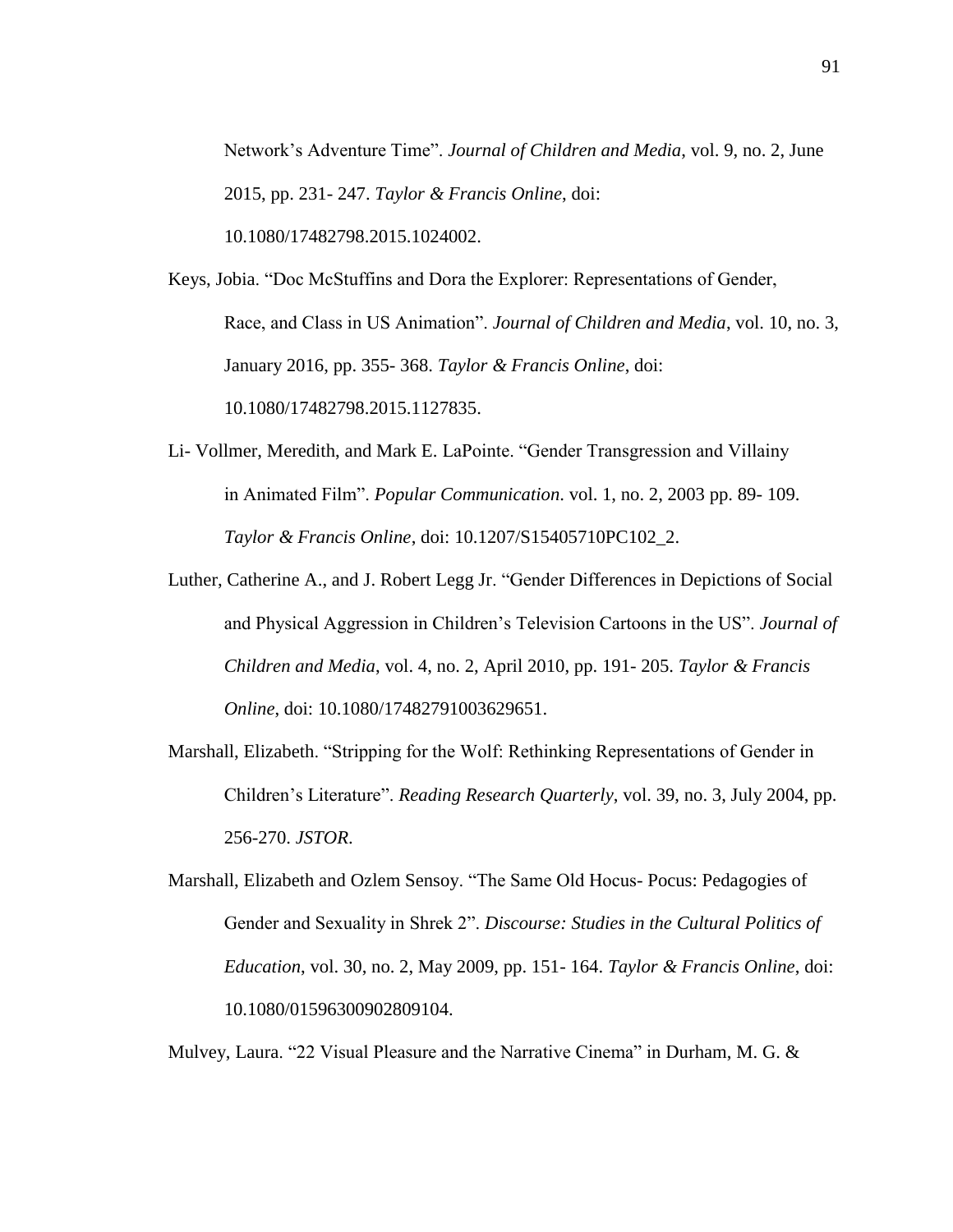Network's Adventure Time". *Journal of Children and Media*, vol. 9, no. 2, June 2015, pp. 231- 247. *Taylor & Francis Online*, doi: 10.1080/17482798.2015.1024002.

Keys, Jobia. "Doc McStuffins and Dora the Explorer: Representations of Gender, Race, and Class in US Animation". *Journal of Children and Media*, vol. 10, no. 3, January 2016, pp. 355- 368. *Taylor & Francis Online*, doi: 10.1080/17482798.2015.1127835.

Li- Vollmer, Meredith, and Mark E. LaPointe. "Gender Transgression and Villainy in Animated Film". *Popular Communication*. vol. 1, no. 2, 2003 pp. 89- 109. *Taylor & Francis Online*, doi: 10.1207/S15405710PC102_2.

Luther, Catherine A., and J. Robert Legg Jr. "Gender Differences in Depictions of Social and Physical Aggression in Children's Television Cartoons in the US". *Journal of Children and Media*, vol. 4, no. 2, April 2010, pp. 191- 205. *Taylor & Francis Online*, doi: 10.1080/17482791003629651.

Marshall, Elizabeth. "Stripping for the Wolf: Rethinking Representations of Gender in Children's Literature". *Reading Research Quarterly*, vol. 39, no. 3, July 2004, pp. 256-270. *JSTOR*.

Marshall, Elizabeth and Ozlem Sensoy. "The Same Old Hocus- Pocus: Pedagogies of Gender and Sexuality in Shrek 2". *Discourse: Studies in the Cultural Politics of Education*, vol. 30, no. 2, May 2009, pp. 151- 164. *Taylor & Francis Online*, doi: 10.1080/01596300902809104.

Mulvey, Laura. "22 Visual Pleasure and the Narrative Cinema" in Durham, M. G. &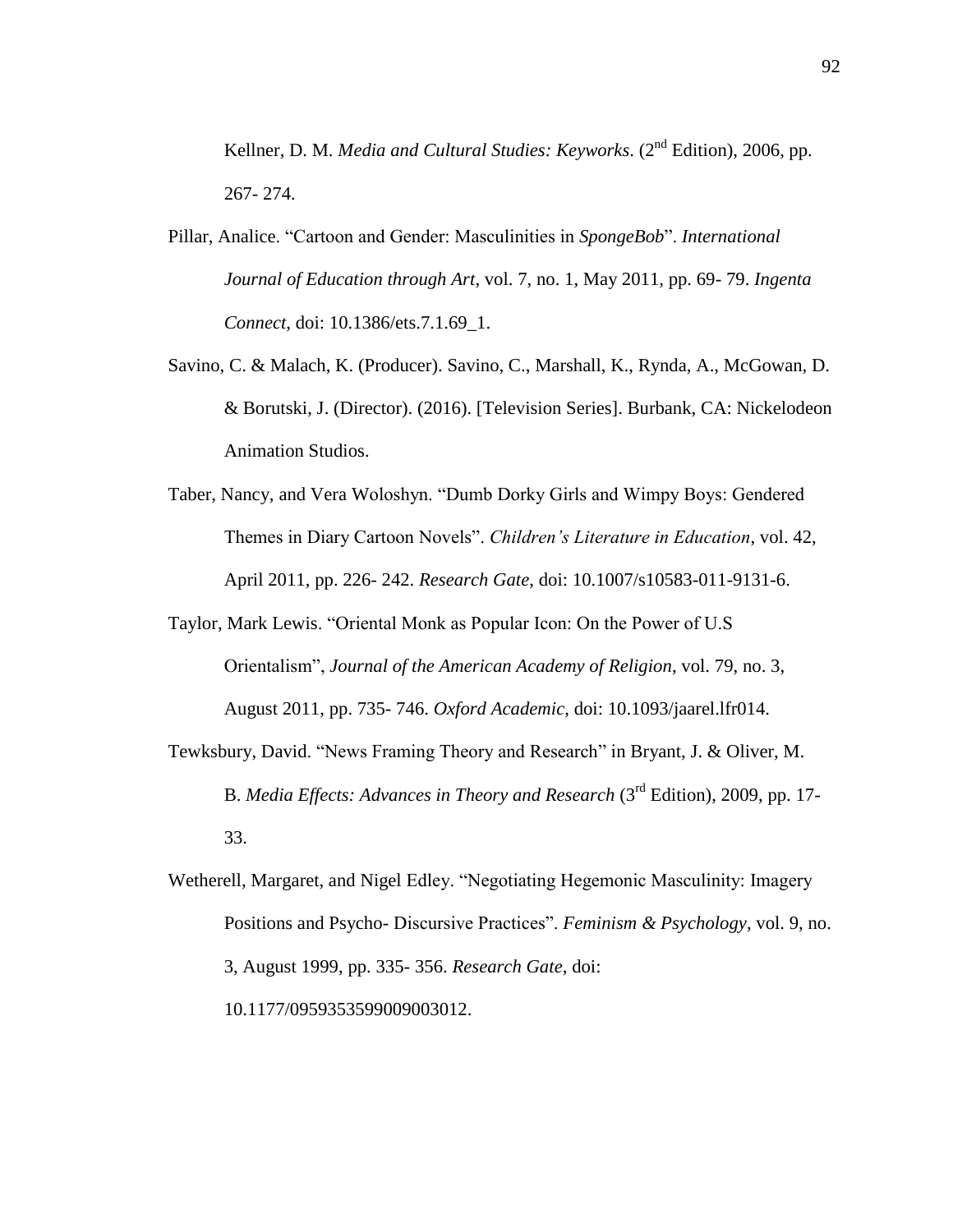Kellner, D. M. *Media and Cultural Studies: Keyworks*. (2nd Edition), 2006, pp. 267- 274.

Pillar, Analice. "Cartoon and Gender: Masculinities in *SpongeBob*". *International Journal of Education through Art*, vol. 7, no. 1, May 2011, pp. 69- 79. *Ingenta Connect*, doi: 10.1386/ets.7.1.69_1.

Savino, C. & Malach, K. (Producer). Savino, C., Marshall, K., Rynda, A., McGowan, D. & Borutski, J. (Director). (2016). [Television Series]. Burbank, CA: Nickelodeon Animation Studios.

Taber, Nancy, and Vera Woloshyn. "Dumb Dorky Girls and Wimpy Boys: Gendered Themes in Diary Cartoon Novels". *Children's Literature in Education*, vol. 42, April 2011, pp. 226- 242. *Research Gate*, doi: 10.1007/s10583-011-9131-6.

Taylor, Mark Lewis. "Oriental Monk as Popular Icon: On the Power of U.S Orientalism", *Journal of the American Academy of Religion*, vol. 79, no. 3, August 2011, pp. 735- 746. *Oxford Academic*, doi: 10.1093/jaarel.lfr014.

Tewksbury, David. "News Framing Theory and Research" in Bryant, J. & Oliver, M. B. *Media Effects: Advances in Theory and Research* (3rd Edition), 2009, pp. 17- 33.

Wetherell, Margaret, and Nigel Edley. "Negotiating Hegemonic Masculinity: Imagery Positions and Psycho- Discursive Practices". *Feminism & Psychology*, vol. 9, no. 3, August 1999, pp. 335- 356. *Research Gate*, doi: 10.1177/0959353599009003012.